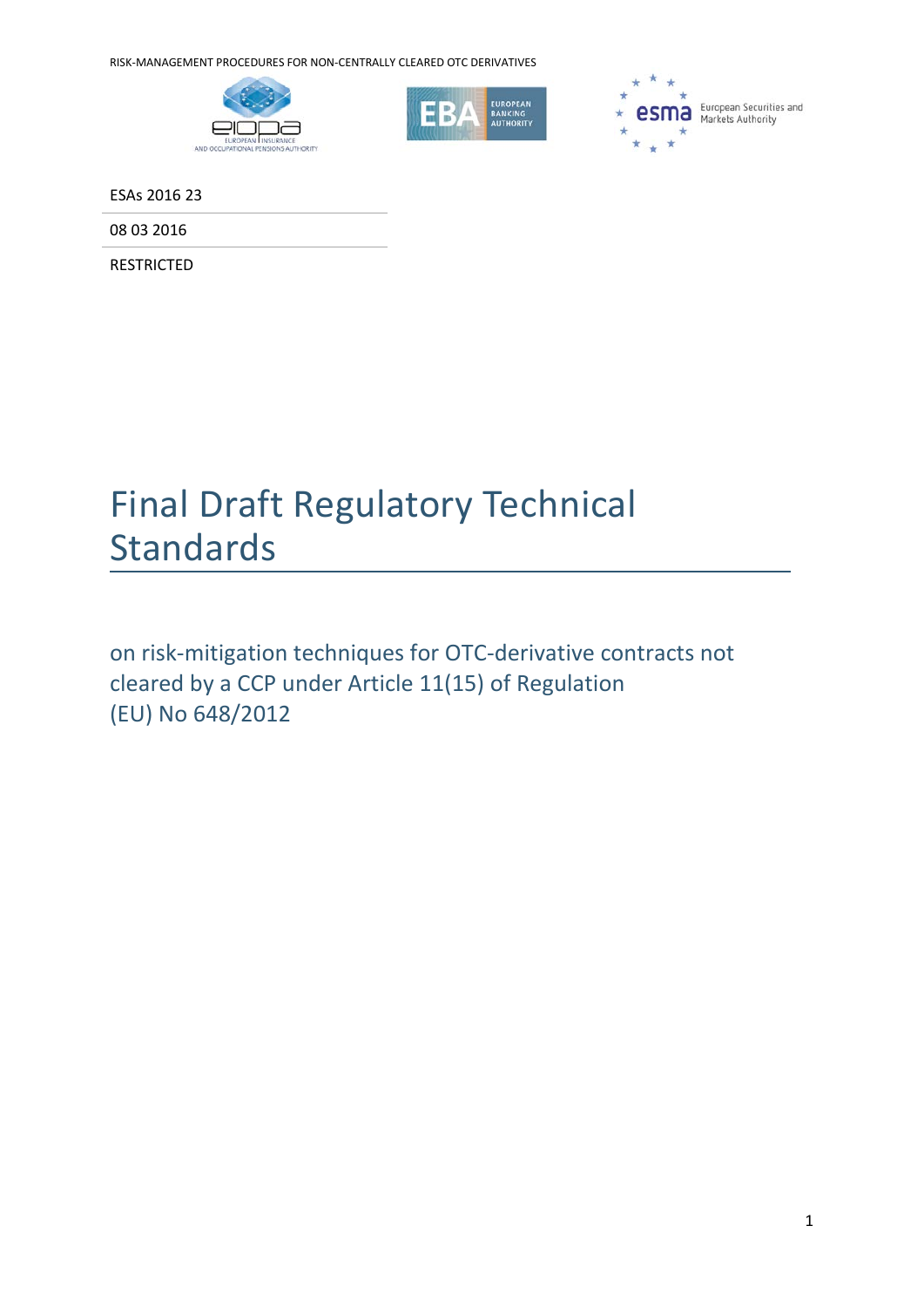ESAs 2016 23

08 03 2016

RESTRICTED

# Final Draft Regulatory Technical Standards

## on risk-mitigation techniques for OTC-derivative contracts not cleared by a CCP under Article 11(15) of Regulation (EU) No 648/2012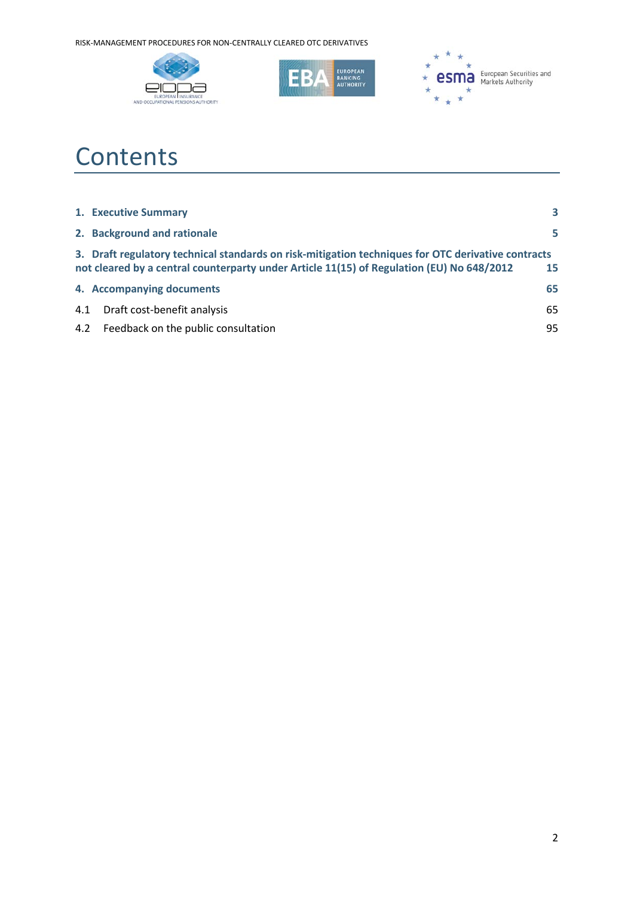# Contents

| | |
|---|---|
| **1. Executive Summary** | **3** |
| **2. Background and rationale** | **5** |
| **3. Draft regulatory technical standards on risk-mitigation techniques for OTC derivative contracts not cleared by a central counterparty under Article 11(15) of Regulation (EU) No 648/2012** | **15** |
| **4. Accompanying documents** | **65** |
| 4.1 Draft cost-benefit analysis | 65 |
| 4.2 Feedback on the public consultation | 95 |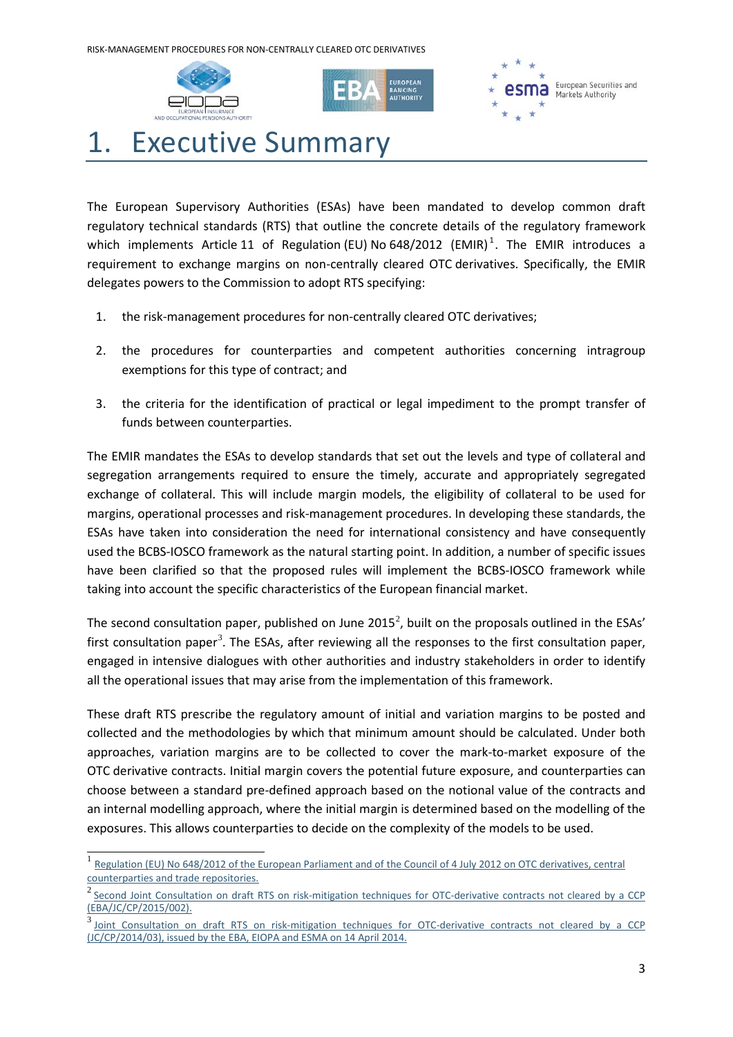# 1. Executive Summary

The European Supervisory Authorities (ESAs) have been mandated to develop common draft regulatory technical standards (RTS) that outline the concrete details of the regulatory framework which implements Article 11 of Regulation (EU) No 648/2012 (EMIR)[1]. The EMIR introduces a requirement to exchange margins on non-centrally cleared OTC derivatives. Specifically, the EMIR delegates powers to the Commission to adopt RTS specifying:

1. the risk-management procedures for non-centrally cleared OTC derivatives;
2. the procedures for counterparties and competent authorities concerning intragroup exemptions for this type of contract; and
3. the criteria for the identification of practical or legal impediment to the prompt transfer of funds between counterparties.

The EMIR mandates the ESAs to develop standards that set out the levels and type of collateral and segregation arrangements required to ensure the timely, accurate and appropriately segregated exchange of collateral. This will include margin models, the eligibility of collateral to be used for margins, operational processes and risk-management procedures. In developing these standards, the ESAs have taken into consideration the need for international consistency and have consequently used the BCBS-IOSCO framework as the natural starting point. In addition, a number of specific issues have been clarified so that the proposed rules will implement the BCBS-IOSCO framework while taking into account the specific characteristics of the European financial market.

The second consultation paper, published on June 2015[2], built on the proposals outlined in the ESAs' first consultation paper[3]. The ESAs, after reviewing all the responses to the first consultation paper, engaged in intensive dialogues with other authorities and industry stakeholders in order to identify all the operational issues that may arise from the implementation of this framework.

These draft RTS prescribe the regulatory amount of initial and variation margins to be posted and collected and the methodologies by which that minimum amount should be calculated. Under both approaches, variation margins are to be collected to cover the mark-to-market exposure of the OTC derivative contracts. Initial margin covers the potential future exposure, and counterparties can choose between a standard pre-defined approach based on the notional value of the contracts and an internal modelling approach, where the initial margin is determined based on the modelling of the exposures. This allows counterparties to decide on the complexity of the models to be used.

[1] Regulation (EU) No 648/2012 of the European Parliament and of the Council of 4 July 2012 on OTC derivatives, central counterparties and trade repositories.

[2] Second Joint Consultation on draft RTS on risk-mitigation techniques for OTC-derivative contracts not cleared by a CCP (EBA/JC/CP/2015/002).

[3] Joint Consultation on draft RTS on risk-mitigation techniques for OTC-derivative contracts not cleared by a CCP (JC/CP/2014/03), issued by the EBA, EIOPA and ESMA on 14 April 2014.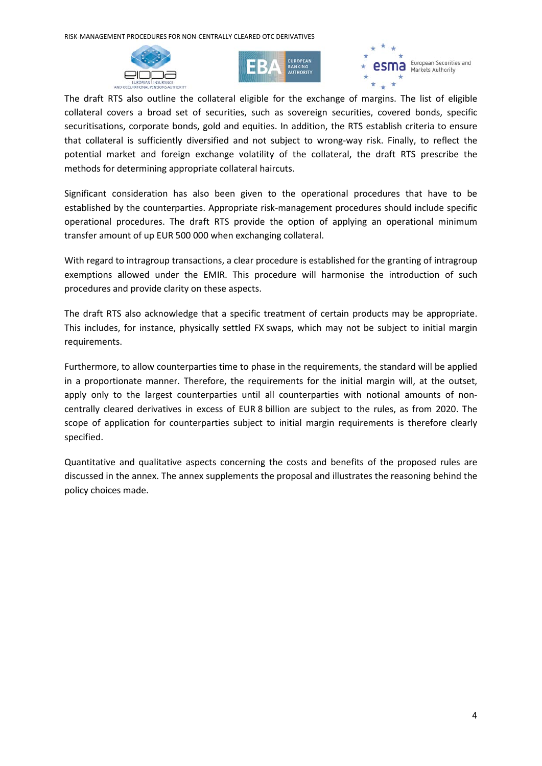The draft RTS also outline the collateral eligible for the exchange of margins. The list of eligible collateral covers a broad set of securities, such as sovereign securities, covered bonds, specific securitisations, corporate bonds, gold and equities. In addition, the RTS establish criteria to ensure that collateral is sufficiently diversified and not subject to wrong-way risk. Finally, to reflect the potential market and foreign exchange volatility of the collateral, the draft RTS prescribe the methods for determining appropriate collateral haircuts.

Significant consideration has also been given to the operational procedures that have to be established by the counterparties. Appropriate risk-management procedures should include specific operational procedures. The draft RTS provide the option of applying an operational minimum transfer amount of up EUR 500 000 when exchanging collateral.

With regard to intragroup transactions, a clear procedure is established for the granting of intragroup exemptions allowed under the EMIR. This procedure will harmonise the introduction of such procedures and provide clarity on these aspects.

The draft RTS also acknowledge that a specific treatment of certain products may be appropriate. This includes, for instance, physically settled FX swaps, which may not be subject to initial margin requirements.

Furthermore, to allow counterparties time to phase in the requirements, the standard will be applied in a proportionate manner. Therefore, the requirements for the initial margin will, at the outset, apply only to the largest counterparties until all counterparties with notional amounts of non-centrally cleared derivatives in excess of EUR 8 billion are subject to the rules, as from 2020. The scope of application for counterparties subject to initial margin requirements is therefore clearly specified.

Quantitative and qualitative aspects concerning the costs and benefits of the proposed rules are discussed in the annex. The annex supplements the proposal and illustrates the reasoning behind the policy choices made.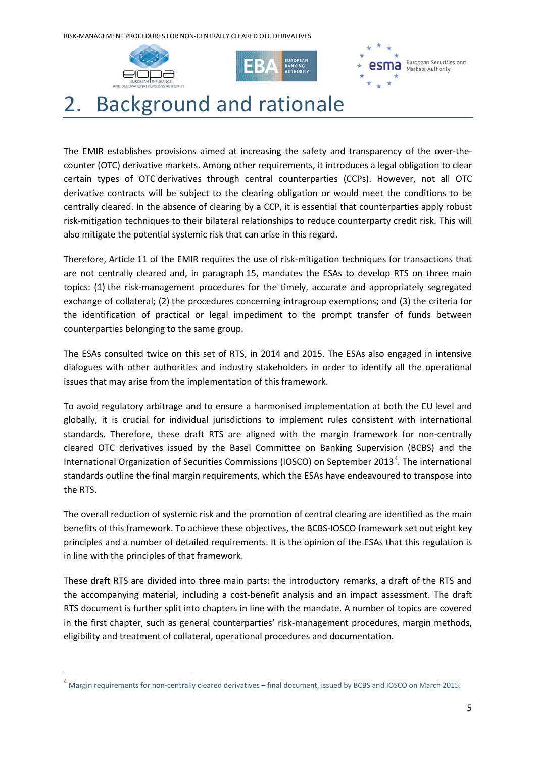# 2. Background and rationale

The EMIR establishes provisions aimed at increasing the safety and transparency of the over-the-counter (OTC) derivative markets. Among other requirements, it introduces a legal obligation to clear certain types of OTC derivatives through central counterparties (CCPs). However, not all OTC derivative contracts will be subject to the clearing obligation or would meet the conditions to be centrally cleared. In the absence of clearing by a CCP, it is essential that counterparties apply robust risk-mitigation techniques to their bilateral relationships to reduce counterparty credit risk. This will also mitigate the potential systemic risk that can arise in this regard.

Therefore, Article 11 of the EMIR requires the use of risk-mitigation techniques for transactions that are not centrally cleared and, in paragraph 15, mandates the ESAs to develop RTS on three main topics: (1) the risk-management procedures for the timely, accurate and appropriately segregated exchange of collateral; (2) the procedures concerning intragroup exemptions; and (3) the criteria for the identification of practical or legal impediment to the prompt transfer of funds between counterparties belonging to the same group.

The ESAs consulted twice on this set of RTS, in 2014 and 2015. The ESAs also engaged in intensive dialogues with other authorities and industry stakeholders in order to identify all the operational issues that may arise from the implementation of this framework.

To avoid regulatory arbitrage and to ensure a harmonised implementation at both the EU level and globally, it is crucial for individual jurisdictions to implement rules consistent with international standards. Therefore, these draft RTS are aligned with the margin framework for non-centrally cleared OTC derivatives issued by the Basel Committee on Banking Supervision (BCBS) and the International Organization of Securities Commissions (IOSCO) on September 2013[4]. The international standards outline the final margin requirements, which the ESAs have endeavoured to transpose into the RTS.

The overall reduction of systemic risk and the promotion of central clearing are identified as the main benefits of this framework. To achieve these objectives, the BCBS-IOSCO framework set out eight key principles and a number of detailed requirements. It is the opinion of the ESAs that this regulation is in line with the principles of that framework.

These draft RTS are divided into three main parts: the introductory remarks, a draft of the RTS and the accompanying material, including a cost-benefit analysis and an impact assessment. The draft RTS document is further split into chapters in line with the mandate. A number of topics are covered in the first chapter, such as general counterparties' risk-management procedures, margin methods, eligibility and treatment of collateral, operational procedures and documentation.

---

[4] Margin requirements for non-centrally cleared derivatives – final document, issued by BCBS and IOSCO on March 2015.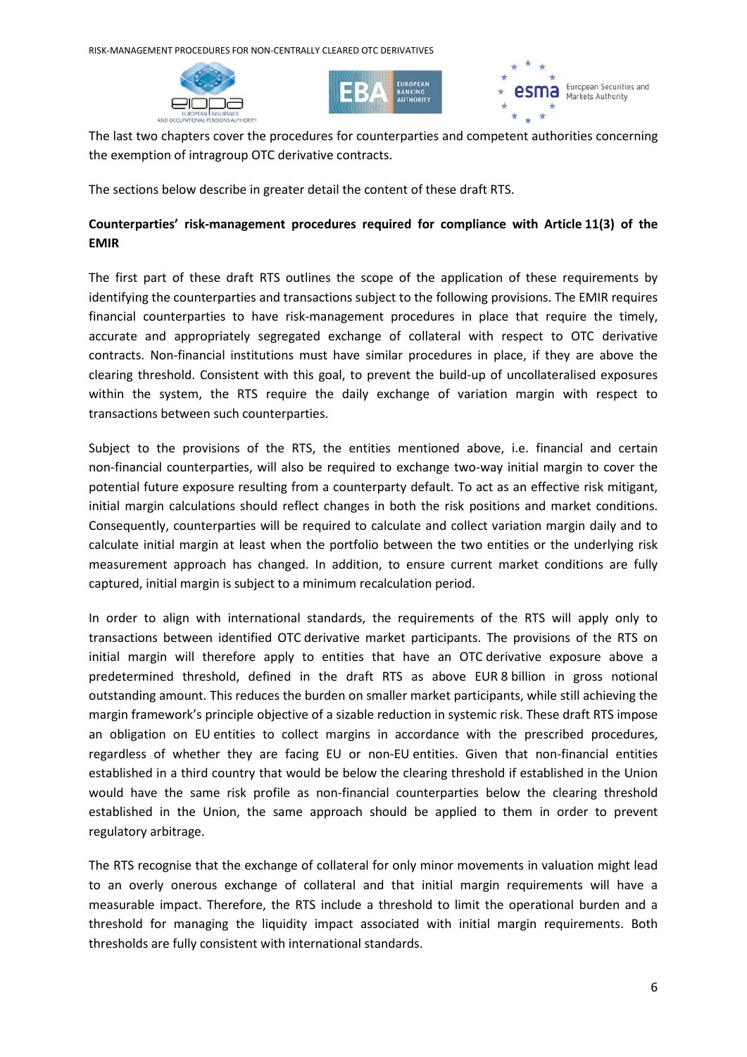The last two chapters cover the procedures for counterparties and competent authorities concerning the exemption of intragroup OTC derivative contracts.

The sections below describe in greater detail the content of these draft RTS.

**Counterparties' risk-management procedures required for compliance with Article 11(3) of the EMIR**

The first part of these draft RTS outlines the scope of the application of these requirements by identifying the counterparties and transactions subject to the following provisions. The EMIR requires financial counterparties to have risk-management procedures in place that require the timely, accurate and appropriately segregated exchange of collateral with respect to OTC derivative contracts. Non-financial institutions must have similar procedures in place, if they are above the clearing threshold. Consistent with this goal, to prevent the build-up of uncollateralised exposures within the system, the RTS require the daily exchange of variation margin with respect to transactions between such counterparties.

Subject to the provisions of the RTS, the entities mentioned above, i.e. financial and certain non-financial counterparties, will also be required to exchange two-way initial margin to cover the potential future exposure resulting from a counterparty default. To act as an effective risk mitigant, initial margin calculations should reflect changes in both the risk positions and market conditions. Consequently, counterparties will be required to calculate and collect variation margin daily and to calculate initial margin at least when the portfolio between the two entities or the underlying risk measurement approach has changed. In addition, to ensure current market conditions are fully captured, initial margin is subject to a minimum recalculation period.

In order to align with international standards, the requirements of the RTS will apply only to transactions between identified OTC derivative market participants. The provisions of the RTS on initial margin will therefore apply to entities that have an OTC derivative exposure above a predetermined threshold, defined in the draft RTS as above EUR 8 billion in gross notional outstanding amount. This reduces the burden on smaller market participants, while still achieving the margin framework's principle objective of a sizable reduction in systemic risk. These draft RTS impose an obligation on EU entities to collect margins in accordance with the prescribed procedures, regardless of whether they are facing EU or non-EU entities. Given that non-financial entities established in a third country that would be below the clearing threshold if established in the Union would have the same risk profile as non-financial counterparties below the clearing threshold established in the Union, the same approach should be applied to them in order to prevent regulatory arbitrage.

The RTS recognise that the exchange of collateral for only minor movements in valuation might lead to an overly onerous exchange of collateral and that initial margin requirements will have a measurable impact. Therefore, the RTS include a threshold to limit the operational burden and a threshold for managing the liquidity impact associated with initial margin requirements. Both thresholds are fully consistent with international standards.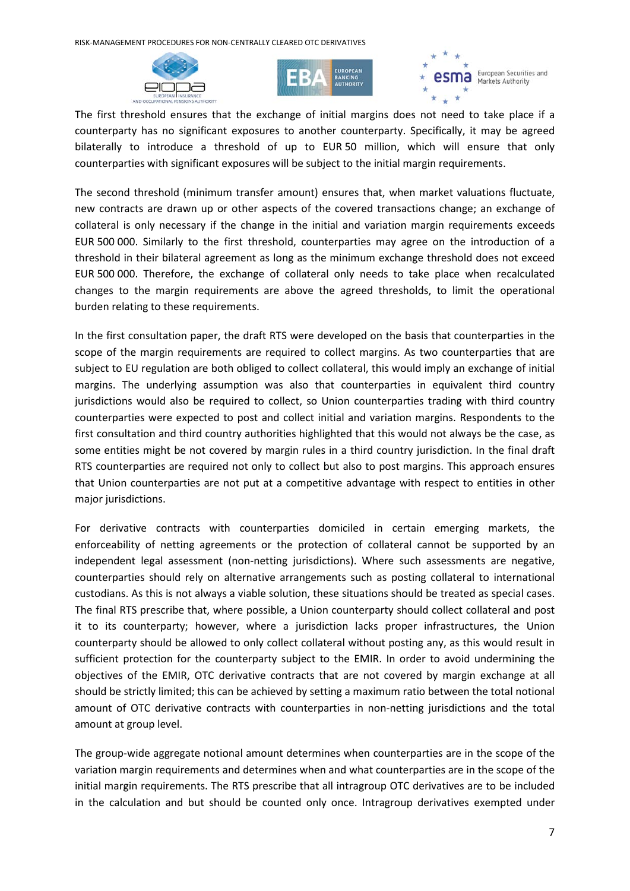The first threshold ensures that the exchange of initial margins does not need to take place if a counterparty has no significant exposures to another counterparty. Specifically, it may be agreed bilaterally to introduce a threshold of up to EUR 50 million, which will ensure that only counterparties with significant exposures will be subject to the initial margin requirements.

The second threshold (minimum transfer amount) ensures that, when market valuations fluctuate, new contracts are drawn up or other aspects of the covered transactions change; an exchange of collateral is only necessary if the change in the initial and variation margin requirements exceeds EUR 500 000. Similarly to the first threshold, counterparties may agree on the introduction of a threshold in their bilateral agreement as long as the minimum exchange threshold does not exceed EUR 500 000. Therefore, the exchange of collateral only needs to take place when recalculated changes to the margin requirements are above the agreed thresholds, to limit the operational burden relating to these requirements.

In the first consultation paper, the draft RTS were developed on the basis that counterparties in the scope of the margin requirements are required to collect margins. As two counterparties that are subject to EU regulation are both obliged to collect collateral, this would imply an exchange of initial margins. The underlying assumption was also that counterparties in equivalent third country jurisdictions would also be required to collect, so Union counterparties trading with third country counterparties were expected to post and collect initial and variation margins. Respondents to the first consultation and third country authorities highlighted that this would not always be the case, as some entities might be not covered by margin rules in a third country jurisdiction. In the final draft RTS counterparties are required not only to collect but also to post margins. This approach ensures that Union counterparties are not put at a competitive advantage with respect to entities in other major jurisdictions.

For derivative contracts with counterparties domiciled in certain emerging markets, the enforceability of netting agreements or the protection of collateral cannot be supported by an independent legal assessment (non-netting jurisdictions). Where such assessments are negative, counterparties should rely on alternative arrangements such as posting collateral to international custodians. As this is not always a viable solution, these situations should be treated as special cases. The final RTS prescribe that, where possible, a Union counterparty should collect collateral and post it to its counterparty; however, where a jurisdiction lacks proper infrastructures, the Union counterparty should be allowed to only collect collateral without posting any, as this would result in sufficient protection for the counterparty subject to the EMIR. In order to avoid undermining the objectives of the EMIR, OTC derivative contracts that are not covered by margin exchange at all should be strictly limited; this can be achieved by setting a maximum ratio between the total notional amount of OTC derivative contracts with counterparties in non-netting jurisdictions and the total amount at group level.

The group-wide aggregate notional amount determines when counterparties are in the scope of the variation margin requirements and determines when and what counterparties are in the scope of the initial margin requirements. The RTS prescribe that all intragroup OTC derivatives are to be included in the calculation and but should be counted only once. Intragroup derivatives exempted under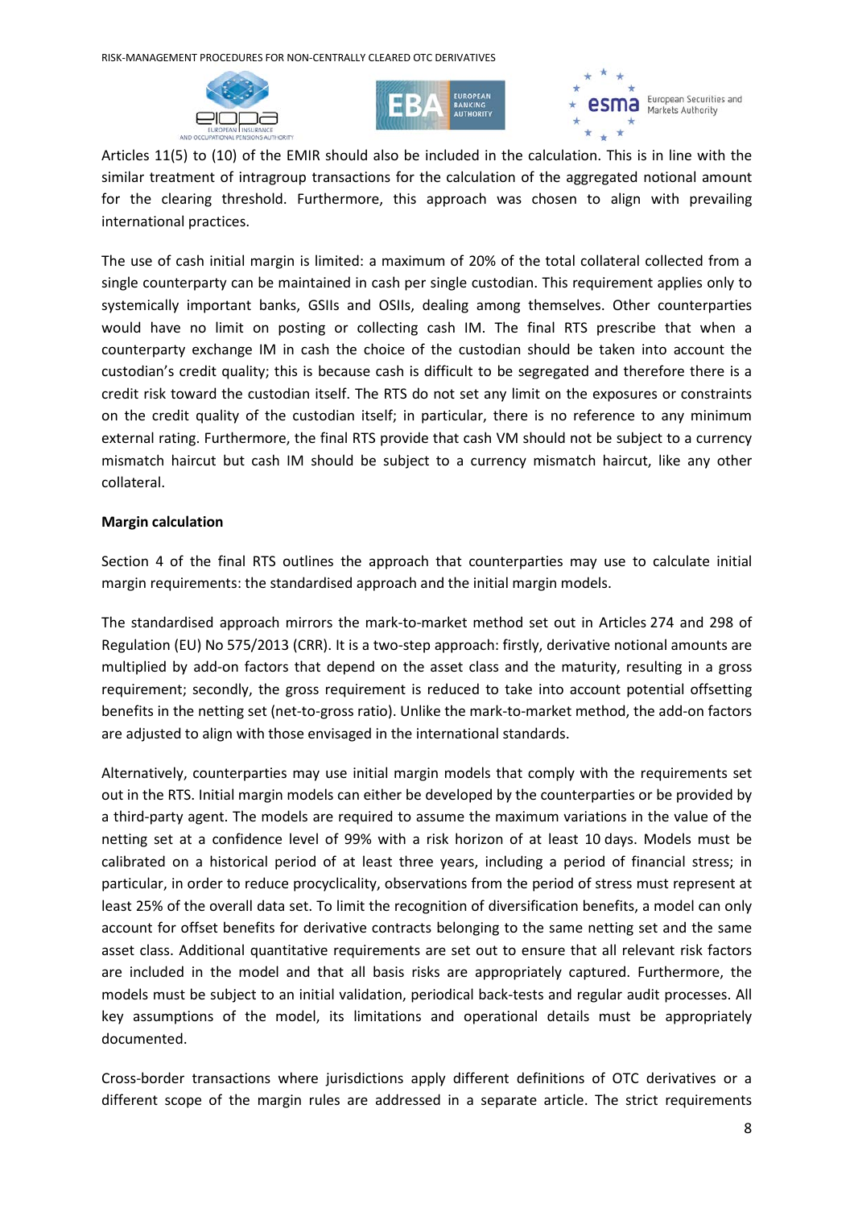Articles 11(5) to (10) of the EMIR should also be included in the calculation. This is in line with the similar treatment of intragroup transactions for the calculation of the aggregated notional amount for the clearing threshold. Furthermore, this approach was chosen to align with prevailing international practices.

The use of cash initial margin is limited: a maximum of 20% of the total collateral collected from a single counterparty can be maintained in cash per single custodian. This requirement applies only to systemically important banks, GSIIs and OSIIs, dealing among themselves. Other counterparties would have no limit on posting or collecting cash IM. The final RTS prescribe that when a counterparty exchange IM in cash the choice of the custodian should be taken into account the custodian's credit quality; this is because cash is difficult to be segregated and therefore there is a credit risk toward the custodian itself. The RTS do not set any limit on the exposures or constraints on the credit quality of the custodian itself; in particular, there is no reference to any minimum external rating. Furthermore, the final RTS provide that cash VM should not be subject to a currency mismatch haircut but cash IM should be subject to a currency mismatch haircut, like any other collateral.

**Margin calculation**

Section 4 of the final RTS outlines the approach that counterparties may use to calculate initial margin requirements: the standardised approach and the initial margin models.

The standardised approach mirrors the mark-to-market method set out in Articles 274 and 298 of Regulation (EU) No 575/2013 (CRR). It is a two-step approach: firstly, derivative notional amounts are multiplied by add-on factors that depend on the asset class and the maturity, resulting in a gross requirement; secondly, the gross requirement is reduced to take into account potential offsetting benefits in the netting set (net-to-gross ratio). Unlike the mark-to-market method, the add-on factors are adjusted to align with those envisaged in the international standards.

Alternatively, counterparties may use initial margin models that comply with the requirements set out in the RTS. Initial margin models can either be developed by the counterparties or be provided by a third-party agent. The models are required to assume the maximum variations in the value of the netting set at a confidence level of 99% with a risk horizon of at least 10 days. Models must be calibrated on a historical period of at least three years, including a period of financial stress; in particular, in order to reduce procyclicality, observations from the period of stress must represent at least 25% of the overall data set. To limit the recognition of diversification benefits, a model can only account for offset benefits for derivative contracts belonging to the same netting set and the same asset class. Additional quantitative requirements are set out to ensure that all relevant risk factors are included in the model and that all basis risks are appropriately captured. Furthermore, the models must be subject to an initial validation, periodical back-tests and regular audit processes. All key assumptions of the model, its limitations and operational details must be appropriately documented.

Cross-border transactions where jurisdictions apply different definitions of OTC derivatives or a different scope of the margin rules are addressed in a separate article. The strict requirements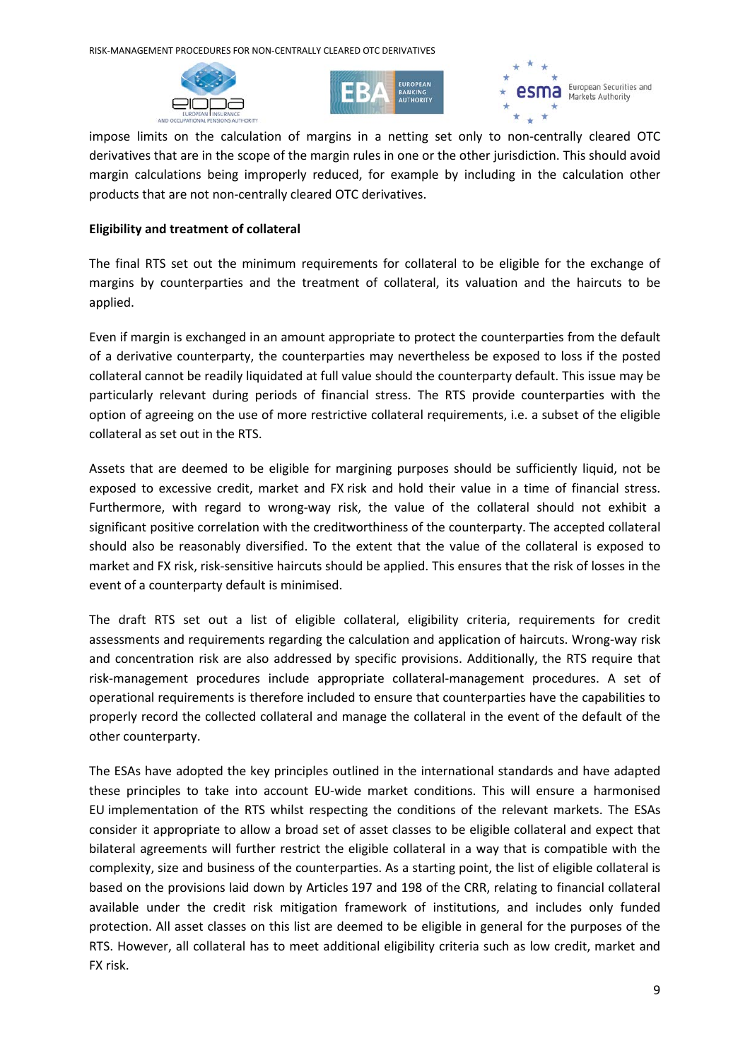impose limits on the calculation of margins in a netting set only to non-centrally cleared OTC derivatives that are in the scope of the margin rules in one or the other jurisdiction. This should avoid margin calculations being improperly reduced, for example by including in the calculation other products that are not non-centrally cleared OTC derivatives.

**Eligibility and treatment of collateral**

The final RTS set out the minimum requirements for collateral to be eligible for the exchange of margins by counterparties and the treatment of collateral, its valuation and the haircuts to be applied.

Even if margin is exchanged in an amount appropriate to protect the counterparties from the default of a derivative counterparty, the counterparties may nevertheless be exposed to loss if the posted collateral cannot be readily liquidated at full value should the counterparty default. This issue may be particularly relevant during periods of financial stress. The RTS provide counterparties with the option of agreeing on the use of more restrictive collateral requirements, i.e. a subset of the eligible collateral as set out in the RTS.

Assets that are deemed to be eligible for margining purposes should be sufficiently liquid, not be exposed to excessive credit, market and FX risk and hold their value in a time of financial stress. Furthermore, with regard to wrong-way risk, the value of the collateral should not exhibit a significant positive correlation with the creditworthiness of the counterparty. The accepted collateral should also be reasonably diversified. To the extent that the value of the collateral is exposed to market and FX risk, risk-sensitive haircuts should be applied. This ensures that the risk of losses in the event of a counterparty default is minimised.

The draft RTS set out a list of eligible collateral, eligibility criteria, requirements for credit assessments and requirements regarding the calculation and application of haircuts. Wrong-way risk and concentration risk are also addressed by specific provisions. Additionally, the RTS require that risk-management procedures include appropriate collateral-management procedures. A set of operational requirements is therefore included to ensure that counterparties have the capabilities to properly record the collected collateral and manage the collateral in the event of the default of the other counterparty.

The ESAs have adopted the key principles outlined in the international standards and have adapted these principles to take into account EU-wide market conditions. This will ensure a harmonised EU implementation of the RTS whilst respecting the conditions of the relevant markets. The ESAs consider it appropriate to allow a broad set of asset classes to be eligible collateral and expect that bilateral agreements will further restrict the eligible collateral in a way that is compatible with the complexity, size and business of the counterparties. As a starting point, the list of eligible collateral is based on the provisions laid down by Articles 197 and 198 of the CRR, relating to financial collateral available under the credit risk mitigation framework of institutions, and includes only funded protection. All asset classes on this list are deemed to be eligible in general for the purposes of the RTS. However, all collateral has to meet additional eligibility criteria such as low credit, market and FX risk.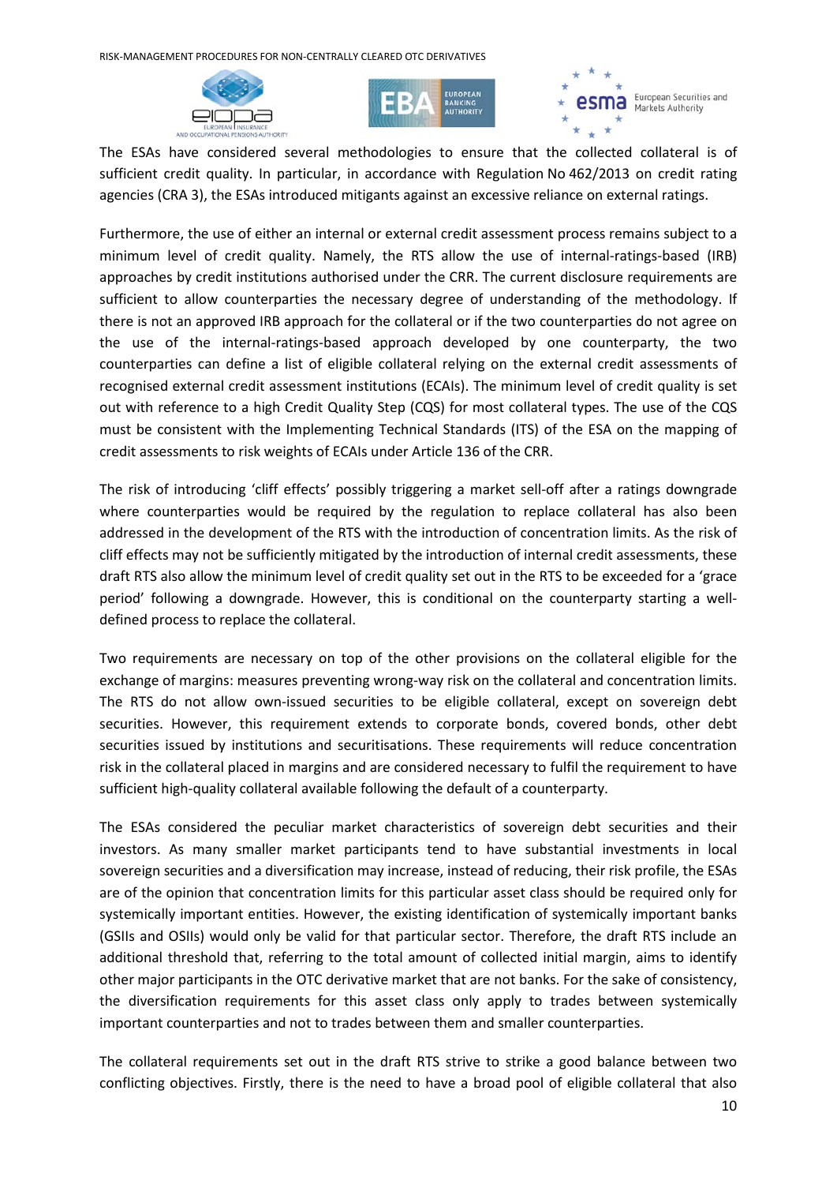The ESAs have considered several methodologies to ensure that the collected collateral is of sufficient credit quality. In particular, in accordance with Regulation No 462/2013 on credit rating agencies (CRA 3), the ESAs introduced mitigants against an excessive reliance on external ratings.

Furthermore, the use of either an internal or external credit assessment process remains subject to a minimum level of credit quality. Namely, the RTS allow the use of internal-ratings-based (IRB) approaches by credit institutions authorised under the CRR. The current disclosure requirements are sufficient to allow counterparties the necessary degree of understanding of the methodology. If there is not an approved IRB approach for the collateral or if the two counterparties do not agree on the use of the internal-ratings-based approach developed by one counterparty, the two counterparties can define a list of eligible collateral relying on the external credit assessments of recognised external credit assessment institutions (ECAIs). The minimum level of credit quality is set out with reference to a high Credit Quality Step (CQS) for most collateral types. The use of the CQS must be consistent with the Implementing Technical Standards (ITS) of the ESA on the mapping of credit assessments to risk weights of ECAIs under Article 136 of the CRR.

The risk of introducing 'cliff effects' possibly triggering a market sell-off after a ratings downgrade where counterparties would be required by the regulation to replace collateral has also been addressed in the development of the RTS with the introduction of concentration limits. As the risk of cliff effects may not be sufficiently mitigated by the introduction of internal credit assessments, these draft RTS also allow the minimum level of credit quality set out in the RTS to be exceeded for a 'grace period' following a downgrade. However, this is conditional on the counterparty starting a well-defined process to replace the collateral.

Two requirements are necessary on top of the other provisions on the collateral eligible for the exchange of margins: measures preventing wrong-way risk on the collateral and concentration limits. The RTS do not allow own-issued securities to be eligible collateral, except on sovereign debt securities. However, this requirement extends to corporate bonds, covered bonds, other debt securities issued by institutions and securitisations. These requirements will reduce concentration risk in the collateral placed in margins and are considered necessary to fulfil the requirement to have sufficient high-quality collateral available following the default of a counterparty.

The ESAs considered the peculiar market characteristics of sovereign debt securities and their investors. As many smaller market participants tend to have substantial investments in local sovereign securities and a diversification may increase, instead of reducing, their risk profile, the ESAs are of the opinion that concentration limits for this particular asset class should be required only for systemically important entities. However, the existing identification of systemically important banks (GSIIs and OSIIs) would only be valid for that particular sector. Therefore, the draft RTS include an additional threshold that, referring to the total amount of collected initial margin, aims to identify other major participants in the OTC derivative market that are not banks. For the sake of consistency, the diversification requirements for this asset class only apply to trades between systemically important counterparties and not to trades between them and smaller counterparties.

The collateral requirements set out in the draft RTS strive to strike a good balance between two conflicting objectives. Firstly, there is the need to have a broad pool of eligible collateral that also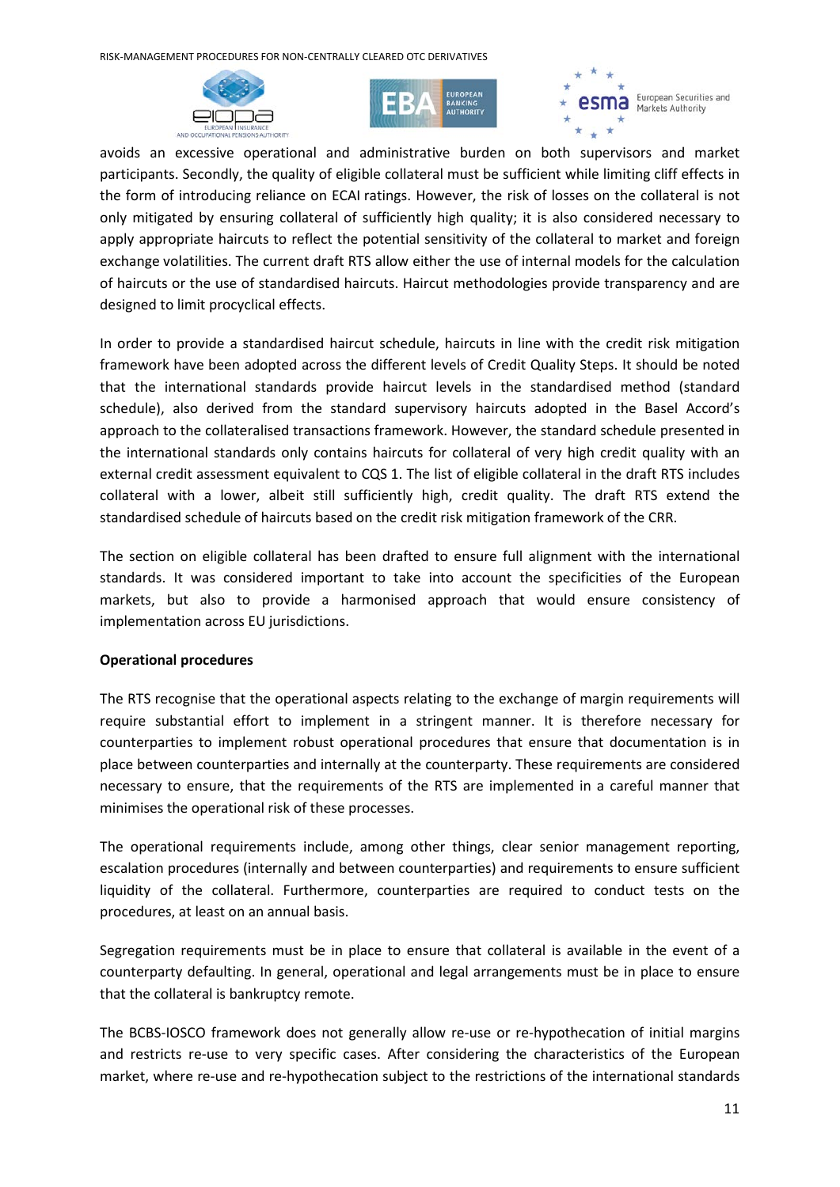avoids an excessive operational and administrative burden on both supervisors and market participants. Secondly, the quality of eligible collateral must be sufficient while limiting cliff effects in the form of introducing reliance on ECAI ratings. However, the risk of losses on the collateral is not only mitigated by ensuring collateral of sufficiently high quality; it is also considered necessary to apply appropriate haircuts to reflect the potential sensitivity of the collateral to market and foreign exchange volatilities. The current draft RTS allow either the use of internal models for the calculation of haircuts or the use of standardised haircuts. Haircut methodologies provide transparency and are designed to limit procyclical effects.

In order to provide a standardised haircut schedule, haircuts in line with the credit risk mitigation framework have been adopted across the different levels of Credit Quality Steps. It should be noted that the international standards provide haircut levels in the standardised method (standard schedule), also derived from the standard supervisory haircuts adopted in the Basel Accord's approach to the collateralised transactions framework. However, the standard schedule presented in the international standards only contains haircuts for collateral of very high credit quality with an external credit assessment equivalent to CQS 1. The list of eligible collateral in the draft RTS includes collateral with a lower, albeit still sufficiently high, credit quality. The draft RTS extend the standardised schedule of haircuts based on the credit risk mitigation framework of the CRR.

The section on eligible collateral has been drafted to ensure full alignment with the international standards. It was considered important to take into account the specificities of the European markets, but also to provide a harmonised approach that would ensure consistency of implementation across EU jurisdictions.

**Operational procedures**

The RTS recognise that the operational aspects relating to the exchange of margin requirements will require substantial effort to implement in a stringent manner. It is therefore necessary for counterparties to implement robust operational procedures that ensure that documentation is in place between counterparties and internally at the counterparty. These requirements are considered necessary to ensure, that the requirements of the RTS are implemented in a careful manner that minimises the operational risk of these processes.

The operational requirements include, among other things, clear senior management reporting, escalation procedures (internally and between counterparties) and requirements to ensure sufficient liquidity of the collateral. Furthermore, counterparties are required to conduct tests on the procedures, at least on an annual basis.

Segregation requirements must be in place to ensure that collateral is available in the event of a counterparty defaulting. In general, operational and legal arrangements must be in place to ensure that the collateral is bankruptcy remote.

The BCBS-IOSCO framework does not generally allow re-use or re-hypothecation of initial margins and restricts re-use to very specific cases. After considering the characteristics of the European market, where re-use and re-hypothecation subject to the restrictions of the international standards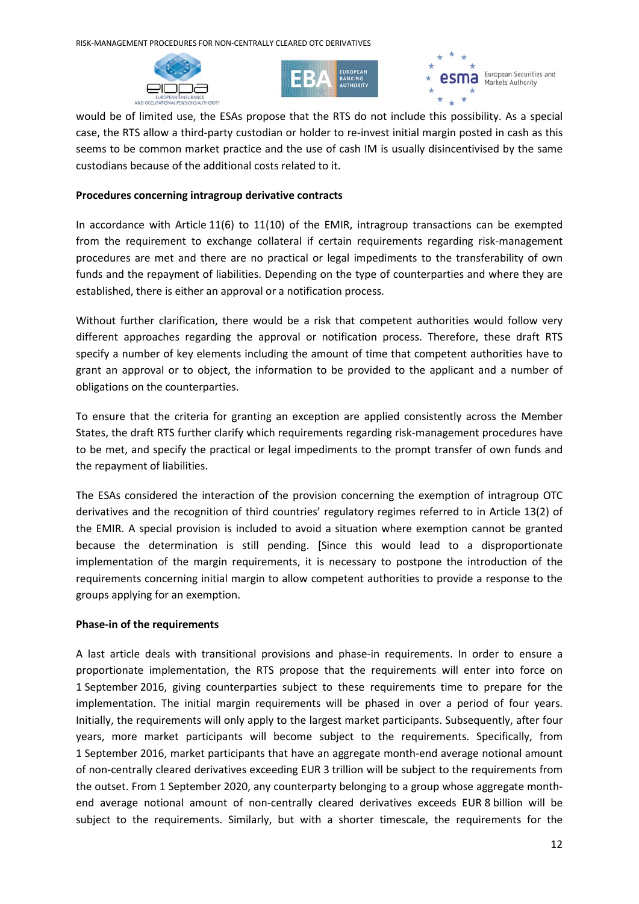would be of limited use, the ESAs propose that the RTS do not include this possibility. As a special case, the RTS allow a third-party custodian or holder to re-invest initial margin posted in cash as this seems to be common market practice and the use of cash IM is usually disincentivised by the same custodians because of the additional costs related to it.

**Procedures concerning intragroup derivative contracts**

In accordance with Article 11(6) to 11(10) of the EMIR, intragroup transactions can be exempted from the requirement to exchange collateral if certain requirements regarding risk-management procedures are met and there are no practical or legal impediments to the transferability of own funds and the repayment of liabilities. Depending on the type of counterparties and where they are established, there is either an approval or a notification process.

Without further clarification, there would be a risk that competent authorities would follow very different approaches regarding the approval or notification process. Therefore, these draft RTS specify a number of key elements including the amount of time that competent authorities have to grant an approval or to object, the information to be provided to the applicant and a number of obligations on the counterparties.

To ensure that the criteria for granting an exception are applied consistently across the Member States, the draft RTS further clarify which requirements regarding risk-management procedures have to be met, and specify the practical or legal impediments to the prompt transfer of own funds and the repayment of liabilities.

The ESAs considered the interaction of the provision concerning the exemption of intragroup OTC derivatives and the recognition of third countries' regulatory regimes referred to in Article 13(2) of the EMIR. A special provision is included to avoid a situation where exemption cannot be granted because the determination is still pending. [Since this would lead to a disproportionate implementation of the margin requirements, it is necessary to postpone the introduction of the requirements concerning initial margin to allow competent authorities to provide a response to the groups applying for an exemption.

**Phase-in of the requirements**

A last article deals with transitional provisions and phase-in requirements. In order to ensure a proportionate implementation, the RTS propose that the requirements will enter into force on 1 September 2016, giving counterparties subject to these requirements time to prepare for the implementation. The initial margin requirements will be phased in over a period of four years. Initially, the requirements will only apply to the largest market participants. Subsequently, after four years, more market participants will become subject to the requirements. Specifically, from 1 September 2016, market participants that have an aggregate month-end average notional amount of non-centrally cleared derivatives exceeding EUR 3 trillion will be subject to the requirements from the outset. From 1 September 2020, any counterparty belonging to a group whose aggregate month-end average notional amount of non-centrally cleared derivatives exceeds EUR 8 billion will be subject to the requirements. Similarly, but with a shorter timescale, the requirements for the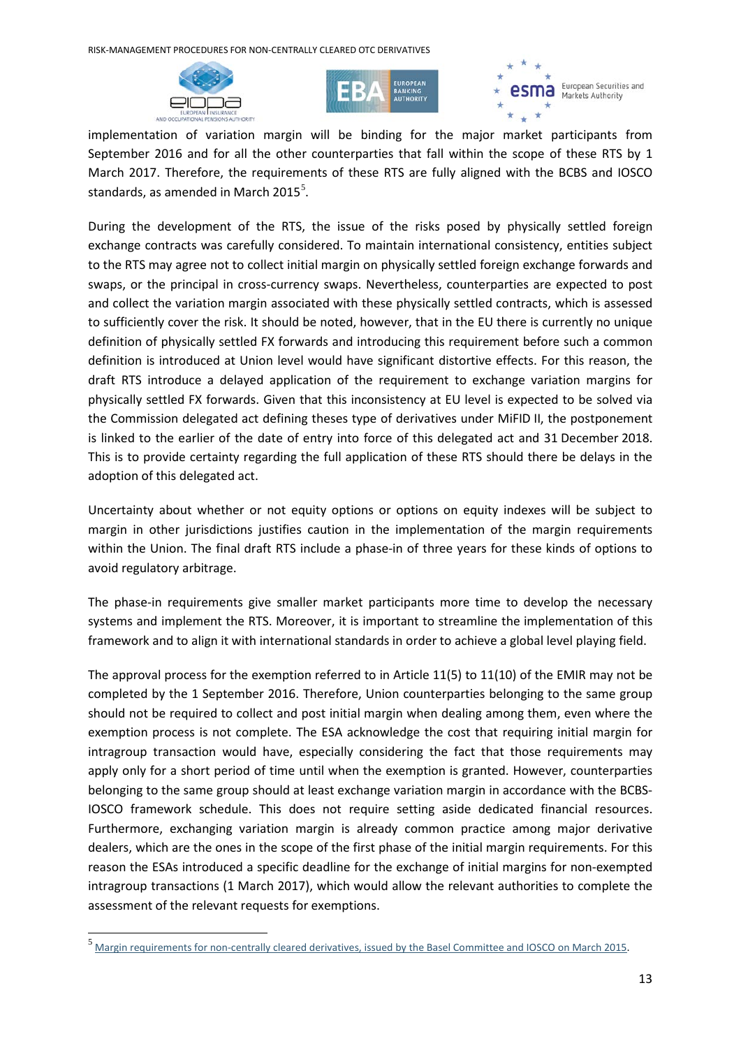implementation of variation margin will be binding for the major market participants from September 2016 and for all the other counterparties that fall within the scope of these RTS by 1 March 2017. Therefore, the requirements of these RTS are fully aligned with the BCBS and IOSCO standards, as amended in March 2015[5].

During the development of the RTS, the issue of the risks posed by physically settled foreign exchange contracts was carefully considered. To maintain international consistency, entities subject to the RTS may agree not to collect initial margin on physically settled foreign exchange forwards and swaps, or the principal in cross-currency swaps. Nevertheless, counterparties are expected to post and collect the variation margin associated with these physically settled contracts, which is assessed to sufficiently cover the risk. It should be noted, however, that in the EU there is currently no unique definition of physically settled FX forwards and introducing this requirement before such a common definition is introduced at Union level would have significant distortive effects. For this reason, the draft RTS introduce a delayed application of the requirement to exchange variation margins for physically settled FX forwards. Given that this inconsistency at EU level is expected to be solved via the Commission delegated act defining theses type of derivatives under MiFID II, the postponement is linked to the earlier of the date of entry into force of this delegated act and 31 December 2018. This is to provide certainty regarding the full application of these RTS should there be delays in the adoption of this delegated act.

Uncertainty about whether or not equity options or options on equity indexes will be subject to margin in other jurisdictions justifies caution in the implementation of the margin requirements within the Union. The final draft RTS include a phase-in of three years for these kinds of options to avoid regulatory arbitrage.

The phase-in requirements give smaller market participants more time to develop the necessary systems and implement the RTS. Moreover, it is important to streamline the implementation of this framework and to align it with international standards in order to achieve a global level playing field.

The approval process for the exemption referred to in Article 11(5) to 11(10) of the EMIR may not be completed by the 1 September 2016. Therefore, Union counterparties belonging to the same group should not be required to collect and post initial margin when dealing among them, even where the exemption process is not complete. The ESA acknowledge the cost that requiring initial margin for intragroup transaction would have, especially considering the fact that those requirements may apply only for a short period of time until when the exemption is granted. However, counterparties belonging to the same group should at least exchange variation margin in accordance with the BCBS-IOSCO framework schedule. This does not require setting aside dedicated financial resources. Furthermore, exchanging variation margin is already common practice among major derivative dealers, which are the ones in the scope of the first phase of the initial margin requirements. For this reason the ESAs introduced a specific deadline for the exchange of initial margins for non-exempted intragroup transactions (1 March 2017), which would allow the relevant authorities to complete the assessment of the relevant requests for exemptions.

[5] Margin requirements for non-centrally cleared derivatives, issued by the Basel Committee and IOSCO on March 2015.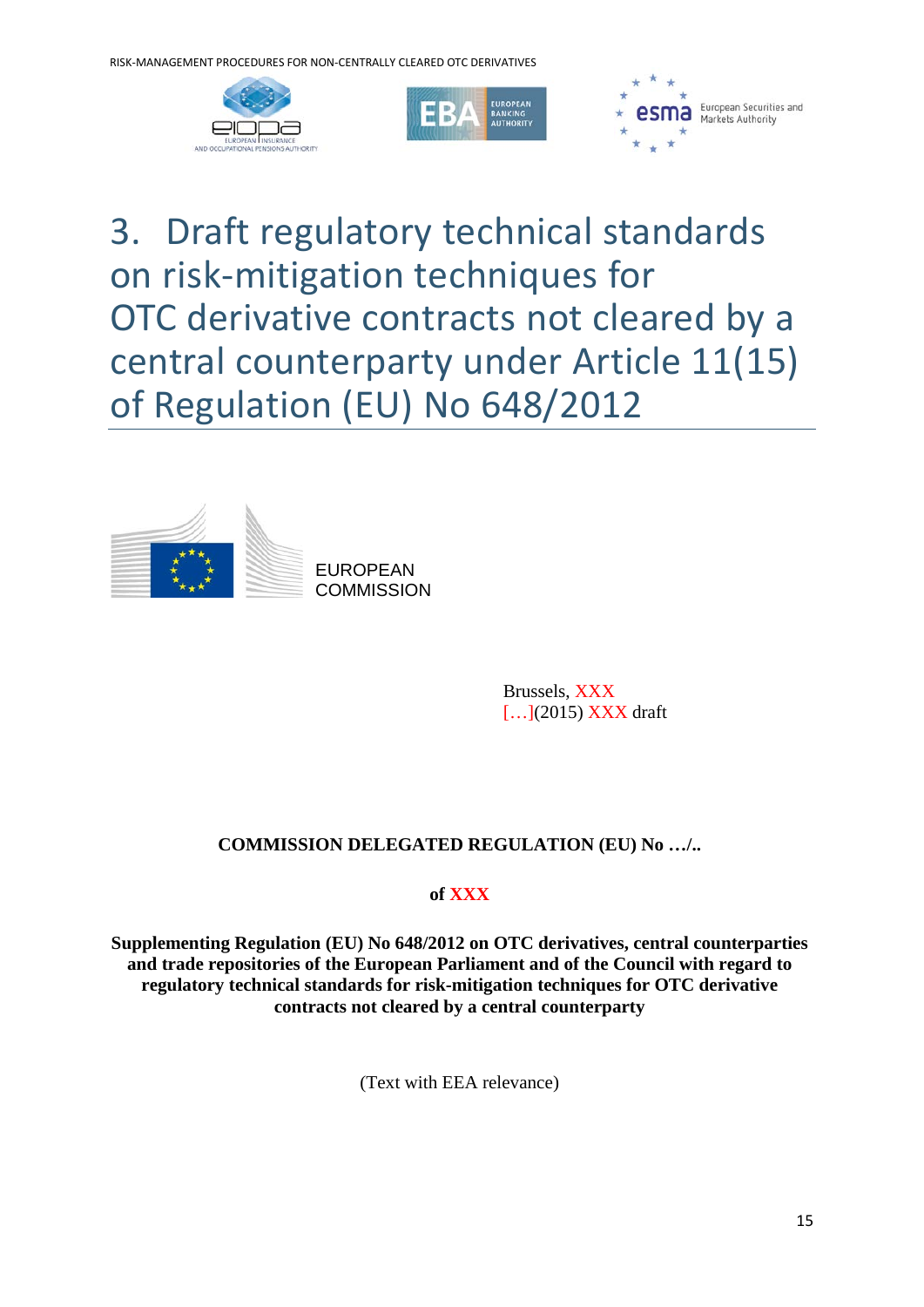# 3. Draft regulatory technical standards on risk-mitigation techniques for OTC derivative contracts not cleared by a central counterparty under Article 11(15) of Regulation (EU) No 648/2012

EUROPEAN COMMISSION

Brussels, XXX
[…](2015) XXX draft

**COMMISSION DELEGATED REGULATION (EU) No …/..**

**of XXX**

**Supplementing Regulation (EU) No 648/2012 on OTC derivatives, central counterparties and trade repositories of the European Parliament and of the Council with regard to regulatory technical standards for risk-mitigation techniques for OTC derivative contracts not cleared by a central counterparty**

(Text with EEA relevance)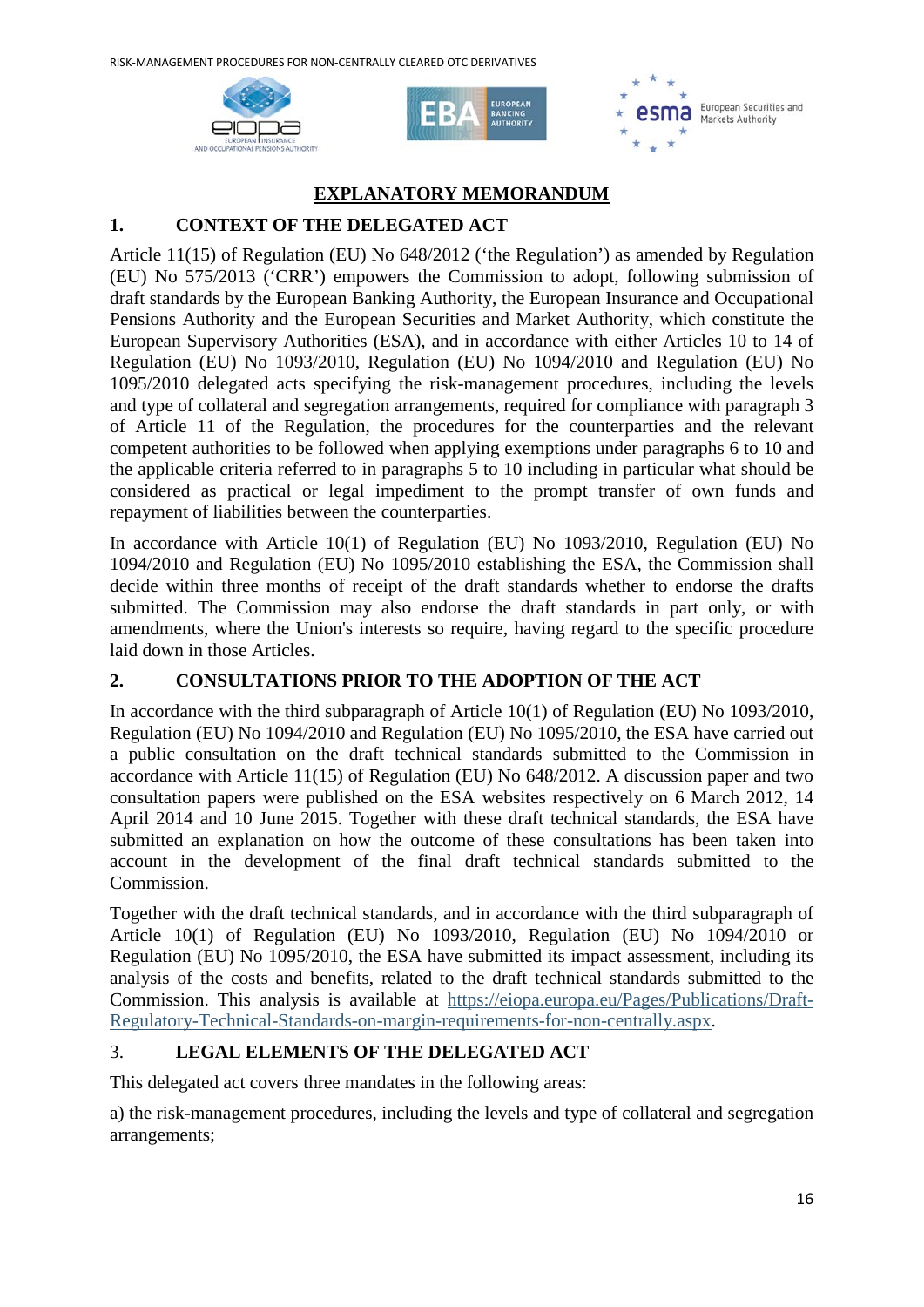# EXPLANATORY MEMORANDUM

## 1. CONTEXT OF THE DELEGATED ACT

Article 11(15) of Regulation (EU) No 648/2012 ('the Regulation') as amended by Regulation (EU) No 575/2013 ('CRR') empowers the Commission to adopt, following submission of draft standards by the European Banking Authority, the European Insurance and Occupational Pensions Authority and the European Securities and Market Authority, which constitute the European Supervisory Authorities (ESA), and in accordance with either Articles 10 to 14 of Regulation (EU) No 1093/2010, Regulation (EU) No 1094/2010 and Regulation (EU) No 1095/2010 delegated acts specifying the risk-management procedures, including the levels and type of collateral and segregation arrangements, required for compliance with paragraph 3 of Article 11 of the Regulation, the procedures for the counterparties and the relevant competent authorities to be followed when applying exemptions under paragraphs 6 to 10 and the applicable criteria referred to in paragraphs 5 to 10 including in particular what should be considered as practical or legal impediment to the prompt transfer of own funds and repayment of liabilities between the counterparties.

In accordance with Article 10(1) of Regulation (EU) No 1093/2010, Regulation (EU) No 1094/2010 and Regulation (EU) No 1095/2010 establishing the ESA, the Commission shall decide within three months of receipt of the draft standards whether to endorse the drafts submitted. The Commission may also endorse the draft standards in part only, or with amendments, where the Union's interests so require, having regard to the specific procedure laid down in those Articles.

## 2. CONSULTATIONS PRIOR TO THE ADOPTION OF THE ACT

In accordance with the third subparagraph of Article 10(1) of Regulation (EU) No 1093/2010, Regulation (EU) No 1094/2010 and Regulation (EU) No 1095/2010, the ESA have carried out a public consultation on the draft technical standards submitted to the Commission in accordance with Article 11(15) of Regulation (EU) No 648/2012. A discussion paper and two consultation papers were published on the ESA websites respectively on 6 March 2012, 14 April 2014 and 10 June 2015. Together with these draft technical standards, the ESA have submitted an explanation on how the outcome of these consultations has been taken into account in the development of the final draft technical standards submitted to the Commission.

Together with the draft technical standards, and in accordance with the third subparagraph of Article 10(1) of Regulation (EU) No 1093/2010, Regulation (EU) No 1094/2010 or Regulation (EU) No 1095/2010, the ESA have submitted its impact assessment, including its analysis of the costs and benefits, related to the draft technical standards submitted to the Commission. This analysis is available at https://eiopa.europa.eu/Pages/Publications/Draft-Regulatory-Technical-Standards-on-margin-requirements-for-non-centrally.aspx.

## 3. LEGAL ELEMENTS OF THE DELEGATED ACT

This delegated act covers three mandates in the following areas:

a) the risk-management procedures, including the levels and type of collateral and segregation arrangements;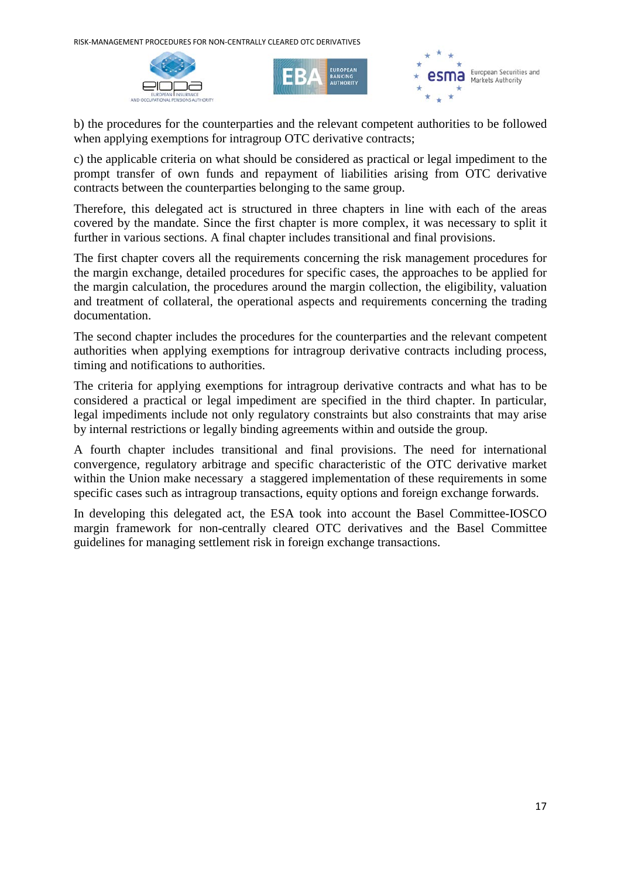b) the procedures for the counterparties and the relevant competent authorities to be followed when applying exemptions for intragroup OTC derivative contracts;

c) the applicable criteria on what should be considered as practical or legal impediment to the prompt transfer of own funds and repayment of liabilities arising from OTC derivative contracts between the counterparties belonging to the same group.

Therefore, this delegated act is structured in three chapters in line with each of the areas covered by the mandate. Since the first chapter is more complex, it was necessary to split it further in various sections. A final chapter includes transitional and final provisions.

The first chapter covers all the requirements concerning the risk management procedures for the margin exchange, detailed procedures for specific cases, the approaches to be applied for the margin calculation, the procedures around the margin collection, the eligibility, valuation and treatment of collateral, the operational aspects and requirements concerning the trading documentation.

The second chapter includes the procedures for the counterparties and the relevant competent authorities when applying exemptions for intragroup derivative contracts including process, timing and notifications to authorities.

The criteria for applying exemptions for intragroup derivative contracts and what has to be considered a practical or legal impediment are specified in the third chapter. In particular, legal impediments include not only regulatory constraints but also constraints that may arise by internal restrictions or legally binding agreements within and outside the group.

A fourth chapter includes transitional and final provisions. The need for international convergence, regulatory arbitrage and specific characteristic of the OTC derivative market within the Union make necessary a staggered implementation of these requirements in some specific cases such as intragroup transactions, equity options and foreign exchange forwards.

In developing this delegated act, the ESA took into account the Basel Committee-IOSCO margin framework for non-centrally cleared OTC derivatives and the Basel Committee guidelines for managing settlement risk in foreign exchange transactions.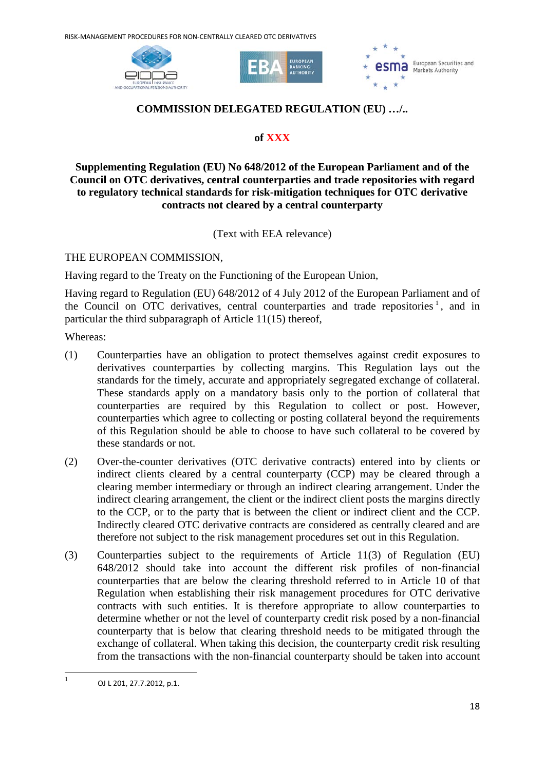**COMMISSION DELEGATED REGULATION (EU) …/..**

**of XXX**

**Supplementing Regulation (EU) No 648/2012 of the European Parliament and of the Council on OTC derivatives, central counterparties and trade repositories with regard to regulatory technical standards for risk-mitigation techniques for OTC derivative contracts not cleared by a central counterparty**

(Text with EEA relevance)

THE EUROPEAN COMMISSION,

Having regard to the Treaty on the Functioning of the European Union,

Having regard to Regulation (EU) 648/2012 of 4 July 2012 of the European Parliament and of the Council on OTC derivatives, central counterparties and trade repositories [1], and in particular the third subparagraph of Article 11(15) thereof,

Whereas:

(1) Counterparties have an obligation to protect themselves against credit exposures to derivatives counterparties by collecting margins. This Regulation lays out the standards for the timely, accurate and appropriately segregated exchange of collateral. These standards apply on a mandatory basis only to the portion of collateral that counterparties are required by this Regulation to collect or post. However, counterparties which agree to collecting or posting collateral beyond the requirements of this Regulation should be able to choose to have such collateral to be covered by these standards or not.

(2) Over-the-counter derivatives (OTC derivative contracts) entered into by clients or indirect clients cleared by a central counterparty (CCP) may be cleared through a clearing member intermediary or through an indirect clearing arrangement. Under the indirect clearing arrangement, the client or the indirect client posts the margins directly to the CCP, or to the party that is between the client or indirect client and the CCP. Indirectly cleared OTC derivative contracts are considered as centrally cleared and are therefore not subject to the risk management procedures set out in this Regulation.

(3) Counterparties subject to the requirements of Article 11(3) of Regulation (EU) 648/2012 should take into account the different risk profiles of non-financial counterparties that are below the clearing threshold referred to in Article 10 of that Regulation when establishing their risk management procedures for OTC derivative contracts with such entities. It is therefore appropriate to allow counterparties to determine whether or not the level of counterparty credit risk posed by a non-financial counterparty that is below that clearing threshold needs to be mitigated through the exchange of collateral. When taking this decision, the counterparty credit risk resulting from the transactions with the non-financial counterparty should be taken into account

[1] OJ L 201, 27.7.2012, p.1.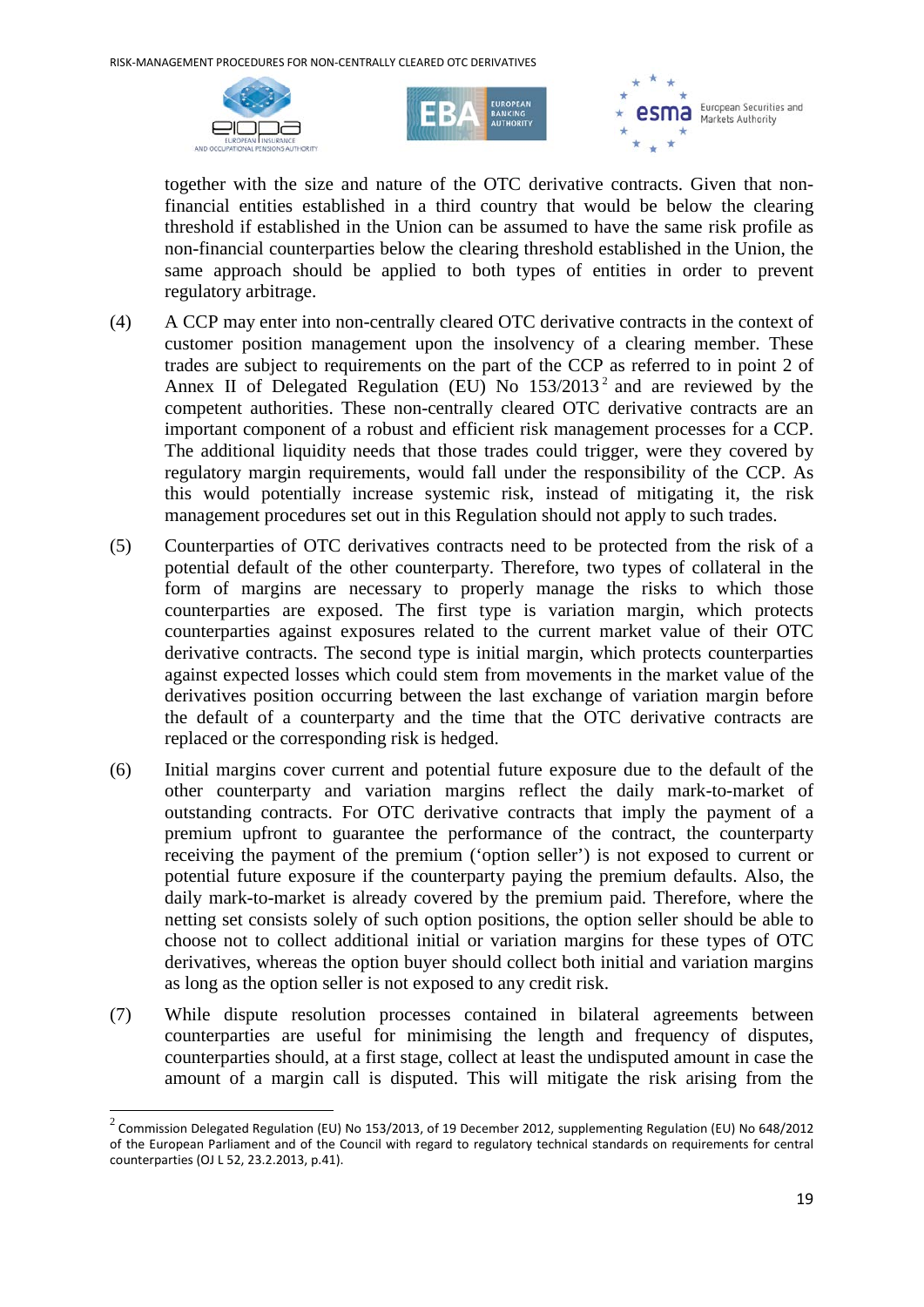together with the size and nature of the OTC derivative contracts. Given that non-financial entities established in a third country that would be below the clearing threshold if established in the Union can be assumed to have the same risk profile as non-financial counterparties below the clearing threshold established in the Union, the same approach should be applied to both types of entities in order to prevent regulatory arbitrage.

(4) A CCP may enter into non-centrally cleared OTC derivative contracts in the context of customer position management upon the insolvency of a clearing member. These trades are subject to requirements on the part of the CCP as referred to in point 2 of Annex II of Delegated Regulation (EU) No 153/2013[2] and are reviewed by the competent authorities. These non-centrally cleared OTC derivative contracts are an important component of a robust and efficient risk management processes for a CCP. The additional liquidity needs that those trades could trigger, were they covered by regulatory margin requirements, would fall under the responsibility of the CCP. As this would potentially increase systemic risk, instead of mitigating it, the risk management procedures set out in this Regulation should not apply to such trades.

(5) Counterparties of OTC derivatives contracts need to be protected from the risk of a potential default of the other counterparty. Therefore, two types of collateral in the form of margins are necessary to properly manage the risks to which those counterparties are exposed. The first type is variation margin, which protects counterparties against exposures related to the current market value of their OTC derivative contracts. The second type is initial margin, which protects counterparties against expected losses which could stem from movements in the market value of the derivatives position occurring between the last exchange of variation margin before the default of a counterparty and the time that the OTC derivative contracts are replaced or the corresponding risk is hedged.

(6) Initial margins cover current and potential future exposure due to the default of the other counterparty and variation margins reflect the daily mark-to-market of outstanding contracts. For OTC derivative contracts that imply the payment of a premium upfront to guarantee the performance of the contract, the counterparty receiving the payment of the premium ('option seller') is not exposed to current or potential future exposure if the counterparty paying the premium defaults. Also, the daily mark-to-market is already covered by the premium paid. Therefore, where the netting set consists solely of such option positions, the option seller should be able to choose not to collect additional initial or variation margins for these types of OTC derivatives, whereas the option buyer should collect both initial and variation margins as long as the option seller is not exposed to any credit risk.

(7) While dispute resolution processes contained in bilateral agreements between counterparties are useful for minimising the length and frequency of disputes, counterparties should, at a first stage, collect at least the undisputed amount in case the amount of a margin call is disputed. This will mitigate the risk arising from the

---

[2] Commission Delegated Regulation (EU) No 153/2013, of 19 December 2012, supplementing Regulation (EU) No 648/2012 of the European Parliament and of the Council with regard to regulatory technical standards on requirements for central counterparties (OJ L 52, 23.2.2013, p.41).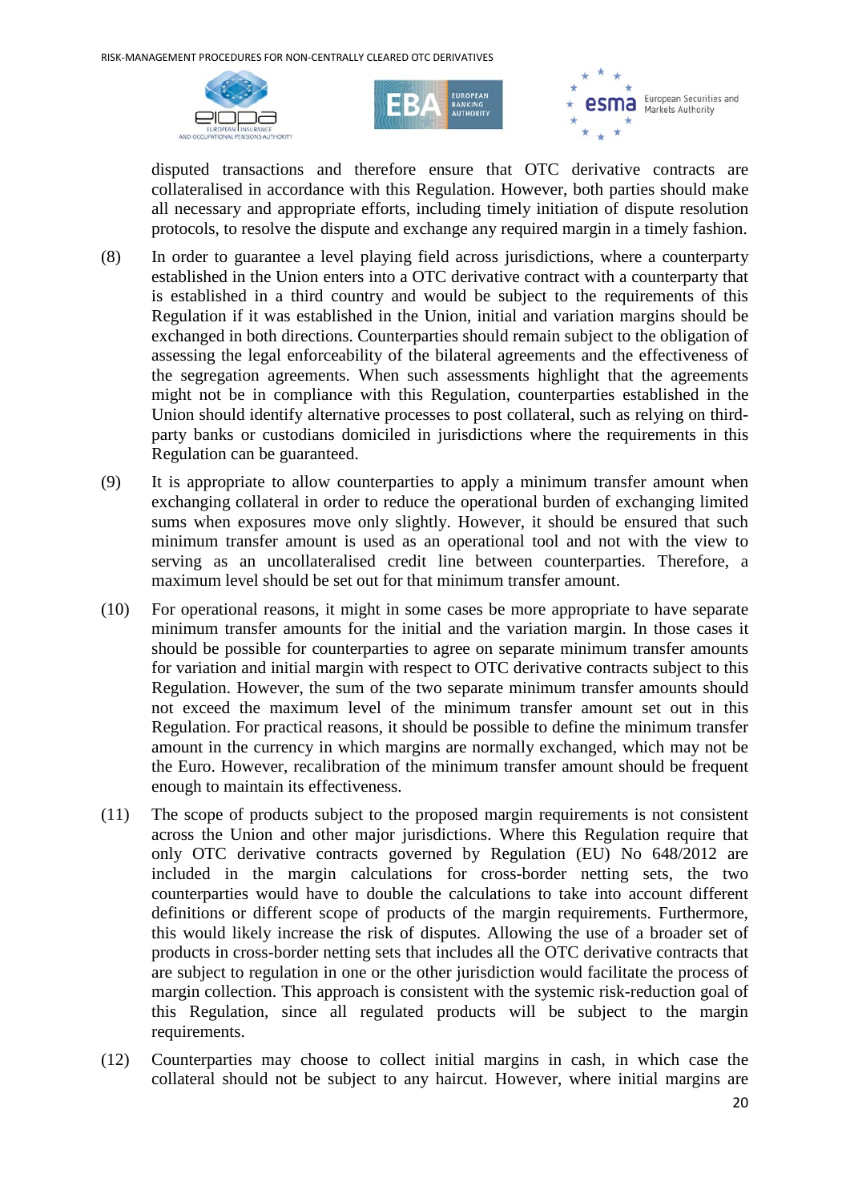disputed transactions and therefore ensure that OTC derivative contracts are collateralised in accordance with this Regulation. However, both parties should make all necessary and appropriate efforts, including timely initiation of dispute resolution protocols, to resolve the dispute and exchange any required margin in a timely fashion.

(8) In order to guarantee a level playing field across jurisdictions, where a counterparty established in the Union enters into a OTC derivative contract with a counterparty that is established in a third country and would be subject to the requirements of this Regulation if it was established in the Union, initial and variation margins should be exchanged in both directions. Counterparties should remain subject to the obligation of assessing the legal enforceability of the bilateral agreements and the effectiveness of the segregation agreements. When such assessments highlight that the agreements might not be in compliance with this Regulation, counterparties established in the Union should identify alternative processes to post collateral, such as relying on third-party banks or custodians domiciled in jurisdictions where the requirements in this Regulation can be guaranteed.

(9) It is appropriate to allow counterparties to apply a minimum transfer amount when exchanging collateral in order to reduce the operational burden of exchanging limited sums when exposures move only slightly. However, it should be ensured that such minimum transfer amount is used as an operational tool and not with the view to serving as an uncollateralised credit line between counterparties. Therefore, a maximum level should be set out for that minimum transfer amount.

(10) For operational reasons, it might in some cases be more appropriate to have separate minimum transfer amounts for the initial and the variation margin. In those cases it should be possible for counterparties to agree on separate minimum transfer amounts for variation and initial margin with respect to OTC derivative contracts subject to this Regulation. However, the sum of the two separate minimum transfer amounts should not exceed the maximum level of the minimum transfer amount set out in this Regulation. For practical reasons, it should be possible to define the minimum transfer amount in the currency in which margins are normally exchanged, which may not be the Euro. However, recalibration of the minimum transfer amount should be frequent enough to maintain its effectiveness.

(11) The scope of products subject to the proposed margin requirements is not consistent across the Union and other major jurisdictions. Where this Regulation require that only OTC derivative contracts governed by Regulation (EU) No 648/2012 are included in the margin calculations for cross-border netting sets, the two counterparties would have to double the calculations to take into account different definitions or different scope of products of the margin requirements. Furthermore, this would likely increase the risk of disputes. Allowing the use of a broader set of products in cross-border netting sets that includes all the OTC derivative contracts that are subject to regulation in one or the other jurisdiction would facilitate the process of margin collection. This approach is consistent with the systemic risk-reduction goal of this Regulation, since all regulated products will be subject to the margin requirements.

(12) Counterparties may choose to collect initial margins in cash, in which case the collateral should not be subject to any haircut. However, where initial margins are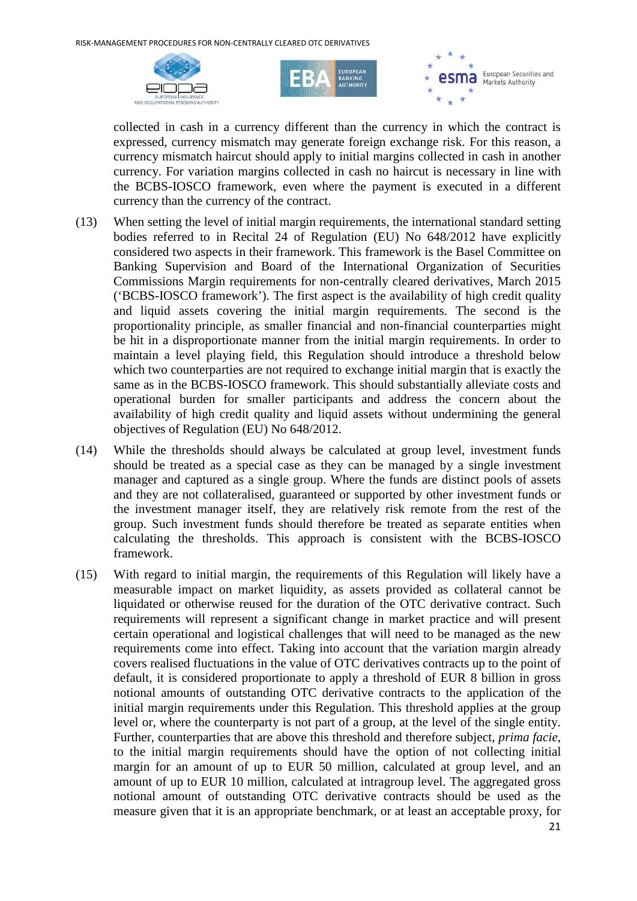collected in cash in a currency different than the currency in which the contract is expressed, currency mismatch may generate foreign exchange risk. For this reason, a currency mismatch haircut should apply to initial margins collected in cash in another currency. For variation margins collected in cash no haircut is necessary in line with the BCBS-IOSCO framework, even where the payment is executed in a different currency than the currency of the contract.

(13) When setting the level of initial margin requirements, the international standard setting bodies referred to in Recital 24 of Regulation (EU) No 648/2012 have explicitly considered two aspects in their framework. This framework is the Basel Committee on Banking Supervision and Board of the International Organization of Securities Commissions Margin requirements for non-centrally cleared derivatives, March 2015 ('BCBS-IOSCO framework'). The first aspect is the availability of high credit quality and liquid assets covering the initial margin requirements. The second is the proportionality principle, as smaller financial and non-financial counterparties might be hit in a disproportionate manner from the initial margin requirements. In order to maintain a level playing field, this Regulation should introduce a threshold below which two counterparties are not required to exchange initial margin that is exactly the same as in the BCBS-IOSCO framework. This should substantially alleviate costs and operational burden for smaller participants and address the concern about the availability of high credit quality and liquid assets without undermining the general objectives of Regulation (EU) No 648/2012.

(14) While the thresholds should always be calculated at group level, investment funds should be treated as a special case as they can be managed by a single investment manager and captured as a single group. Where the funds are distinct pools of assets and they are not collateralised, guaranteed or supported by other investment funds or the investment manager itself, they are relatively risk remote from the rest of the group. Such investment funds should therefore be treated as separate entities when calculating the thresholds. This approach is consistent with the BCBS-IOSCO framework.

(15) With regard to initial margin, the requirements of this Regulation will likely have a measurable impact on market liquidity, as assets provided as collateral cannot be liquidated or otherwise reused for the duration of the OTC derivative contract. Such requirements will represent a significant change in market practice and will present certain operational and logistical challenges that will need to be managed as the new requirements come into effect. Taking into account that the variation margin already covers realised fluctuations in the value of OTC derivatives contracts up to the point of default, it is considered proportionate to apply a threshold of EUR 8 billion in gross notional amounts of outstanding OTC derivative contracts to the application of the initial margin requirements under this Regulation. This threshold applies at the group level or, where the counterparty is not part of a group, at the level of the single entity. Further, counterparties that are above this threshold and therefore subject, *prima facie*, to the initial margin requirements should have the option of not collecting initial margin for an amount of up to EUR 50 million, calculated at group level, and an amount of up to EUR 10 million, calculated at intragroup level. The aggregated gross notional amount of outstanding OTC derivative contracts should be used as the measure given that it is an appropriate benchmark, or at least an acceptable proxy, for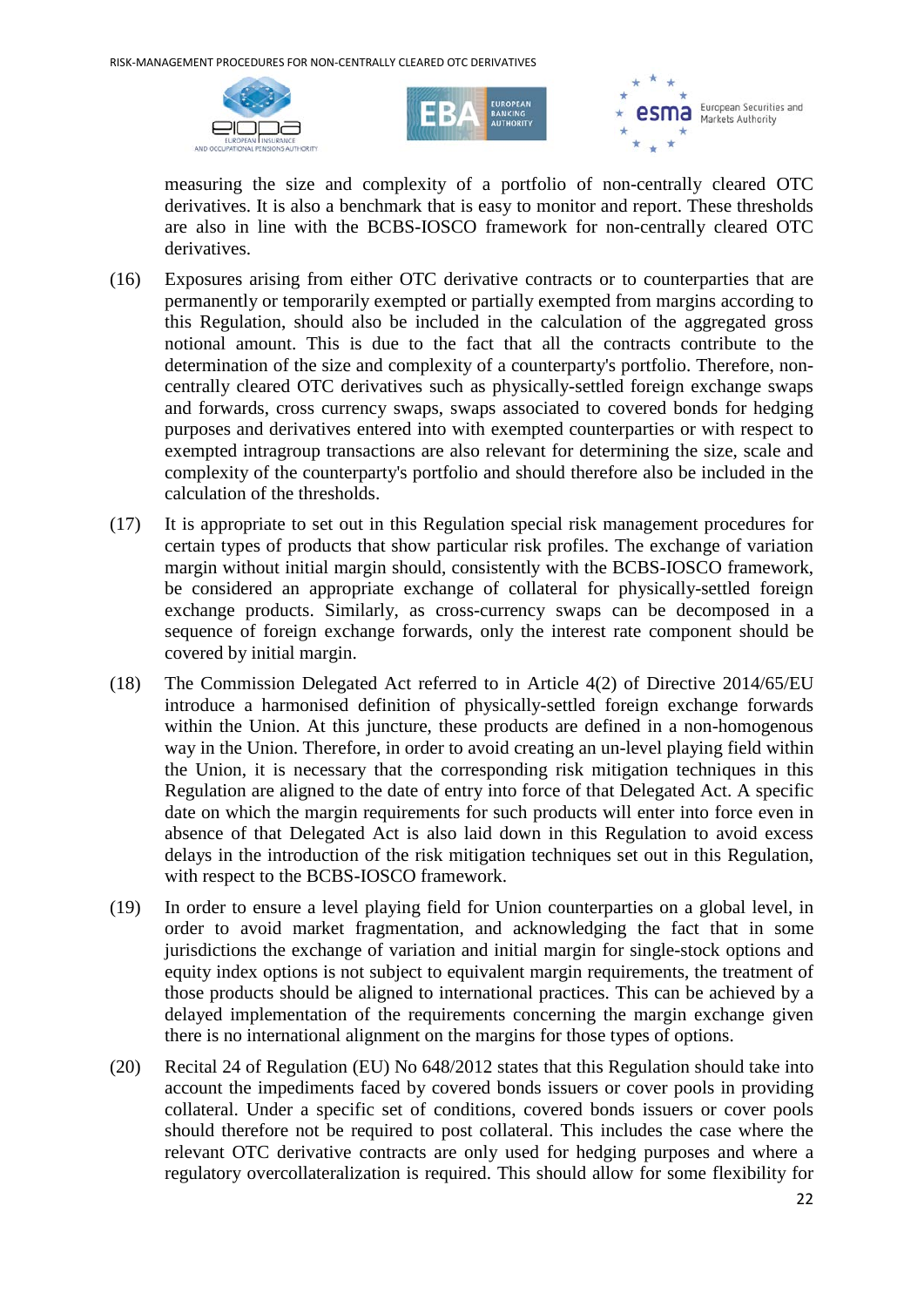measuring the size and complexity of a portfolio of non-centrally cleared OTC derivatives. It is also a benchmark that is easy to monitor and report. These thresholds are also in line with the BCBS-IOSCO framework for non-centrally cleared OTC derivatives.

(16) Exposures arising from either OTC derivative contracts or to counterparties that are permanently or temporarily exempted or partially exempted from margins according to this Regulation, should also be included in the calculation of the aggregated gross notional amount. This is due to the fact that all the contracts contribute to the determination of the size and complexity of a counterparty's portfolio. Therefore, non-centrally cleared OTC derivatives such as physically-settled foreign exchange swaps and forwards, cross currency swaps, swaps associated to covered bonds for hedging purposes and derivatives entered into with exempted counterparties or with respect to exempted intragroup transactions are also relevant for determining the size, scale and complexity of the counterparty's portfolio and should therefore also be included in the calculation of the thresholds.

(17) It is appropriate to set out in this Regulation special risk management procedures for certain types of products that show particular risk profiles. The exchange of variation margin without initial margin should, consistently with the BCBS-IOSCO framework, be considered an appropriate exchange of collateral for physically-settled foreign exchange products. Similarly, as cross-currency swaps can be decomposed in a sequence of foreign exchange forwards, only the interest rate component should be covered by initial margin.

(18) The Commission Delegated Act referred to in Article 4(2) of Directive 2014/65/EU introduce a harmonised definition of physically-settled foreign exchange forwards within the Union. At this juncture, these products are defined in a non-homogenous way in the Union. Therefore, in order to avoid creating an un-level playing field within the Union, it is necessary that the corresponding risk mitigation techniques in this Regulation are aligned to the date of entry into force of that Delegated Act. A specific date on which the margin requirements for such products will enter into force even in absence of that Delegated Act is also laid down in this Regulation to avoid excess delays in the introduction of the risk mitigation techniques set out in this Regulation, with respect to the BCBS-IOSCO framework.

(19) In order to ensure a level playing field for Union counterparties on a global level, in order to avoid market fragmentation, and acknowledging the fact that in some jurisdictions the exchange of variation and initial margin for single-stock options and equity index options is not subject to equivalent margin requirements, the treatment of those products should be aligned to international practices. This can be achieved by a delayed implementation of the requirements concerning the margin exchange given there is no international alignment on the margins for those types of options.

(20) Recital 24 of Regulation (EU) No 648/2012 states that this Regulation should take into account the impediments faced by covered bonds issuers or cover pools in providing collateral. Under a specific set of conditions, covered bonds issuers or cover pools should therefore not be required to post collateral. This includes the case where the relevant OTC derivative contracts are only used for hedging purposes and where a regulatory overcollateralization is required. This should allow for some flexibility for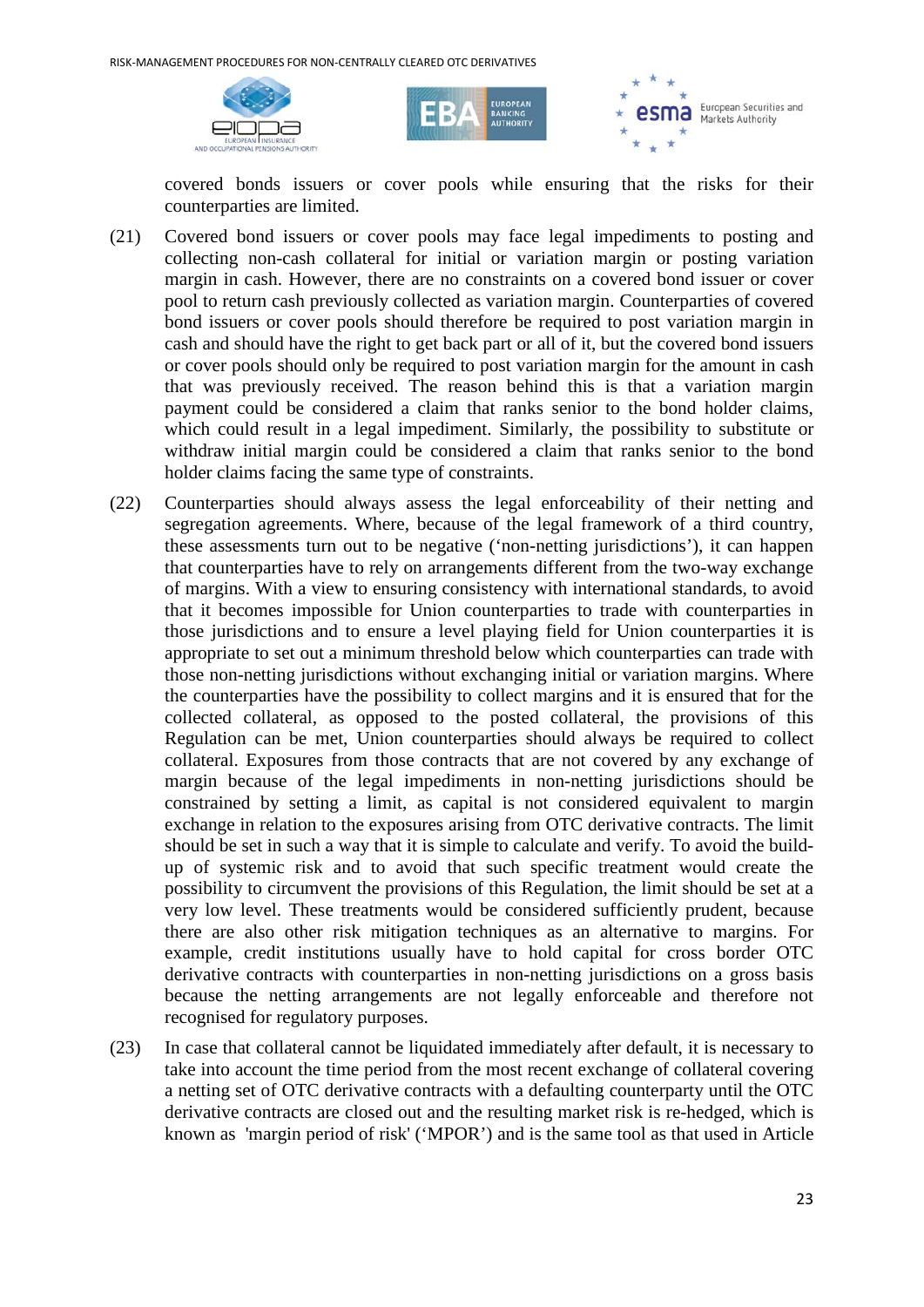covered bonds issuers or cover pools while ensuring that the risks for their counterparties are limited.

(21) Covered bond issuers or cover pools may face legal impediments to posting and collecting non-cash collateral for initial or variation margin or posting variation margin in cash. However, there are no constraints on a covered bond issuer or cover pool to return cash previously collected as variation margin. Counterparties of covered bond issuers or cover pools should therefore be required to post variation margin in cash and should have the right to get back part or all of it, but the covered bond issuers or cover pools should only be required to post variation margin for the amount in cash that was previously received. The reason behind this is that a variation margin payment could be considered a claim that ranks senior to the bond holder claims, which could result in a legal impediment. Similarly, the possibility to substitute or withdraw initial margin could be considered a claim that ranks senior to the bond holder claims facing the same type of constraints.

(22) Counterparties should always assess the legal enforceability of their netting and segregation agreements. Where, because of the legal framework of a third country, these assessments turn out to be negative ('non-netting jurisdictions'), it can happen that counterparties have to rely on arrangements different from the two-way exchange of margins. With a view to ensuring consistency with international standards, to avoid that it becomes impossible for Union counterparties to trade with counterparties in those jurisdictions and to ensure a level playing field for Union counterparties it is appropriate to set out a minimum threshold below which counterparties can trade with those non-netting jurisdictions without exchanging initial or variation margins. Where the counterparties have the possibility to collect margins and it is ensured that for the collected collateral, as opposed to the posted collateral, the provisions of this Regulation can be met, Union counterparties should always be required to collect collateral. Exposures from those contracts that are not covered by any exchange of margin because of the legal impediments in non-netting jurisdictions should be constrained by setting a limit, as capital is not considered equivalent to margin exchange in relation to the exposures arising from OTC derivative contracts. The limit should be set in such a way that it is simple to calculate and verify. To avoid the build-up of systemic risk and to avoid that such specific treatment would create the possibility to circumvent the provisions of this Regulation, the limit should be set at a very low level. These treatments would be considered sufficiently prudent, because there are also other risk mitigation techniques as an alternative to margins. For example, credit institutions usually have to hold capital for cross border OTC derivative contracts with counterparties in non-netting jurisdictions on a gross basis because the netting arrangements are not legally enforceable and therefore not recognised for regulatory purposes.

(23) In case that collateral cannot be liquidated immediately after default, it is necessary to take into account the time period from the most recent exchange of collateral covering a netting set of OTC derivative contracts with a defaulting counterparty until the OTC derivative contracts are closed out and the resulting market risk is re-hedged, which is known as 'margin period of risk' ('MPOR') and is the same tool as that used in Article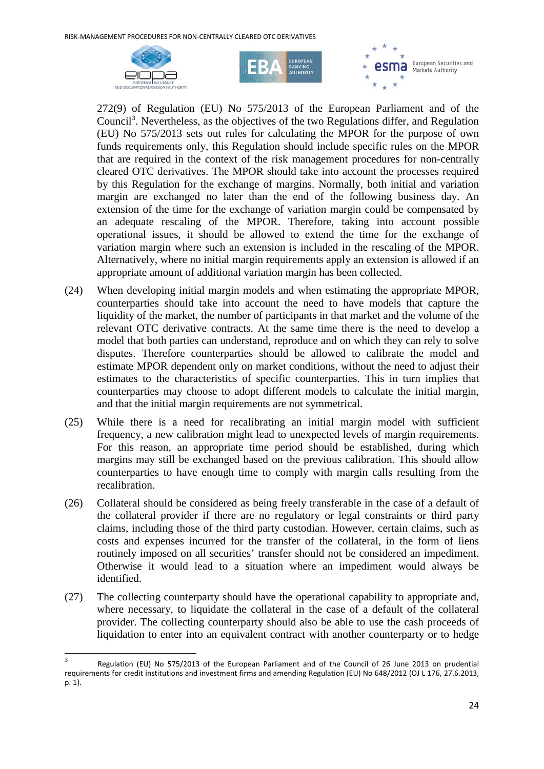272(9) of Regulation (EU) No 575/2013 of the European Parliament and of the Council[3]. Nevertheless, as the objectives of the two Regulations differ, and Regulation (EU) No 575/2013 sets out rules for calculating the MPOR for the purpose of own funds requirements only, this Regulation should include specific rules on the MPOR that are required in the context of the risk management procedures for non-centrally cleared OTC derivatives. The MPOR should take into account the processes required by this Regulation for the exchange of margins. Normally, both initial and variation margin are exchanged no later than the end of the following business day. An extension of the time for the exchange of variation margin could be compensated by an adequate rescaling of the MPOR. Therefore, taking into account possible operational issues, it should be allowed to extend the time for the exchange of variation margin where such an extension is included in the rescaling of the MPOR. Alternatively, where no initial margin requirements apply an extension is allowed if an appropriate amount of additional variation margin has been collected.

(24) When developing initial margin models and when estimating the appropriate MPOR, counterparties should take into account the need to have models that capture the liquidity of the market, the number of participants in that market and the volume of the relevant OTC derivative contracts. At the same time there is the need to develop a model that both parties can understand, reproduce and on which they can rely to solve disputes. Therefore counterparties should be allowed to calibrate the model and estimate MPOR dependent only on market conditions, without the need to adjust their estimates to the characteristics of specific counterparties. This in turn implies that counterparties may choose to adopt different models to calculate the initial margin, and that the initial margin requirements are not symmetrical.

(25) While there is a need for recalibrating an initial margin model with sufficient frequency, a new calibration might lead to unexpected levels of margin requirements. For this reason, an appropriate time period should be established, during which margins may still be exchanged based on the previous calibration. This should allow counterparties to have enough time to comply with margin calls resulting from the recalibration.

(26) Collateral should be considered as being freely transferable in the case of a default of the collateral provider if there are no regulatory or legal constraints or third party claims, including those of the third party custodian. However, certain claims, such as costs and expenses incurred for the transfer of the collateral, in the form of liens routinely imposed on all securities' transfer should not be considered an impediment. Otherwise it would lead to a situation where an impediment would always be identified.

(27) The collecting counterparty should have the operational capability to appropriate and, where necessary, to liquidate the collateral in the case of a default of the collateral provider. The collecting counterparty should also be able to use the cash proceeds of liquidation to enter into an equivalent contract with another counterparty or to hedge

---

[3] Regulation (EU) No 575/2013 of the European Parliament and of the Council of 26 June 2013 on prudential requirements for credit institutions and investment firms and amending Regulation (EU) No 648/2012 (OJ L 176, 27.6.2013, p. 1).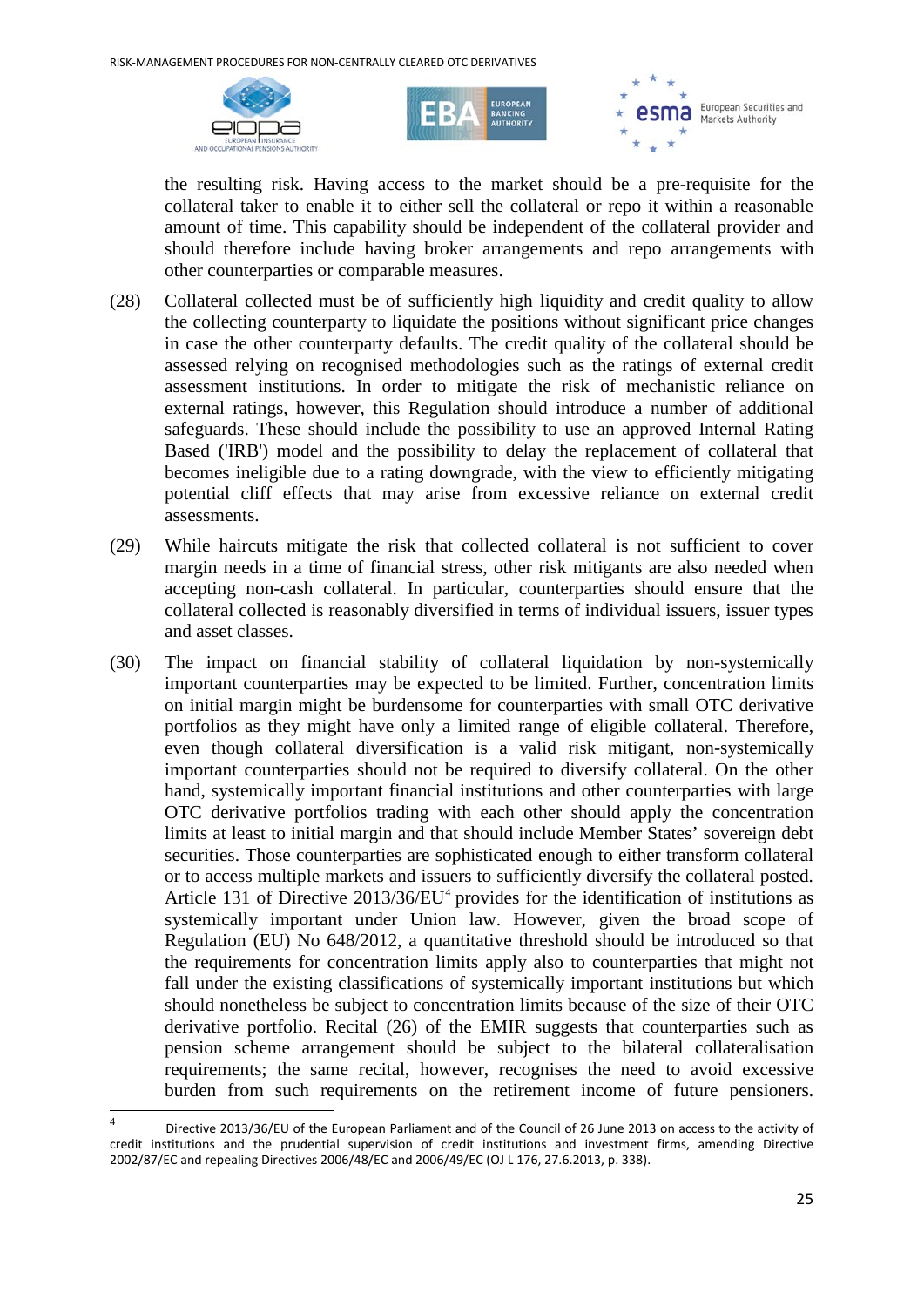the resulting risk. Having access to the market should be a pre-requisite for the collateral taker to enable it to either sell the collateral or repo it within a reasonable amount of time. This capability should be independent of the collateral provider and should therefore include having broker arrangements and repo arrangements with other counterparties or comparable measures.

(28) Collateral collected must be of sufficiently high liquidity and credit quality to allow the collecting counterparty to liquidate the positions without significant price changes in case the other counterparty defaults. The credit quality of the collateral should be assessed relying on recognised methodologies such as the ratings of external credit assessment institutions. In order to mitigate the risk of mechanistic reliance on external ratings, however, this Regulation should introduce a number of additional safeguards. These should include the possibility to use an approved Internal Rating Based ('IRB') model and the possibility to delay the replacement of collateral that becomes ineligible due to a rating downgrade, with the view to efficiently mitigating potential cliff effects that may arise from excessive reliance on external credit assessments.

(29) While haircuts mitigate the risk that collected collateral is not sufficient to cover margin needs in a time of financial stress, other risk mitigants are also needed when accepting non-cash collateral. In particular, counterparties should ensure that the collateral collected is reasonably diversified in terms of individual issuers, issuer types and asset classes.

(30) The impact on financial stability of collateral liquidation by non-systemically important counterparties may be expected to be limited. Further, concentration limits on initial margin might be burdensome for counterparties with small OTC derivative portfolios as they might have only a limited range of eligible collateral. Therefore, even though collateral diversification is a valid risk mitigant, non-systemically important counterparties should not be required to diversify collateral. On the other hand, systemically important financial institutions and other counterparties with large OTC derivative portfolios trading with each other should apply the concentration limits at least to initial margin and that should include Member States' sovereign debt securities. Those counterparties are sophisticated enough to either transform collateral or to access multiple markets and issuers to sufficiently diversify the collateral posted. Article 131 of Directive 2013/36/EU[4] provides for the identification of institutions as systemically important under Union law. However, given the broad scope of Regulation (EU) No 648/2012, a quantitative threshold should be introduced so that the requirements for concentration limits apply also to counterparties that might not fall under the existing classifications of systemically important institutions but which should nonetheless be subject to concentration limits because of the size of their OTC derivative portfolio. Recital (26) of the EMIR suggests that counterparties such as pension scheme arrangement should be subject to the bilateral collateralisation requirements; the same recital, however, recognises the need to avoid excessive burden from such requirements on the retirement income of future pensioners.

---

[4] Directive 2013/36/EU of the European Parliament and of the Council of 26 June 2013 on access to the activity of credit institutions and the prudential supervision of credit institutions and investment firms, amending Directive 2002/87/EC and repealing Directives 2006/48/EC and 2006/49/EC (OJ L 176, 27.6.2013, p. 338).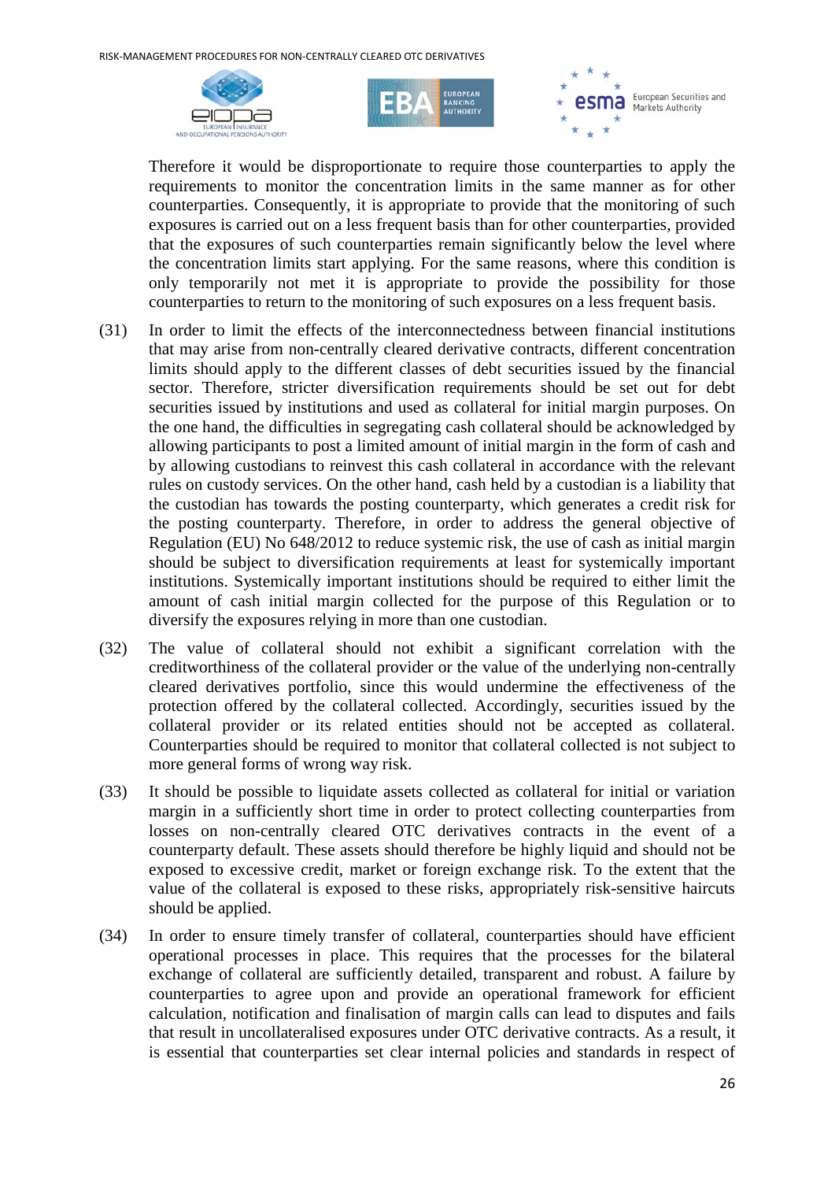Therefore it would be disproportionate to require those counterparties to apply the requirements to monitor the concentration limits in the same manner as for other counterparties. Consequently, it is appropriate to provide that the monitoring of such exposures is carried out on a less frequent basis than for other counterparties, provided that the exposures of such counterparties remain significantly below the level where the concentration limits start applying. For the same reasons, where this condition is only temporarily not met it is appropriate to provide the possibility for those counterparties to return to the monitoring of such exposures on a less frequent basis.

(31) In order to limit the effects of the interconnectedness between financial institutions that may arise from non-centrally cleared derivative contracts, different concentration limits should apply to the different classes of debt securities issued by the financial sector. Therefore, stricter diversification requirements should be set out for debt securities issued by institutions and used as collateral for initial margin purposes. On the one hand, the difficulties in segregating cash collateral should be acknowledged by allowing participants to post a limited amount of initial margin in the form of cash and by allowing custodians to reinvest this cash collateral in accordance with the relevant rules on custody services. On the other hand, cash held by a custodian is a liability that the custodian has towards the posting counterparty, which generates a credit risk for the posting counterparty. Therefore, in order to address the general objective of Regulation (EU) No 648/2012 to reduce systemic risk, the use of cash as initial margin should be subject to diversification requirements at least for systemically important institutions. Systemically important institutions should be required to either limit the amount of cash initial margin collected for the purpose of this Regulation or to diversify the exposures relying in more than one custodian.

(32) The value of collateral should not exhibit a significant correlation with the creditworthiness of the collateral provider or the value of the underlying non-centrally cleared derivatives portfolio, since this would undermine the effectiveness of the protection offered by the collateral collected. Accordingly, securities issued by the collateral provider or its related entities should not be accepted as collateral. Counterparties should be required to monitor that collateral collected is not subject to more general forms of wrong way risk.

(33) It should be possible to liquidate assets collected as collateral for initial or variation margin in a sufficiently short time in order to protect collecting counterparties from losses on non-centrally cleared OTC derivatives contracts in the event of a counterparty default. These assets should therefore be highly liquid and should not be exposed to excessive credit, market or foreign exchange risk. To the extent that the value of the collateral is exposed to these risks, appropriately risk-sensitive haircuts should be applied.

(34) In order to ensure timely transfer of collateral, counterparties should have efficient operational processes in place. This requires that the processes for the bilateral exchange of collateral are sufficiently detailed, transparent and robust. A failure by counterparties to agree upon and provide an operational framework for efficient calculation, notification and finalisation of margin calls can lead to disputes and fails that result in uncollateralised exposures under OTC derivative contracts. As a result, it is essential that counterparties set clear internal policies and standards in respect of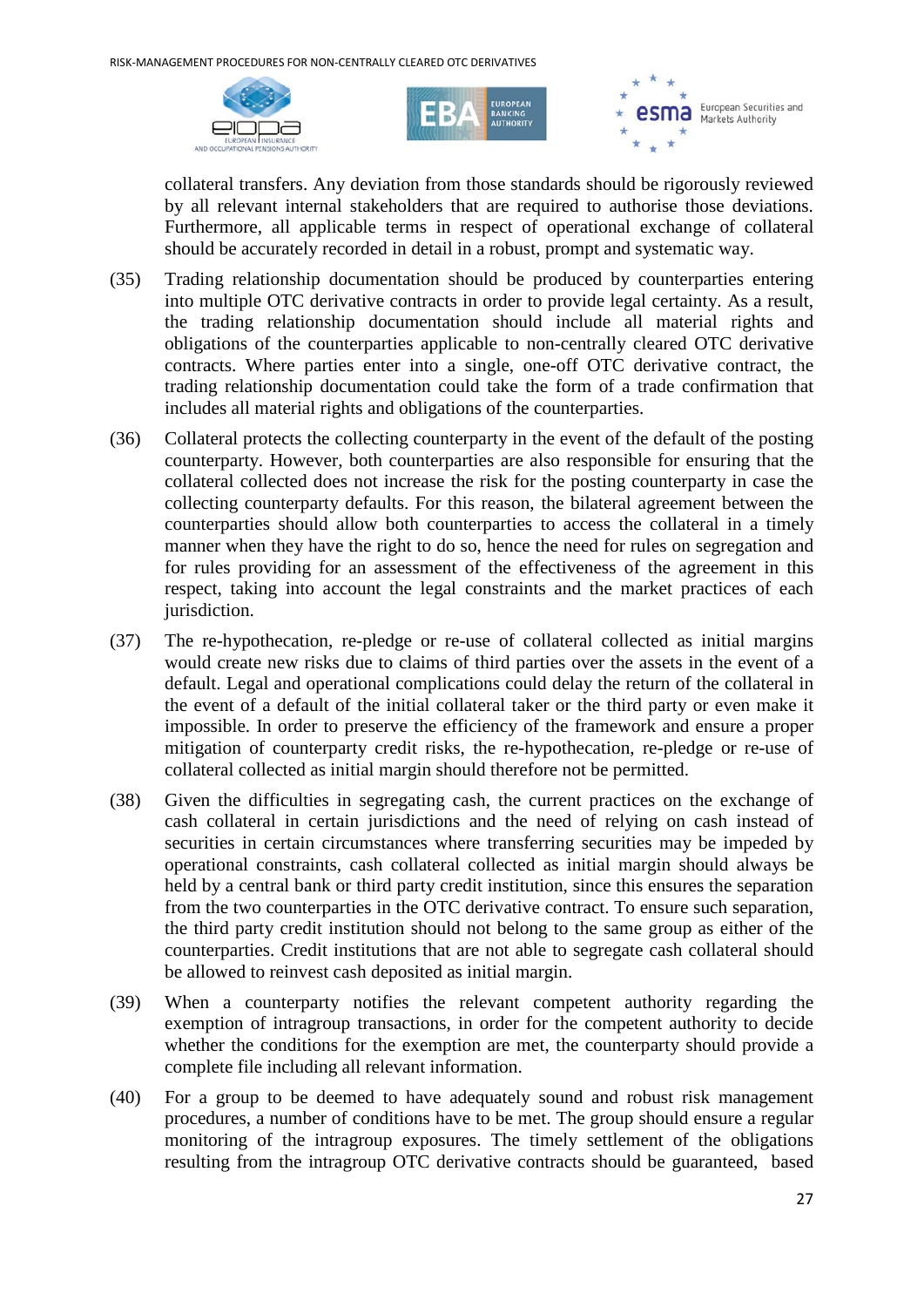collateral transfers. Any deviation from those standards should be rigorously reviewed by all relevant internal stakeholders that are required to authorise those deviations. Furthermore, all applicable terms in respect of operational exchange of collateral should be accurately recorded in detail in a robust, prompt and systematic way.

(35) Trading relationship documentation should be produced by counterparties entering into multiple OTC derivative contracts in order to provide legal certainty. As a result, the trading relationship documentation should include all material rights and obligations of the counterparties applicable to non-centrally cleared OTC derivative contracts. Where parties enter into a single, one-off OTC derivative contract, the trading relationship documentation could take the form of a trade confirmation that includes all material rights and obligations of the counterparties.

(36) Collateral protects the collecting counterparty in the event of the default of the posting counterparty. However, both counterparties are also responsible for ensuring that the collateral collected does not increase the risk for the posting counterparty in case the collecting counterparty defaults. For this reason, the bilateral agreement between the counterparties should allow both counterparties to access the collateral in a timely manner when they have the right to do so, hence the need for rules on segregation and for rules providing for an assessment of the effectiveness of the agreement in this respect, taking into account the legal constraints and the market practices of each jurisdiction.

(37) The re-hypothecation, re-pledge or re-use of collateral collected as initial margins would create new risks due to claims of third parties over the assets in the event of a default. Legal and operational complications could delay the return of the collateral in the event of a default of the initial collateral taker or the third party or even make it impossible. In order to preserve the efficiency of the framework and ensure a proper mitigation of counterparty credit risks, the re-hypothecation, re-pledge or re-use of collateral collected as initial margin should therefore not be permitted.

(38) Given the difficulties in segregating cash, the current practices on the exchange of cash collateral in certain jurisdictions and the need of relying on cash instead of securities in certain circumstances where transferring securities may be impeded by operational constraints, cash collateral collected as initial margin should always be held by a central bank or third party credit institution, since this ensures the separation from the two counterparties in the OTC derivative contract. To ensure such separation, the third party credit institution should not belong to the same group as either of the counterparties. Credit institutions that are not able to segregate cash collateral should be allowed to reinvest cash deposited as initial margin.

(39) When a counterparty notifies the relevant competent authority regarding the exemption of intragroup transactions, in order for the competent authority to decide whether the conditions for the exemption are met, the counterparty should provide a complete file including all relevant information.

(40) For a group to be deemed to have adequately sound and robust risk management procedures, a number of conditions have to be met. The group should ensure a regular monitoring of the intragroup exposures. The timely settlement of the obligations resulting from the intragroup OTC derivative contracts should be guaranteed, based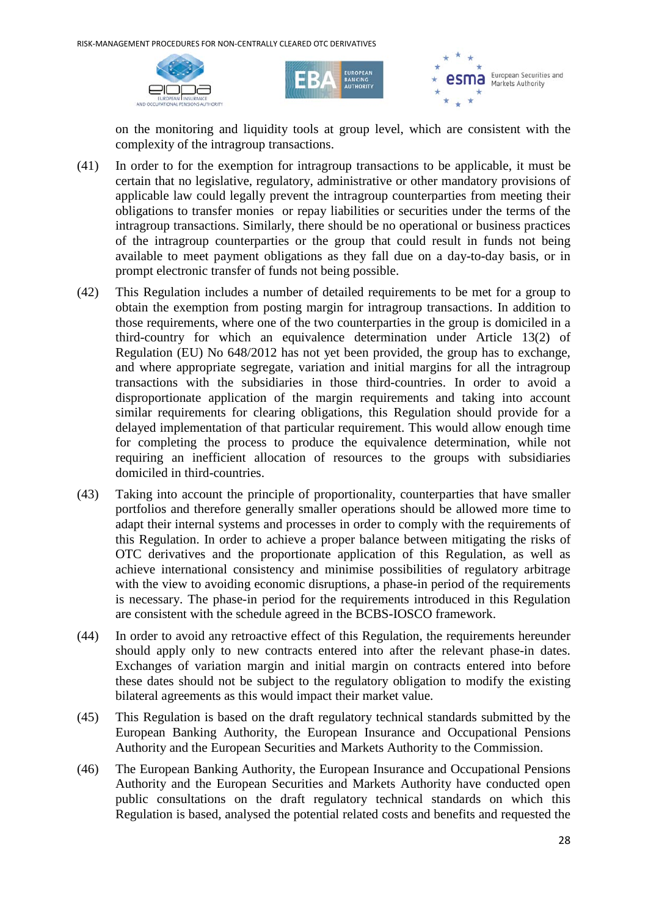on the monitoring and liquidity tools at group level, which are consistent with the complexity of the intragroup transactions.

(41) In order to for the exemption for intragroup transactions to be applicable, it must be certain that no legislative, regulatory, administrative or other mandatory provisions of applicable law could legally prevent the intragroup counterparties from meeting their obligations to transfer monies or repay liabilities or securities under the terms of the intragroup transactions. Similarly, there should be no operational or business practices of the intragroup counterparties or the group that could result in funds not being available to meet payment obligations as they fall due on a day-to-day basis, or in prompt electronic transfer of funds not being possible.

(42) This Regulation includes a number of detailed requirements to be met for a group to obtain the exemption from posting margin for intragroup transactions. In addition to those requirements, where one of the two counterparties in the group is domiciled in a third-country for which an equivalence determination under Article 13(2) of Regulation (EU) No 648/2012 has not yet been provided, the group has to exchange, and where appropriate segregate, variation and initial margins for all the intragroup transactions with the subsidiaries in those third-countries. In order to avoid a disproportionate application of the margin requirements and taking into account similar requirements for clearing obligations, this Regulation should provide for a delayed implementation of that particular requirement. This would allow enough time for completing the process to produce the equivalence determination, while not requiring an inefficient allocation of resources to the groups with subsidiaries domiciled in third-countries.

(43) Taking into account the principle of proportionality, counterparties that have smaller portfolios and therefore generally smaller operations should be allowed more time to adapt their internal systems and processes in order to comply with the requirements of this Regulation. In order to achieve a proper balance between mitigating the risks of OTC derivatives and the proportionate application of this Regulation, as well as achieve international consistency and minimise possibilities of regulatory arbitrage with the view to avoiding economic disruptions, a phase-in period of the requirements is necessary. The phase-in period for the requirements introduced in this Regulation are consistent with the schedule agreed in the BCBS-IOSCO framework.

(44) In order to avoid any retroactive effect of this Regulation, the requirements hereunder should apply only to new contracts entered into after the relevant phase-in dates. Exchanges of variation margin and initial margin on contracts entered into before these dates should not be subject to the regulatory obligation to modify the existing bilateral agreements as this would impact their market value.

(45) This Regulation is based on the draft regulatory technical standards submitted by the European Banking Authority, the European Insurance and Occupational Pensions Authority and the European Securities and Markets Authority to the Commission.

(46) The European Banking Authority, the European Insurance and Occupational Pensions Authority and the European Securities and Markets Authority have conducted open public consultations on the draft regulatory technical standards on which this Regulation is based, analysed the potential related costs and benefits and requested the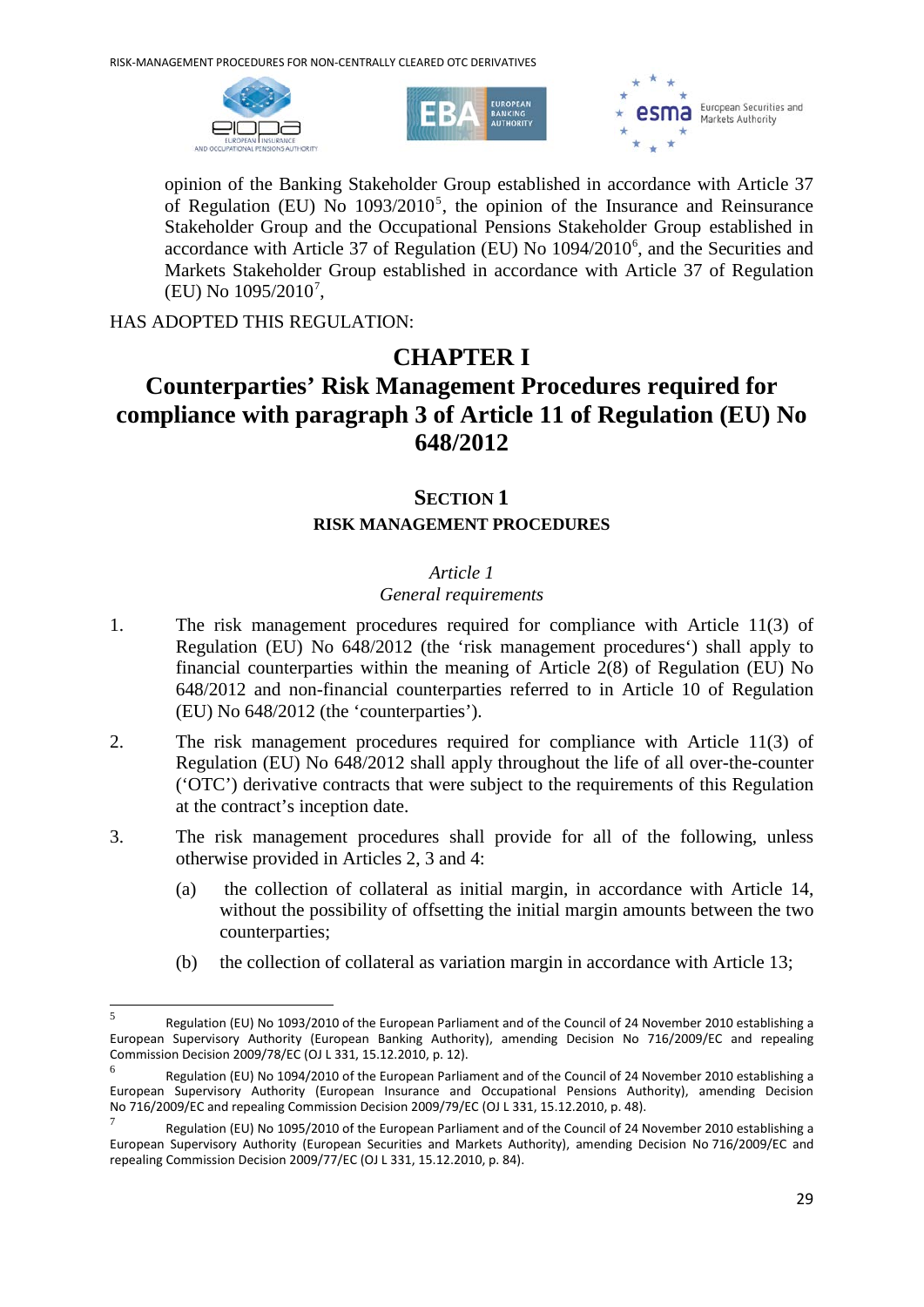opinion of the Banking Stakeholder Group established in accordance with Article 37 of Regulation (EU) No 1093/2010[5], the opinion of the Insurance and Reinsurance Stakeholder Group and the Occupational Pensions Stakeholder Group established in accordance with Article 37 of Regulation (EU) No 1094/2010[6], and the Securities and Markets Stakeholder Group established in accordance with Article 37 of Regulation (EU) No 1095/2010[7],

HAS ADOPTED THIS REGULATION:

# CHAPTER I

# Counterparties' Risk Management Procedures required for compliance with paragraph 3 of Article 11 of Regulation (EU) No 648/2012

## SECTION 1

### RISK MANAGEMENT PROCEDURES

*Article 1*

*General requirements*

1. The risk management procedures required for compliance with Article 11(3) of Regulation (EU) No 648/2012 (the 'risk management procedures') shall apply to financial counterparties within the meaning of Article 2(8) of Regulation (EU) No 648/2012 and non-financial counterparties referred to in Article 10 of Regulation (EU) No 648/2012 (the 'counterparties').

2. The risk management procedures required for compliance with Article 11(3) of Regulation (EU) No 648/2012 shall apply throughout the life of all over-the-counter ('OTC') derivative contracts that were subject to the requirements of this Regulation at the contract's inception date.

3. The risk management procedures shall provide for all of the following, unless otherwise provided in Articles 2, 3 and 4:

   (a) the collection of collateral as initial margin, in accordance with Article 14, without the possibility of offsetting the initial margin amounts between the two counterparties;

   (b) the collection of collateral as variation margin in accordance with Article 13;

---

[5] Regulation (EU) No 1093/2010 of the European Parliament and of the Council of 24 November 2010 establishing a European Supervisory Authority (European Banking Authority), amending Decision No 716/2009/EC and repealing Commission Decision 2009/78/EC (OJ L 331, 15.12.2010, p. 12).

[6] Regulation (EU) No 1094/2010 of the European Parliament and of the Council of 24 November 2010 establishing a European Supervisory Authority (European Insurance and Occupational Pensions Authority), amending Decision No 716/2009/EC and repealing Commission Decision 2009/79/EC (OJ L 331, 15.12.2010, p. 48).

[7] Regulation (EU) No 1095/2010 of the European Parliament and of the Council of 24 November 2010 establishing a European Supervisory Authority (European Securities and Markets Authority), amending Decision No 716/2009/EC and repealing Commission Decision 2009/77/EC (OJ L 331, 15.12.2010, p. 84).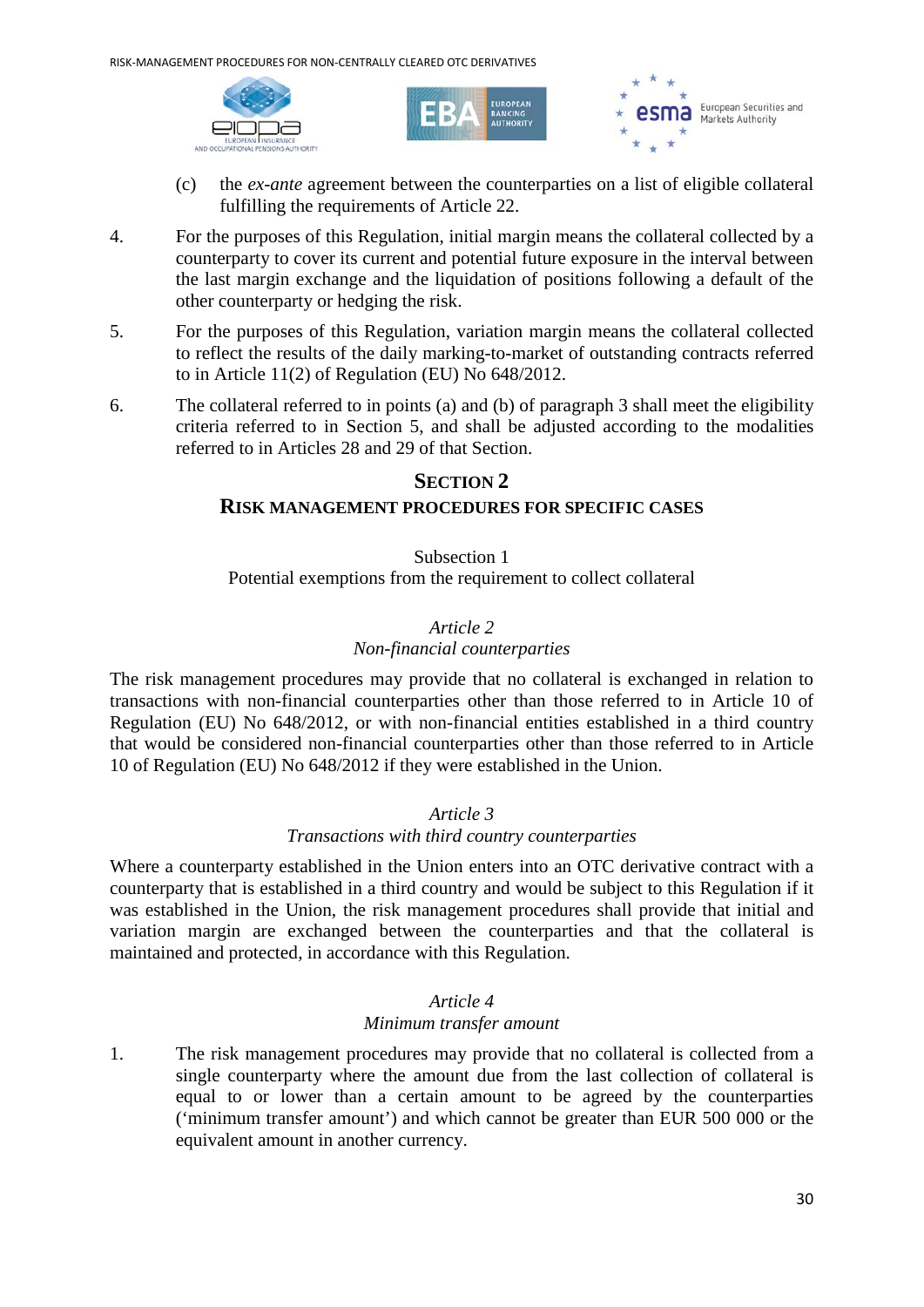(c) the *ex-ante* agreement between the counterparties on a list of eligible collateral fulfilling the requirements of Article 22.

4. For the purposes of this Regulation, initial margin means the collateral collected by a counterparty to cover its current and potential future exposure in the interval between the last margin exchange and the liquidation of positions following a default of the other counterparty or hedging the risk.

5. For the purposes of this Regulation, variation margin means the collateral collected to reflect the results of the daily marking-to-market of outstanding contracts referred to in Article 11(2) of Regulation (EU) No 648/2012.

6. The collateral referred to in points (a) and (b) of paragraph 3 shall meet the eligibility criteria referred to in Section 5, and shall be adjusted according to the modalities referred to in Articles 28 and 29 of that Section.

## SECTION 2
## RISK MANAGEMENT PROCEDURES FOR SPECIFIC CASES

### Subsection 1
### Potential exemptions from the requirement to collect collateral

#### *Article 2*
#### *Non-financial counterparties*

The risk management procedures may provide that no collateral is exchanged in relation to transactions with non-financial counterparties other than those referred to in Article 10 of Regulation (EU) No 648/2012, or with non-financial entities established in a third country that would be considered non-financial counterparties other than those referred to in Article 10 of Regulation (EU) No 648/2012 if they were established in the Union.

#### *Article 3*
#### *Transactions with third country counterparties*

Where a counterparty established in the Union enters into an OTC derivative contract with a counterparty that is established in a third country and would be subject to this Regulation if it was established in the Union, the risk management procedures shall provide that initial and variation margin are exchanged between the counterparties and that the collateral is maintained and protected, in accordance with this Regulation.

#### *Article 4*
#### *Minimum transfer amount*

1. The risk management procedures may provide that no collateral is collected from a single counterparty where the amount due from the last collection of collateral is equal to or lower than a certain amount to be agreed by the counterparties ('minimum transfer amount') and which cannot be greater than EUR 500 000 or the equivalent amount in another currency.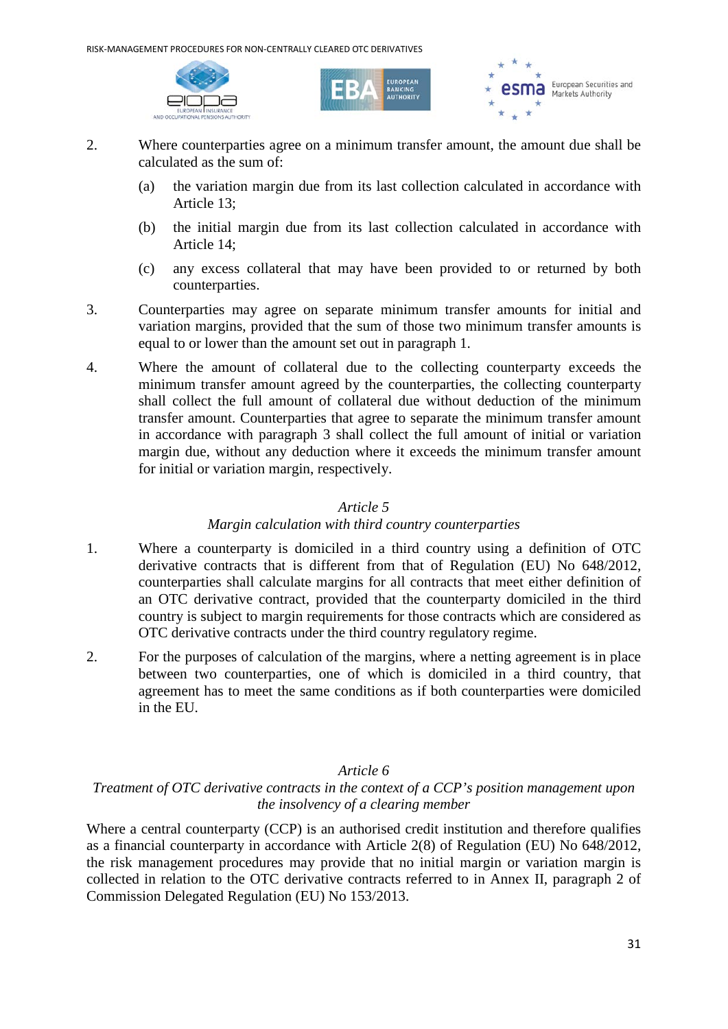2. Where counterparties agree on a minimum transfer amount, the amount due shall be calculated as the sum of:

   (a) the variation margin due from its last collection calculated in accordance with Article 13;

   (b) the initial margin due from its last collection calculated in accordance with Article 14;

   (c) any excess collateral that may have been provided to or returned by both counterparties.

3. Counterparties may agree on separate minimum transfer amounts for initial and variation margins, provided that the sum of those two minimum transfer amounts is equal to or lower than the amount set out in paragraph 1.

4. Where the amount of collateral due to the collecting counterparty exceeds the minimum transfer amount agreed by the counterparties, the collecting counterparty shall collect the full amount of collateral due without deduction of the minimum transfer amount. Counterparties that agree to separate the minimum transfer amount in accordance with paragraph 3 shall collect the full amount of initial or variation margin due, without any deduction where it exceeds the minimum transfer amount for initial or variation margin, respectively.

*Article 5*

*Margin calculation with third country counterparties*

1. Where a counterparty is domiciled in a third country using a definition of OTC derivative contracts that is different from that of Regulation (EU) No 648/2012, counterparties shall calculate margins for all contracts that meet either definition of an OTC derivative contract, provided that the counterparty domiciled in the third country is subject to margin requirements for those contracts which are considered as OTC derivative contracts under the third country regulatory regime.

2. For the purposes of calculation of the margins, where a netting agreement is in place between two counterparties, one of which is domiciled in a third country, that agreement has to meet the same conditions as if both counterparties were domiciled in the EU.

*Article 6*

*Treatment of OTC derivative contracts in the context of a CCP's position management upon the insolvency of a clearing member*

Where a central counterparty (CCP) is an authorised credit institution and therefore qualifies as a financial counterparty in accordance with Article 2(8) of Regulation (EU) No 648/2012, the risk management procedures may provide that no initial margin or variation margin is collected in relation to the OTC derivative contracts referred to in Annex II, paragraph 2 of Commission Delegated Regulation (EU) No 153/2013.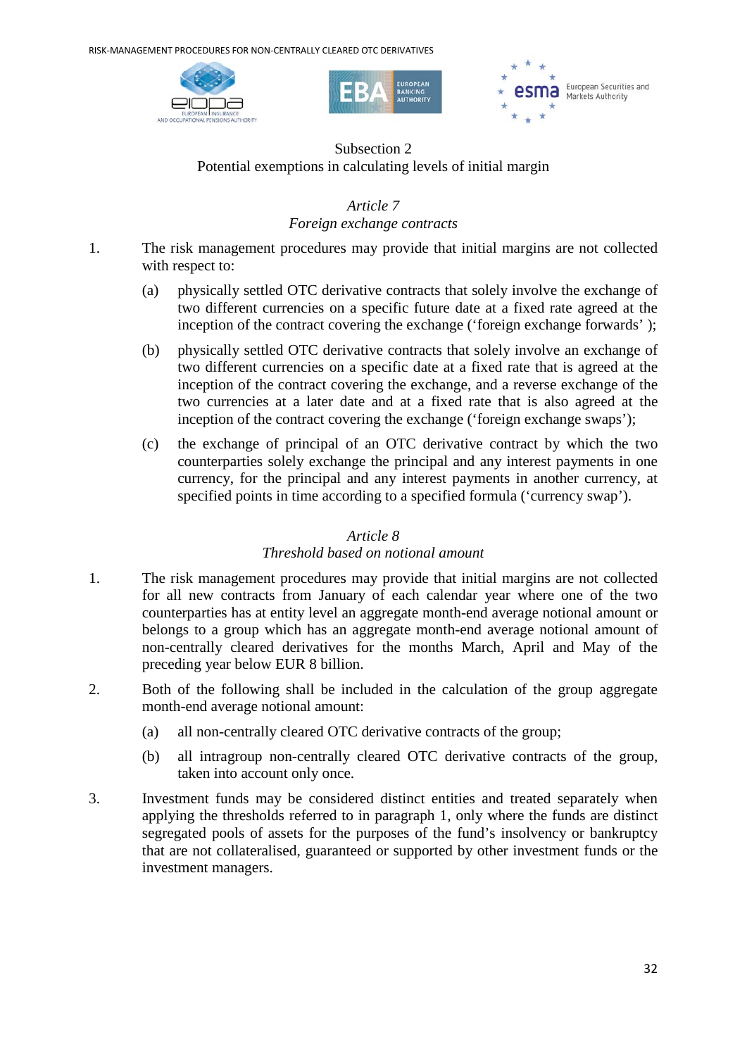Subsection 2
Potential exemptions in calculating levels of initial margin

*Article 7*
*Foreign exchange contracts*

1. The risk management procedures may provide that initial margins are not collected with respect to:

   (a) physically settled OTC derivative contracts that solely involve the exchange of two different currencies on a specific future date at a fixed rate agreed at the inception of the contract covering the exchange ('foreign exchange forwards' );

   (b) physically settled OTC derivative contracts that solely involve an exchange of two different currencies on a specific date at a fixed rate that is agreed at the inception of the contract covering the exchange, and a reverse exchange of the two currencies at a later date and at a fixed rate that is also agreed at the inception of the contract covering the exchange ('foreign exchange swaps');

   (c) the exchange of principal of an OTC derivative contract by which the two counterparties solely exchange the principal and any interest payments in one currency, for the principal and any interest payments in another currency, at specified points in time according to a specified formula ('currency swap').

*Article 8*
*Threshold based on notional amount*

1. The risk management procedures may provide that initial margins are not collected for all new contracts from January of each calendar year where one of the two counterparties has at entity level an aggregate month-end average notional amount or belongs to a group which has an aggregate month-end average notional amount of non-centrally cleared derivatives for the months March, April and May of the preceding year below EUR 8 billion.

2. Both of the following shall be included in the calculation of the group aggregate month-end average notional amount:

   (a) all non-centrally cleared OTC derivative contracts of the group;

   (b) all intragroup non-centrally cleared OTC derivative contracts of the group, taken into account only once.

3. Investment funds may be considered distinct entities and treated separately when applying the thresholds referred to in paragraph 1, only where the funds are distinct segregated pools of assets for the purposes of the fund's insolvency or bankruptcy that are not collateralised, guaranteed or supported by other investment funds or the investment managers.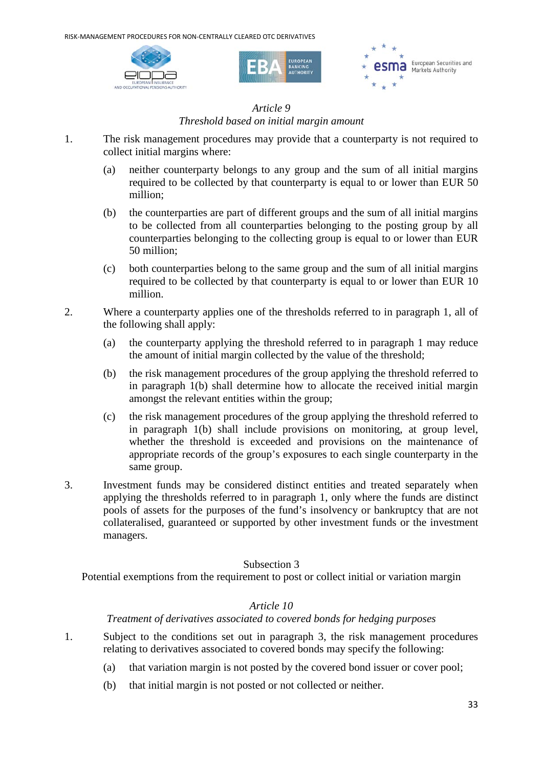*Article 9*

*Threshold based on initial margin amount*

1. The risk management procedures may provide that a counterparty is not required to collect initial margins where:

   (a) neither counterparty belongs to any group and the sum of all initial margins required to be collected by that counterparty is equal to or lower than EUR 50 million;

   (b) the counterparties are part of different groups and the sum of all initial margins to be collected from all counterparties belonging to the posting group by all counterparties belonging to the collecting group is equal to or lower than EUR 50 million;

   (c) both counterparties belong to the same group and the sum of all initial margins required to be collected by that counterparty is equal to or lower than EUR 10 million.

2. Where a counterparty applies one of the thresholds referred to in paragraph 1, all of the following shall apply:

   (a) the counterparty applying the threshold referred to in paragraph 1 may reduce the amount of initial margin collected by the value of the threshold;

   (b) the risk management procedures of the group applying the threshold referred to in paragraph 1(b) shall determine how to allocate the received initial margin amongst the relevant entities within the group;

   (c) the risk management procedures of the group applying the threshold referred to in paragraph 1(b) shall include provisions on monitoring, at group level, whether the threshold is exceeded and provisions on the maintenance of appropriate records of the group's exposures to each single counterparty in the same group.

3. Investment funds may be considered distinct entities and treated separately when applying the thresholds referred to in paragraph 1, only where the funds are distinct pools of assets for the purposes of the fund's insolvency or bankruptcy that are not collateralised, guaranteed or supported by other investment funds or the investment managers.

Subsection 3

Potential exemptions from the requirement to post or collect initial or variation margin

*Article 10*

*Treatment of derivatives associated to covered bonds for hedging purposes*

1. Subject to the conditions set out in paragraph 3, the risk management procedures relating to derivatives associated to covered bonds may specify the following:

   (a) that variation margin is not posted by the covered bond issuer or cover pool;

   (b) that initial margin is not posted or not collected or neither.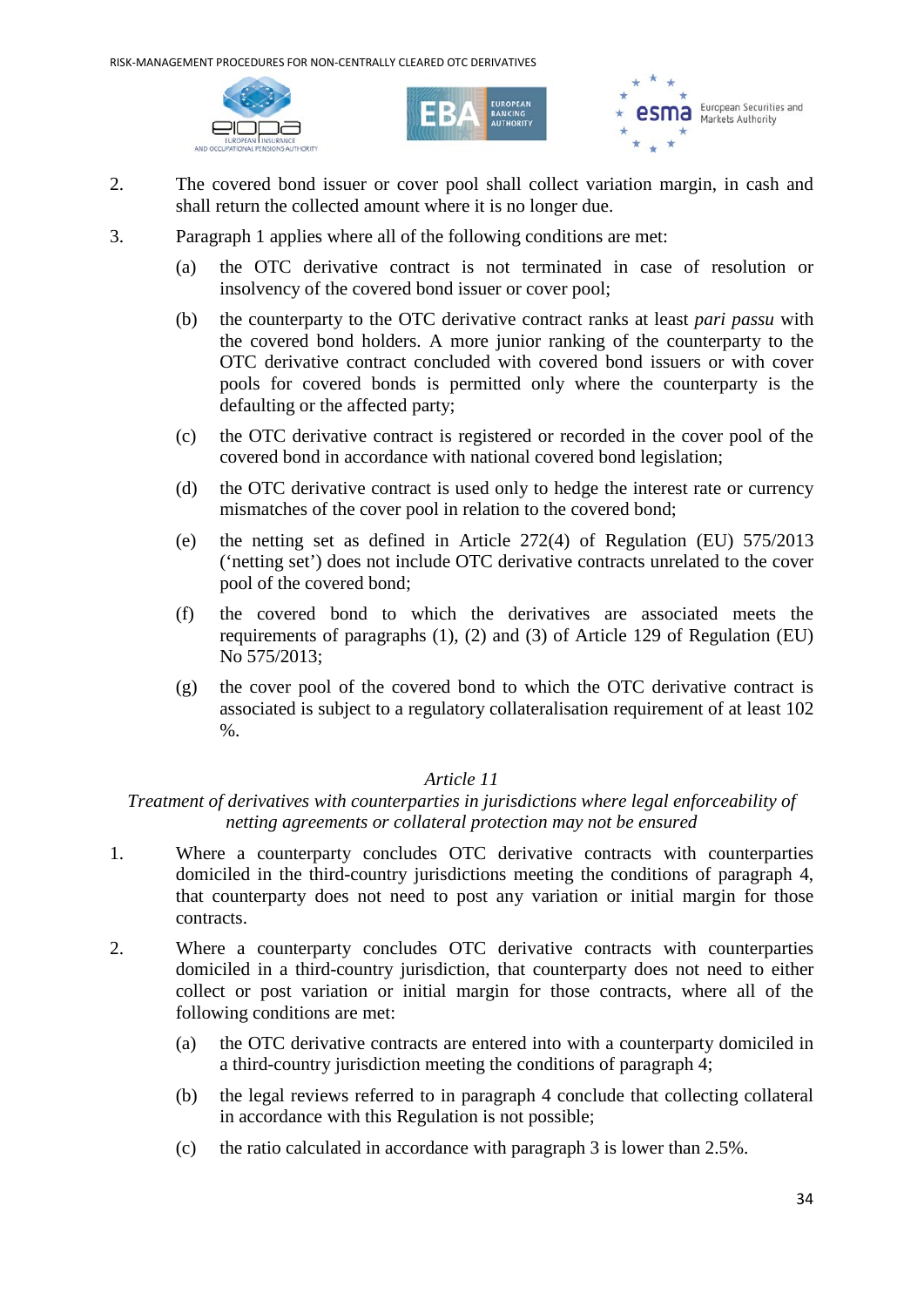2. The covered bond issuer or cover pool shall collect variation margin, in cash and shall return the collected amount where it is no longer due.

3. Paragraph 1 applies where all of the following conditions are met:

   (a) the OTC derivative contract is not terminated in case of resolution or insolvency of the covered bond issuer or cover pool;

   (b) the counterparty to the OTC derivative contract ranks at least *pari passu* with the covered bond holders. A more junior ranking of the counterparty to the OTC derivative contract concluded with covered bond issuers or with cover pools for covered bonds is permitted only where the counterparty is the defaulting or the affected party;

   (c) the OTC derivative contract is registered or recorded in the cover pool of the covered bond in accordance with national covered bond legislation;

   (d) the OTC derivative contract is used only to hedge the interest rate or currency mismatches of the cover pool in relation to the covered bond;

   (e) the netting set as defined in Article 272(4) of Regulation (EU) 575/2013 ('netting set') does not include OTC derivative contracts unrelated to the cover pool of the covered bond;

   (f) the covered bond to which the derivatives are associated meets the requirements of paragraphs (1), (2) and (3) of Article 129 of Regulation (EU) No 575/2013;

   (g) the cover pool of the covered bond to which the OTC derivative contract is associated is subject to a regulatory collateralisation requirement of at least 102 %.

*Article 11*

*Treatment of derivatives with counterparties in jurisdictions where legal enforceability of netting agreements or collateral protection may not be ensured*

1. Where a counterparty concludes OTC derivative contracts with counterparties domiciled in the third-country jurisdictions meeting the conditions of paragraph 4, that counterparty does not need to post any variation or initial margin for those contracts.

2. Where a counterparty concludes OTC derivative contracts with counterparties domiciled in a third-country jurisdiction, that counterparty does not need to either collect or post variation or initial margin for those contracts, where all of the following conditions are met:

   (a) the OTC derivative contracts are entered into with a counterparty domiciled in a third-country jurisdiction meeting the conditions of paragraph 4;

   (b) the legal reviews referred to in paragraph 4 conclude that collecting collateral in accordance with this Regulation is not possible;

   (c) the ratio calculated in accordance with paragraph 3 is lower than 2.5%.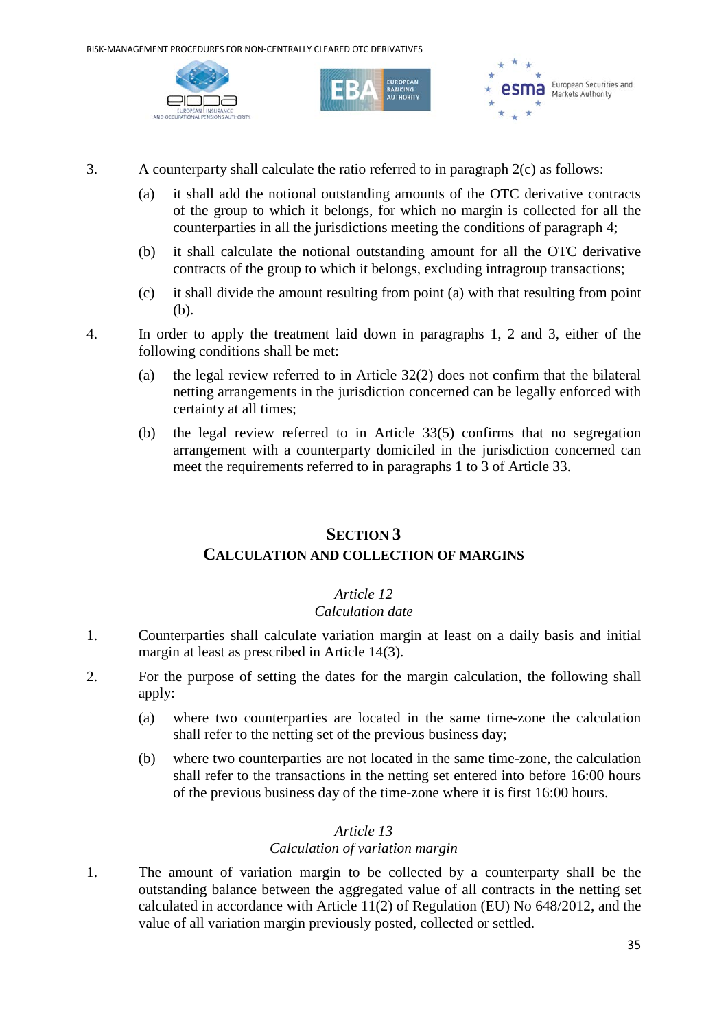3. A counterparty shall calculate the ratio referred to in paragraph 2(c) as follows:

   (a) it shall add the notional outstanding amounts of the OTC derivative contracts of the group to which it belongs, for which no margin is collected for all the counterparties in all the jurisdictions meeting the conditions of paragraph 4;

   (b) it shall calculate the notional outstanding amount for all the OTC derivative contracts of the group to which it belongs, excluding intragroup transactions;

   (c) it shall divide the amount resulting from point (a) with that resulting from point (b).

4. In order to apply the treatment laid down in paragraphs 1, 2 and 3, either of the following conditions shall be met:

   (a) the legal review referred to in Article 32(2) does not confirm that the bilateral netting arrangements in the jurisdiction concerned can be legally enforced with certainty at all times;

   (b) the legal review referred to in Article 33(5) confirms that no segregation arrangement with a counterparty domiciled in the jurisdiction concerned can meet the requirements referred to in paragraphs 1 to 3 of Article 33.

## SECTION 3
## CALCULATION AND COLLECTION OF MARGINS

### *Article 12*
### *Calculation date*

1. Counterparties shall calculate variation margin at least on a daily basis and initial margin at least as prescribed in Article 14(3).

2. For the purpose of setting the dates for the margin calculation, the following shall apply:

   (a) where two counterparties are located in the same time-zone the calculation shall refer to the netting set of the previous business day;

   (b) where two counterparties are not located in the same time-zone, the calculation shall refer to the transactions in the netting set entered into before 16:00 hours of the previous business day of the time-zone where it is first 16:00 hours.

### *Article 13*
### *Calculation of variation margin*

1. The amount of variation margin to be collected by a counterparty shall be the outstanding balance between the aggregated value of all contracts in the netting set calculated in accordance with Article 11(2) of Regulation (EU) No 648/2012, and the value of all variation margin previously posted, collected or settled.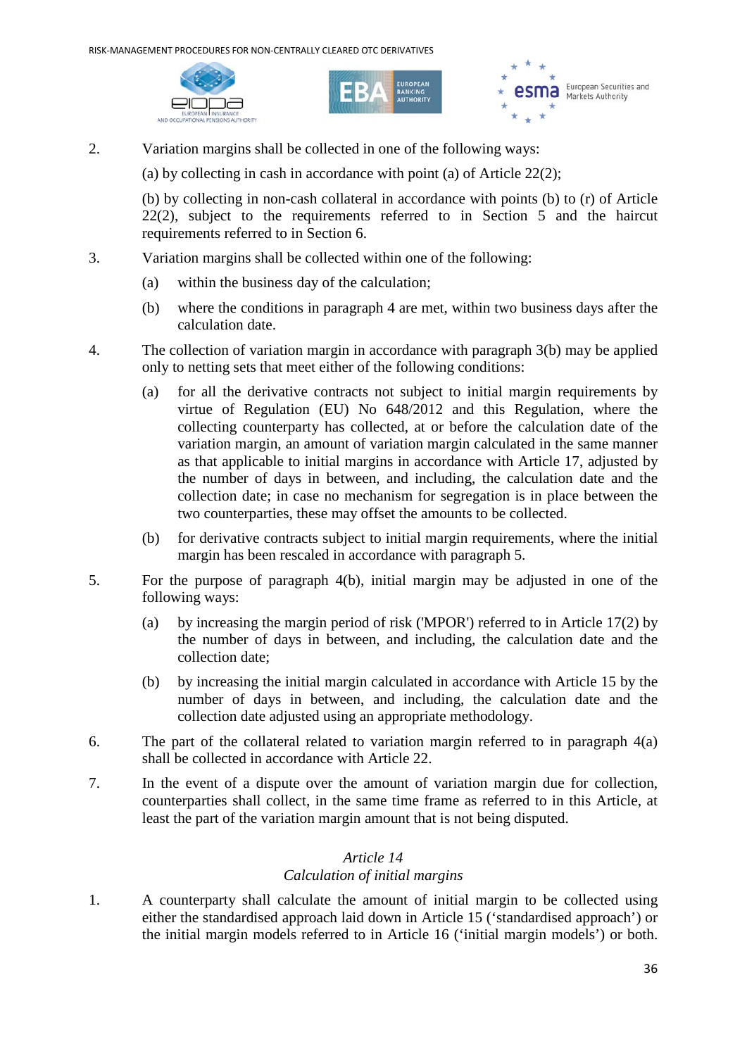2. Variation margins shall be collected in one of the following ways:

   (a) by collecting in cash in accordance with point (a) of Article 22(2);

   (b) by collecting in non-cash collateral in accordance with points (b) to (r) of Article 22(2), subject to the requirements referred to in Section 5 and the haircut requirements referred to in Section 6.

3. Variation margins shall be collected within one of the following:

   (a) within the business day of the calculation;

   (b) where the conditions in paragraph 4 are met, within two business days after the calculation date.

4. The collection of variation margin in accordance with paragraph 3(b) may be applied only to netting sets that meet either of the following conditions:

   (a) for all the derivative contracts not subject to initial margin requirements by virtue of Regulation (EU) No 648/2012 and this Regulation, where the collecting counterparty has collected, at or before the calculation date of the variation margin, an amount of variation margin calculated in the same manner as that applicable to initial margins in accordance with Article 17, adjusted by the number of days in between, and including, the calculation date and the collection date; in case no mechanism for segregation is in place between the two counterparties, these may offset the amounts to be collected.

   (b) for derivative contracts subject to initial margin requirements, where the initial margin has been rescaled in accordance with paragraph 5.

5. For the purpose of paragraph 4(b), initial margin may be adjusted in one of the following ways:

   (a) by increasing the margin period of risk ('MPOR') referred to in Article 17(2) by the number of days in between, and including, the calculation date and the collection date;

   (b) by increasing the initial margin calculated in accordance with Article 15 by the number of days in between, and including, the calculation date and the collection date adjusted using an appropriate methodology.

6. The part of the collateral related to variation margin referred to in paragraph 4(a) shall be collected in accordance with Article 22.

7. In the event of a dispute over the amount of variation margin due for collection, counterparties shall collect, in the same time frame as referred to in this Article, at least the part of the variation margin amount that is not being disputed.

### *Article 14*
### *Calculation of initial margins*

1. A counterparty shall calculate the amount of initial margin to be collected using either the standardised approach laid down in Article 15 ('standardised approach') or the initial margin models referred to in Article 16 ('initial margin models') or both.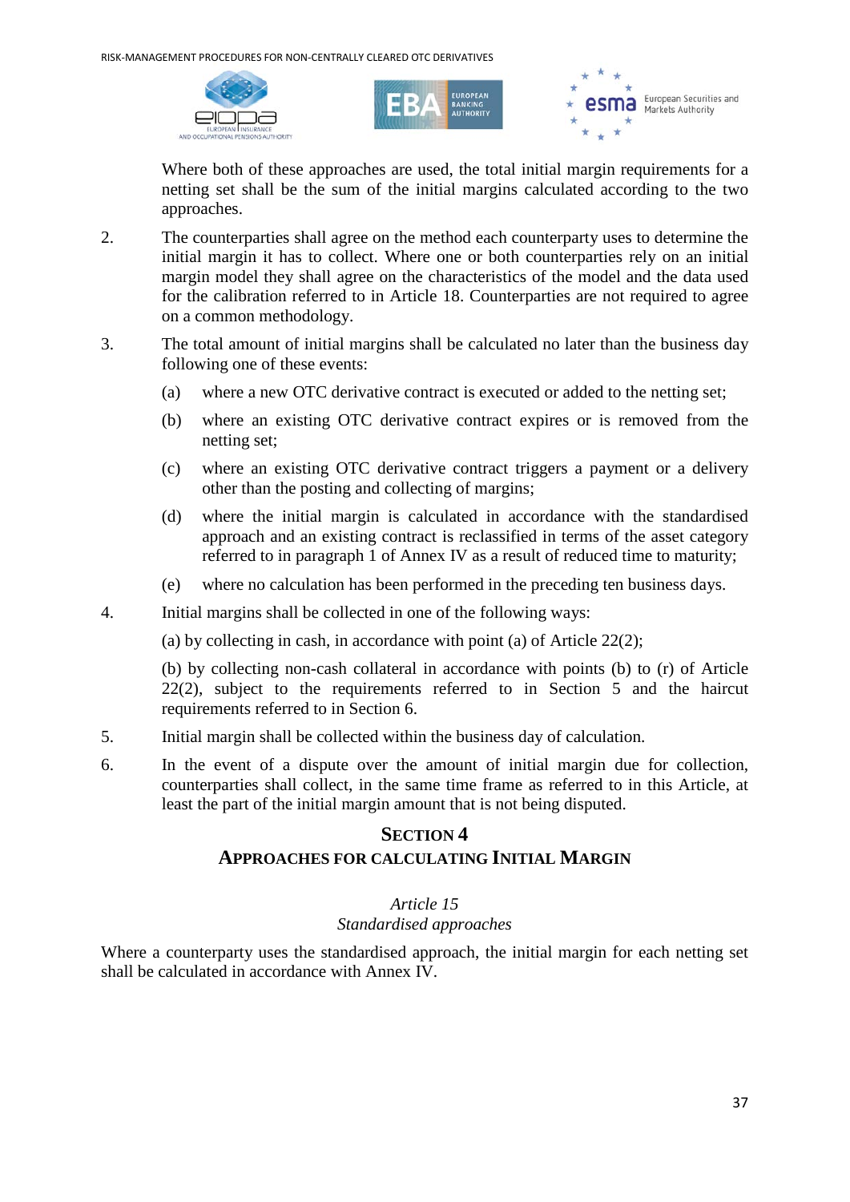Where both of these approaches are used, the total initial margin requirements for a netting set shall be the sum of the initial margins calculated according to the two approaches.

2. The counterparties shall agree on the method each counterparty uses to determine the initial margin it has to collect. Where one or both counterparties rely on an initial margin model they shall agree on the characteristics of the model and the data used for the calibration referred to in Article 18. Counterparties are not required to agree on a common methodology.

3. The total amount of initial margins shall be calculated no later than the business day following one of these events:

   (a) where a new OTC derivative contract is executed or added to the netting set;

   (b) where an existing OTC derivative contract expires or is removed from the netting set;

   (c) where an existing OTC derivative contract triggers a payment or a delivery other than the posting and collecting of margins;

   (d) where the initial margin is calculated in accordance with the standardised approach and an existing contract is reclassified in terms of the asset category referred to in paragraph 1 of Annex IV as a result of reduced time to maturity;

   (e) where no calculation has been performed in the preceding ten business days.

4. Initial margins shall be collected in one of the following ways:

   (a) by collecting in cash, in accordance with point (a) of Article 22(2);

   (b) by collecting non-cash collateral in accordance with points (b) to (r) of Article 22(2), subject to the requirements referred to in Section 5 and the haircut requirements referred to in Section 6.

5. Initial margin shall be collected within the business day of calculation.

6. In the event of a dispute over the amount of initial margin due for collection, counterparties shall collect, in the same time frame as referred to in this Article, at least the part of the initial margin amount that is not being disputed.

## SECTION 4
## APPROACHES FOR CALCULATING INITIAL MARGIN

### *Article 15*
### *Standardised approaches*

Where a counterparty uses the standardised approach, the initial margin for each netting set shall be calculated in accordance with Annex IV.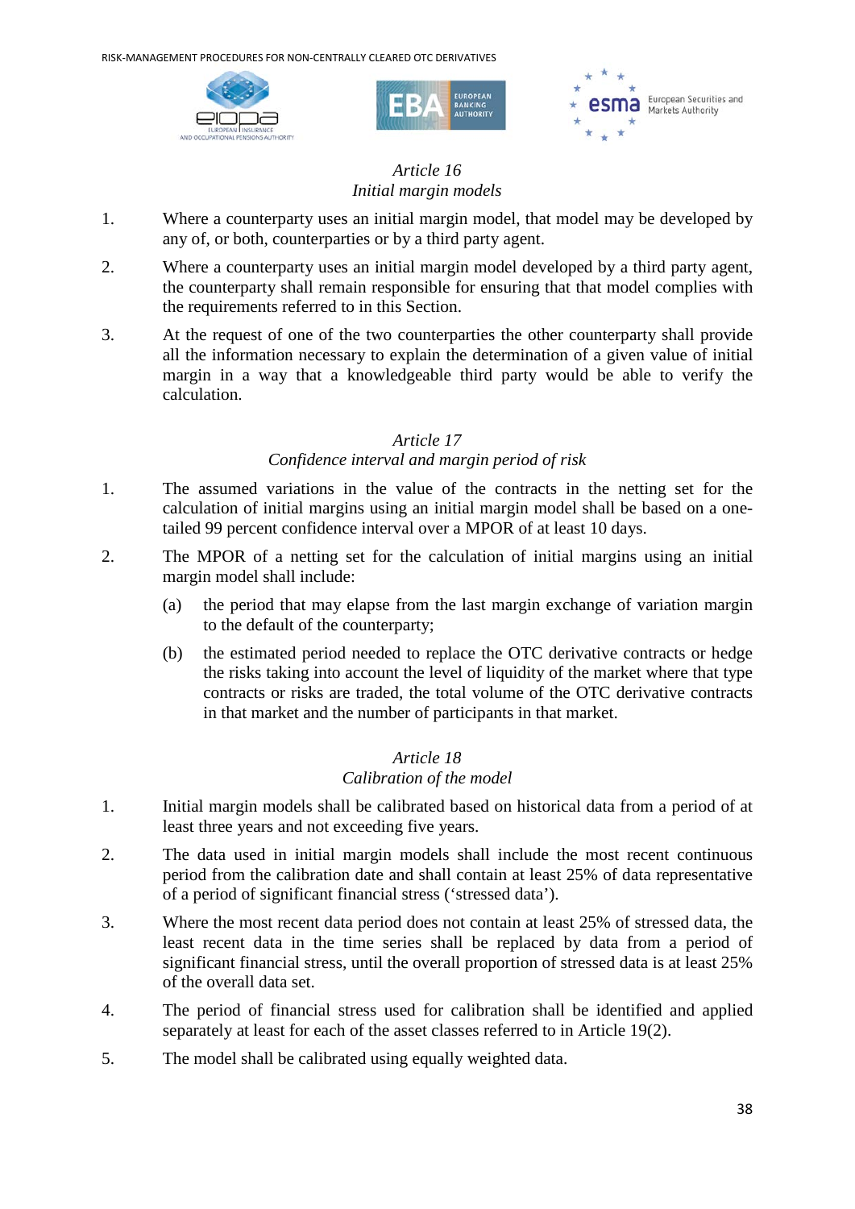### *Article 16*
### *Initial margin models*

1. Where a counterparty uses an initial margin model, that model may be developed by any of, or both, counterparties or by a third party agent.
2. Where a counterparty uses an initial margin model developed by a third party agent, the counterparty shall remain responsible for ensuring that that model complies with the requirements referred to in this Section.
3. At the request of one of the two counterparties the other counterparty shall provide all the information necessary to explain the determination of a given value of initial margin in a way that a knowledgeable third party would be able to verify the calculation.

### *Article 17*
### *Confidence interval and margin period of risk*

1. The assumed variations in the value of the contracts in the netting set for the calculation of initial margins using an initial margin model shall be based on a one-tailed 99 percent confidence interval over a MPOR of at least 10 days.
2. The MPOR of a netting set for the calculation of initial margins using an initial margin model shall include:
   (a) the period that may elapse from the last margin exchange of variation margin to the default of the counterparty;
   (b) the estimated period needed to replace the OTC derivative contracts or hedge the risks taking into account the level of liquidity of the market where that type contracts or risks are traded, the total volume of the OTC derivative contracts in that market and the number of participants in that market.

### *Article 18*
### *Calibration of the model*

1. Initial margin models shall be calibrated based on historical data from a period of at least three years and not exceeding five years.
2. The data used in initial margin models shall include the most recent continuous period from the calibration date and shall contain at least 25% of data representative of a period of significant financial stress ('stressed data').
3. Where the most recent data period does not contain at least 25% of stressed data, the least recent data in the time series shall be replaced by data from a period of significant financial stress, until the overall proportion of stressed data is at least 25% of the overall data set.
4. The period of financial stress used for calibration shall be identified and applied separately at least for each of the asset classes referred to in Article 19(2).
5. The model shall be calibrated using equally weighted data.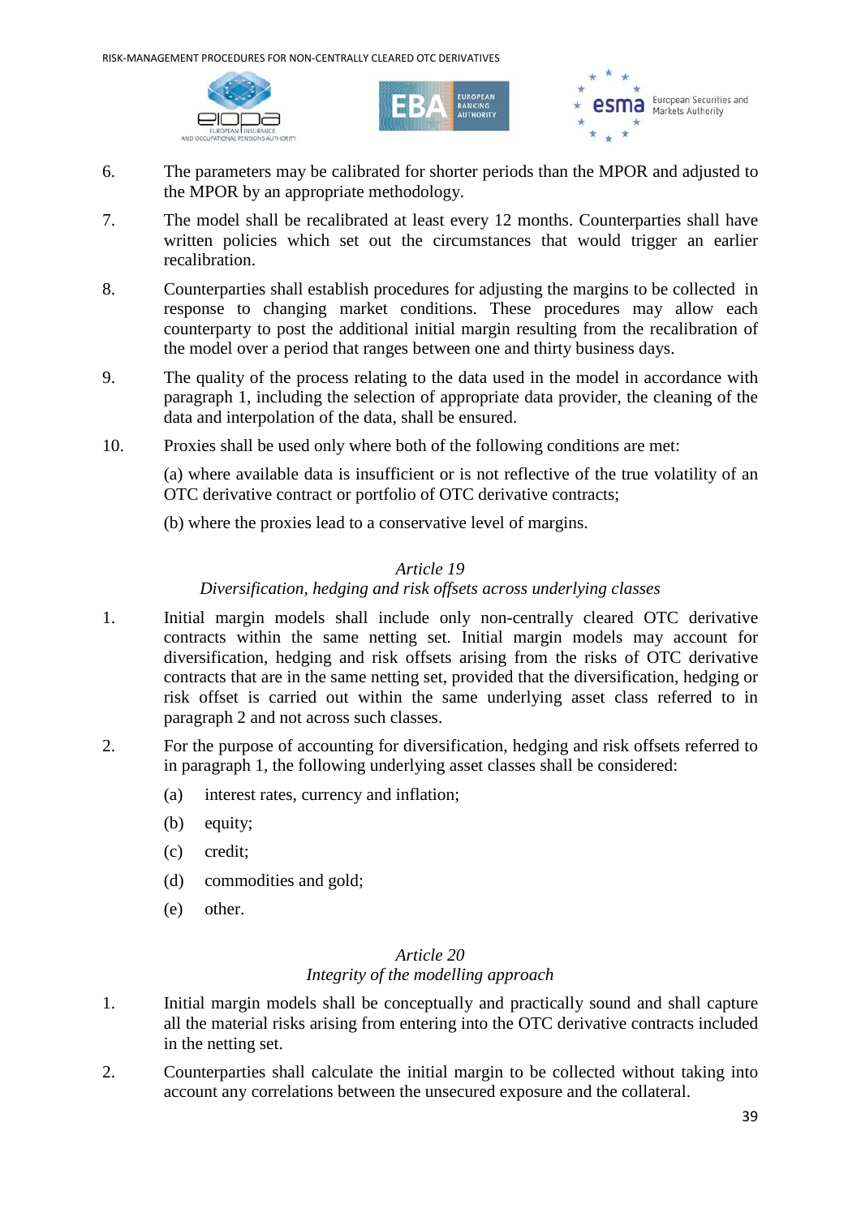6. The parameters may be calibrated for shorter periods than the MPOR and adjusted to the MPOR by an appropriate methodology.

7. The model shall be recalibrated at least every 12 months. Counterparties shall have written policies which set out the circumstances that would trigger an earlier recalibration.

8. Counterparties shall establish procedures for adjusting the margins to be collected in response to changing market conditions. These procedures may allow each counterparty to post the additional initial margin resulting from the recalibration of the model over a period that ranges between one and thirty business days.

9. The quality of the process relating to the data used in the model in accordance with paragraph 1, including the selection of appropriate data provider, the cleaning of the data and interpolation of the data, shall be ensured.

10. Proxies shall be used only where both of the following conditions are met:

    (a) where available data is insufficient or is not reflective of the true volatility of an OTC derivative contract or portfolio of OTC derivative contracts;

    (b) where the proxies lead to a conservative level of margins.

*Article 19*

*Diversification, hedging and risk offsets across underlying classes*

1. Initial margin models shall include only non-centrally cleared OTC derivative contracts within the same netting set. Initial margin models may account for diversification, hedging and risk offsets arising from the risks of OTC derivative contracts that are in the same netting set, provided that the diversification, hedging or risk offset is carried out within the same underlying asset class referred to in paragraph 2 and not across such classes.

2. For the purpose of accounting for diversification, hedging and risk offsets referred to in paragraph 1, the following underlying asset classes shall be considered:

    (a) interest rates, currency and inflation;

    (b) equity;

    (c) credit;

    (d) commodities and gold;

    (e) other.

*Article 20*

*Integrity of the modelling approach*

1. Initial margin models shall be conceptually and practically sound and shall capture all the material risks arising from entering into the OTC derivative contracts included in the netting set.

2. Counterparties shall calculate the initial margin to be collected without taking into account any correlations between the unsecured exposure and the collateral.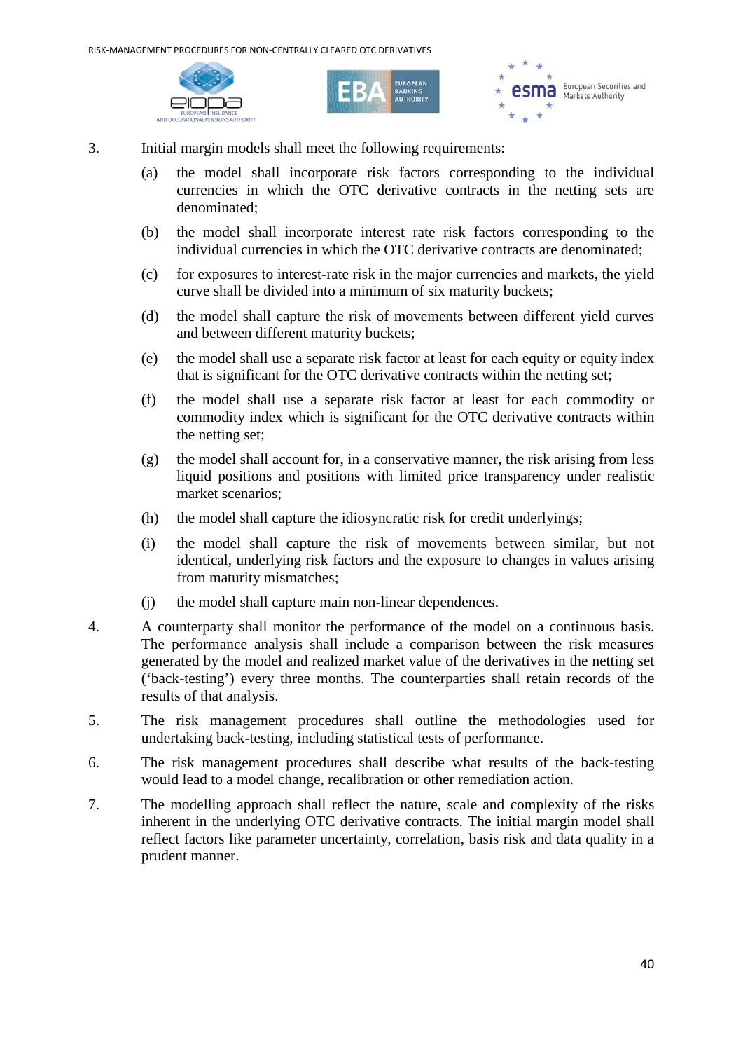3. Initial margin models shall meet the following requirements:

   (a) the model shall incorporate risk factors corresponding to the individual currencies in which the OTC derivative contracts in the netting sets are denominated;

   (b) the model shall incorporate interest rate risk factors corresponding to the individual currencies in which the OTC derivative contracts are denominated;

   (c) for exposures to interest-rate risk in the major currencies and markets, the yield curve shall be divided into a minimum of six maturity buckets;

   (d) the model shall capture the risk of movements between different yield curves and between different maturity buckets;

   (e) the model shall use a separate risk factor at least for each equity or equity index that is significant for the OTC derivative contracts within the netting set;

   (f) the model shall use a separate risk factor at least for each commodity or commodity index which is significant for the OTC derivative contracts within the netting set;

   (g) the model shall account for, in a conservative manner, the risk arising from less liquid positions and positions with limited price transparency under realistic market scenarios;

   (h) the model shall capture the idiosyncratic risk for credit underlyings;

   (i) the model shall capture the risk of movements between similar, but not identical, underlying risk factors and the exposure to changes in values arising from maturity mismatches;

   (j) the model shall capture main non-linear dependences.

4. A counterparty shall monitor the performance of the model on a continuous basis. The performance analysis shall include a comparison between the risk measures generated by the model and realized market value of the derivatives in the netting set ('back-testing') every three months. The counterparties shall retain records of the results of that analysis.

5. The risk management procedures shall outline the methodologies used for undertaking back-testing, including statistical tests of performance.

6. The risk management procedures shall describe what results of the back-testing would lead to a model change, recalibration or other remediation action.

7. The modelling approach shall reflect the nature, scale and complexity of the risks inherent in the underlying OTC derivative contracts. The initial margin model shall reflect factors like parameter uncertainty, correlation, basis risk and data quality in a prudent manner.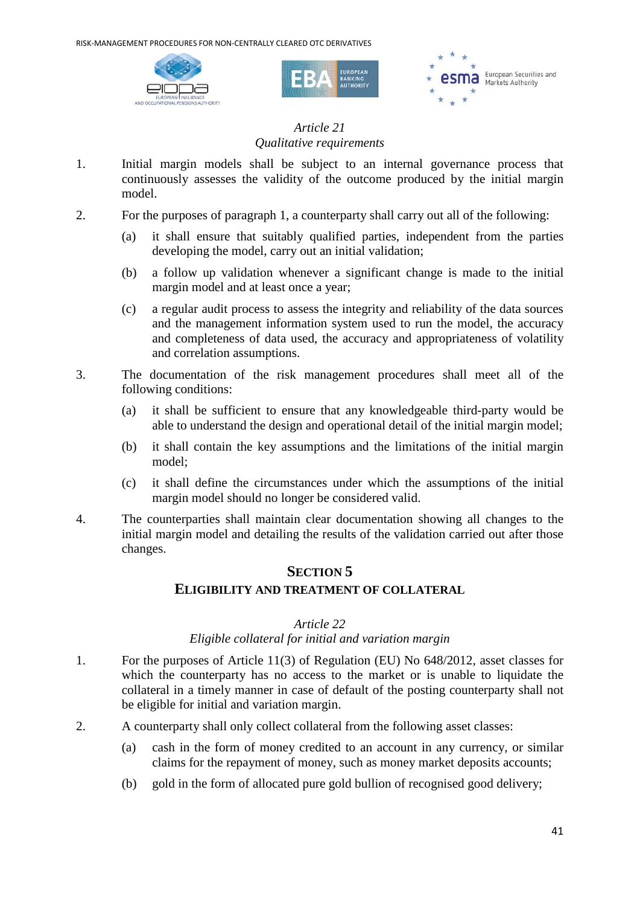*Article 21*
*Qualitative requirements*

1. Initial margin models shall be subject to an internal governance process that continuously assesses the validity of the outcome produced by the initial margin model.

2. For the purposes of paragraph 1, a counterparty shall carry out all of the following:

   (a) it shall ensure that suitably qualified parties, independent from the parties developing the model, carry out an initial validation;

   (b) a follow up validation whenever a significant change is made to the initial margin model and at least once a year;

   (c) a regular audit process to assess the integrity and reliability of the data sources and the management information system used to run the model, the accuracy and completeness of data used, the accuracy and appropriateness of volatility and correlation assumptions.

3. The documentation of the risk management procedures shall meet all of the following conditions:

   (a) it shall be sufficient to ensure that any knowledgeable third-party would be able to understand the design and operational detail of the initial margin model;

   (b) it shall contain the key assumptions and the limitations of the initial margin model;

   (c) it shall define the circumstances under which the assumptions of the initial margin model should no longer be considered valid.

4. The counterparties shall maintain clear documentation showing all changes to the initial margin model and detailing the results of the validation carried out after those changes.

## SECTION 5
## ELIGIBILITY AND TREATMENT OF COLLATERAL

*Article 22*
*Eligible collateral for initial and variation margin*

1. For the purposes of Article 11(3) of Regulation (EU) No 648/2012, asset classes for which the counterparty has no access to the market or is unable to liquidate the collateral in a timely manner in case of default of the posting counterparty shall not be eligible for initial and variation margin.

2. A counterparty shall only collect collateral from the following asset classes:

   (a) cash in the form of money credited to an account in any currency, or similar claims for the repayment of money, such as money market deposits accounts;

   (b) gold in the form of allocated pure gold bullion of recognised good delivery;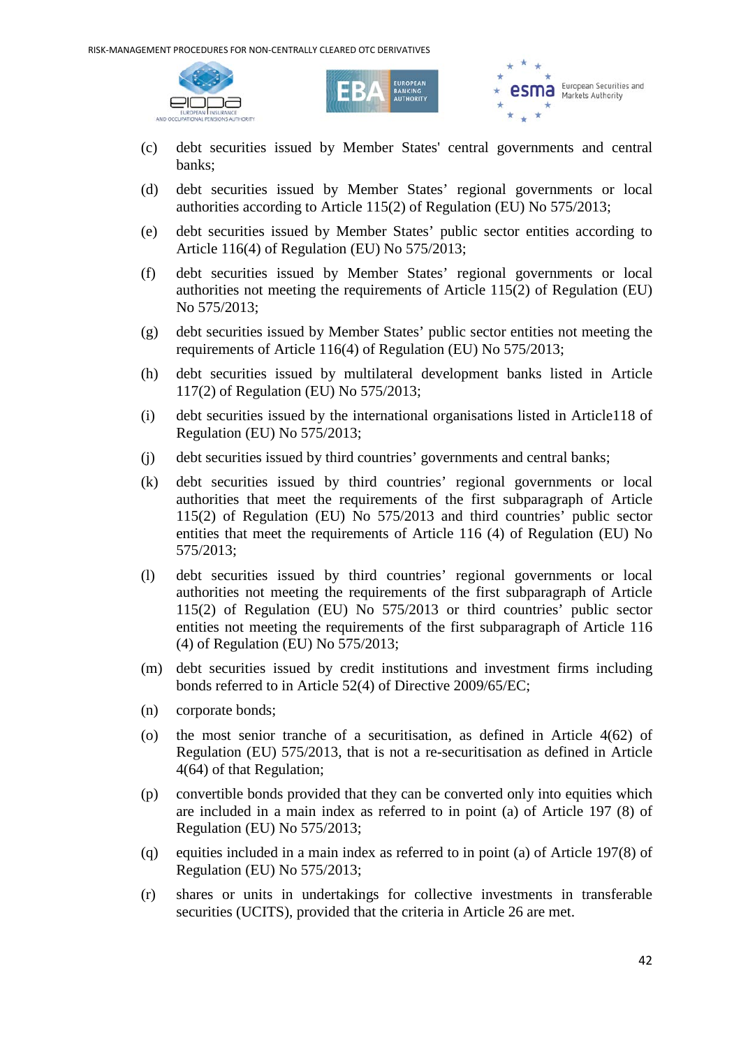(c) debt securities issued by Member States' central governments and central banks;

(d) debt securities issued by Member States' regional governments or local authorities according to Article 115(2) of Regulation (EU) No 575/2013;

(e) debt securities issued by Member States' public sector entities according to Article 116(4) of Regulation (EU) No 575/2013;

(f) debt securities issued by Member States' regional governments or local authorities not meeting the requirements of Article 115(2) of Regulation (EU) No 575/2013;

(g) debt securities issued by Member States' public sector entities not meeting the requirements of Article 116(4) of Regulation (EU) No 575/2013;

(h) debt securities issued by multilateral development banks listed in Article 117(2) of Regulation (EU) No 575/2013;

(i) debt securities issued by the international organisations listed in Article118 of Regulation (EU) No 575/2013;

(j) debt securities issued by third countries' governments and central banks;

(k) debt securities issued by third countries' regional governments or local authorities that meet the requirements of the first subparagraph of Article 115(2) of Regulation (EU) No 575/2013 and third countries' public sector entities that meet the requirements of Article 116 (4) of Regulation (EU) No 575/2013;

(l) debt securities issued by third countries' regional governments or local authorities not meeting the requirements of the first subparagraph of Article 115(2) of Regulation (EU) No 575/2013 or third countries' public sector entities not meeting the requirements of the first subparagraph of Article 116 (4) of Regulation (EU) No 575/2013;

(m) debt securities issued by credit institutions and investment firms including bonds referred to in Article 52(4) of Directive 2009/65/EC;

(n) corporate bonds;

(o) the most senior tranche of a securitisation, as defined in Article 4(62) of Regulation (EU) 575/2013, that is not a re-securitisation as defined in Article 4(64) of that Regulation;

(p) convertible bonds provided that they can be converted only into equities which are included in a main index as referred to in point (a) of Article 197 (8) of Regulation (EU) No 575/2013;

(q) equities included in a main index as referred to in point (a) of Article 197(8) of Regulation (EU) No 575/2013;

(r) shares or units in undertakings for collective investments in transferable securities (UCITS), provided that the criteria in Article 26 are met.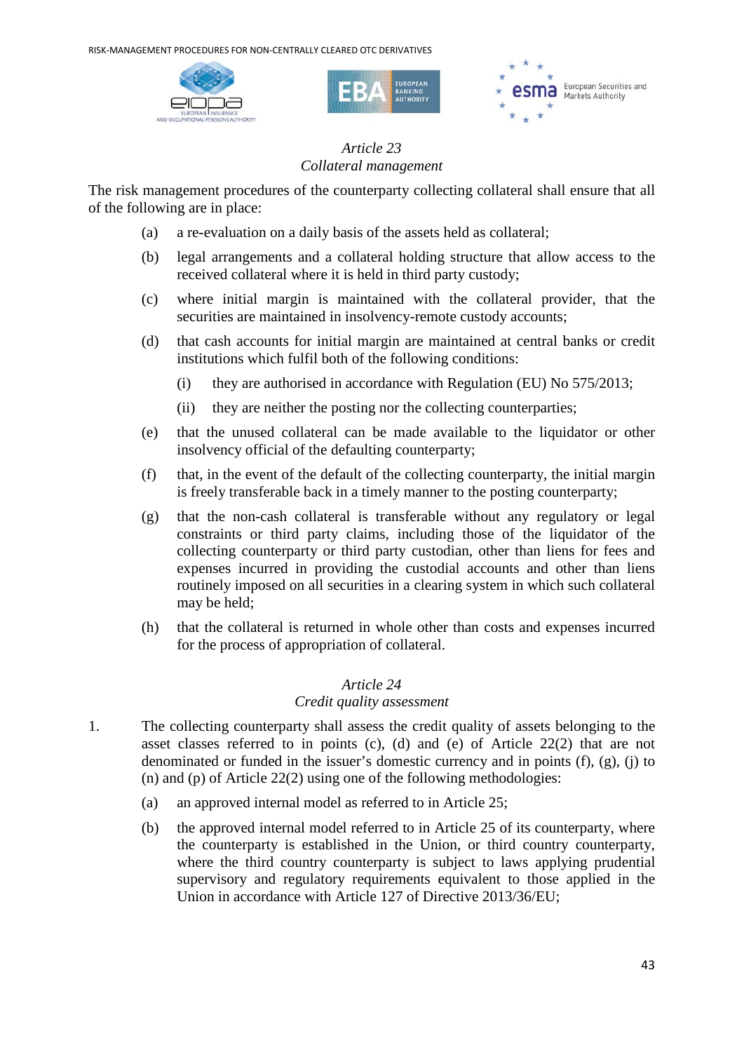*Article 23*
*Collateral management*

The risk management procedures of the counterparty collecting collateral shall ensure that all of the following are in place:

(a) a re-evaluation on a daily basis of the assets held as collateral;

(b) legal arrangements and a collateral holding structure that allow access to the received collateral where it is held in third party custody;

(c) where initial margin is maintained with the collateral provider, that the securities are maintained in insolvency-remote custody accounts;

(d) that cash accounts for initial margin are maintained at central banks or credit institutions which fulfil both of the following conditions:

  (i) they are authorised in accordance with Regulation (EU) No 575/2013;

  (ii) they are neither the posting nor the collecting counterparties;

(e) that the unused collateral can be made available to the liquidator or other insolvency official of the defaulting counterparty;

(f) that, in the event of the default of the collecting counterparty, the initial margin is freely transferable back in a timely manner to the posting counterparty;

(g) that the non-cash collateral is transferable without any regulatory or legal constraints or third party claims, including those of the liquidator of the collecting counterparty or third party custodian, other than liens for fees and expenses incurred in providing the custodial accounts and other than liens routinely imposed on all securities in a clearing system in which such collateral may be held;

(h) that the collateral is returned in whole other than costs and expenses incurred for the process of appropriation of collateral.

*Article 24*
*Credit quality assessment*

1. The collecting counterparty shall assess the credit quality of assets belonging to the asset classes referred to in points (c), (d) and (e) of Article 22(2) that are not denominated or funded in the issuer's domestic currency and in points (f), (g), (j) to (n) and (p) of Article 22(2) using one of the following methodologies:

(a) an approved internal model as referred to in Article 25;

(b) the approved internal model referred to in Article 25 of its counterparty, where the counterparty is established in the Union, or third country counterparty, where the third country counterparty is subject to laws applying prudential supervisory and regulatory requirements equivalent to those applied in the Union in accordance with Article 127 of Directive 2013/36/EU;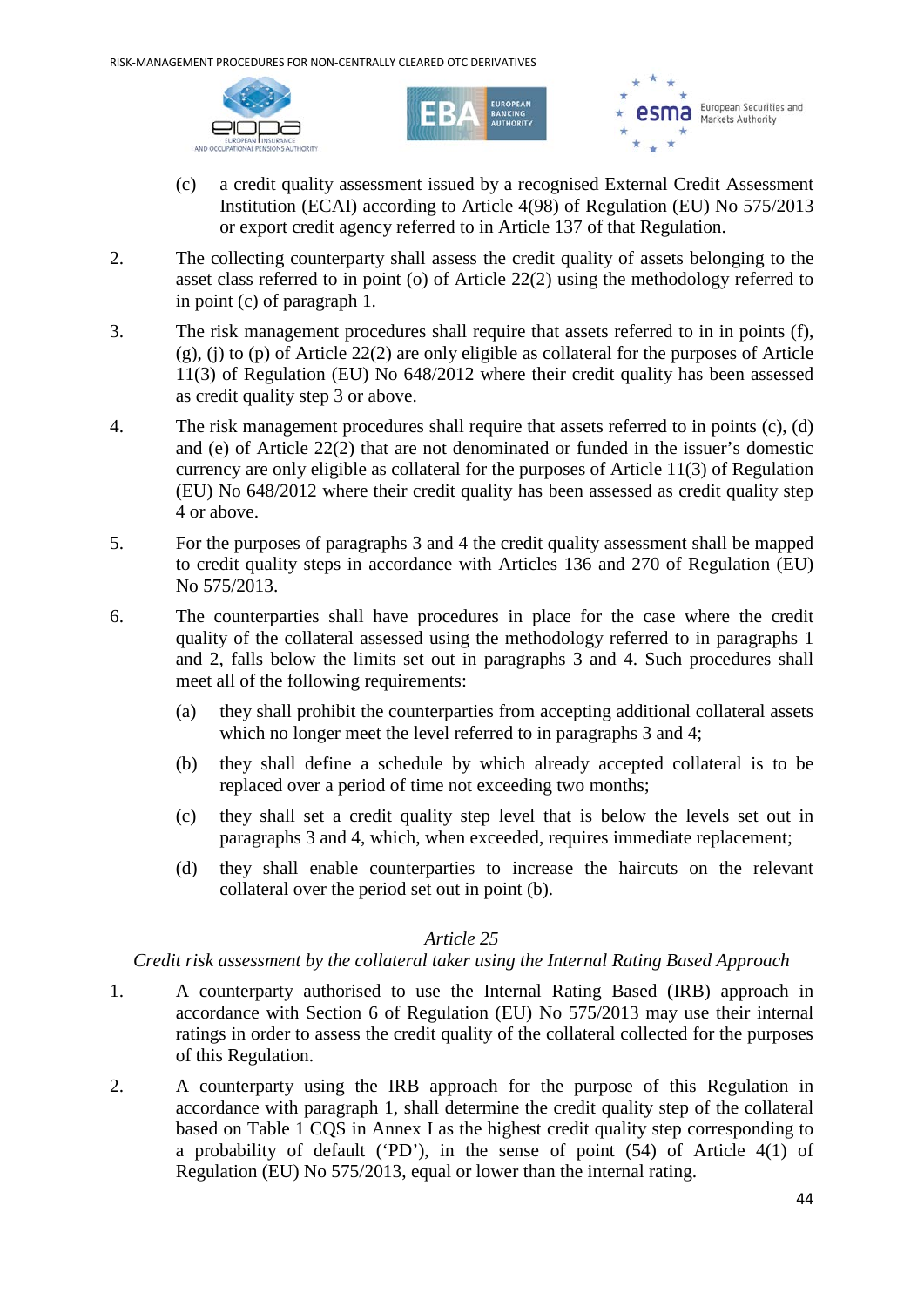(c) a credit quality assessment issued by a recognised External Credit Assessment Institution (ECAI) according to Article 4(98) of Regulation (EU) No 575/2013 or export credit agency referred to in Article 137 of that Regulation.

2. The collecting counterparty shall assess the credit quality of assets belonging to the asset class referred to in point (o) of Article 22(2) using the methodology referred to in point (c) of paragraph 1.

3. The risk management procedures shall require that assets referred to in in points (f), (g), (j) to (p) of Article 22(2) are only eligible as collateral for the purposes of Article 11(3) of Regulation (EU) No 648/2012 where their credit quality has been assessed as credit quality step 3 or above.

4. The risk management procedures shall require that assets referred to in points (c), (d) and (e) of Article 22(2) that are not denominated or funded in the issuer's domestic currency are only eligible as collateral for the purposes of Article 11(3) of Regulation (EU) No 648/2012 where their credit quality has been assessed as credit quality step 4 or above.

5. For the purposes of paragraphs 3 and 4 the credit quality assessment shall be mapped to credit quality steps in accordance with Articles 136 and 270 of Regulation (EU) No 575/2013.

6. The counterparties shall have procedures in place for the case where the credit quality of the collateral assessed using the methodology referred to in paragraphs 1 and 2, falls below the limits set out in paragraphs 3 and 4. Such procedures shall meet all of the following requirements:

   (a) they shall prohibit the counterparties from accepting additional collateral assets which no longer meet the level referred to in paragraphs 3 and 4;

   (b) they shall define a schedule by which already accepted collateral is to be replaced over a period of time not exceeding two months;

   (c) they shall set a credit quality step level that is below the levels set out in paragraphs 3 and 4, which, when exceeded, requires immediate replacement;

   (d) they shall enable counterparties to increase the haircuts on the relevant collateral over the period set out in point (b).

*Article 25*

*Credit risk assessment by the collateral taker using the Internal Rating Based Approach*

1. A counterparty authorised to use the Internal Rating Based (IRB) approach in accordance with Section 6 of Regulation (EU) No 575/2013 may use their internal ratings in order to assess the credit quality of the collateral collected for the purposes of this Regulation.

2. A counterparty using the IRB approach for the purpose of this Regulation in accordance with paragraph 1, shall determine the credit quality step of the collateral based on Table 1 CQS in Annex I as the highest credit quality step corresponding to a probability of default ('PD'), in the sense of point (54) of Article 4(1) of Regulation (EU) No 575/2013, equal or lower than the internal rating.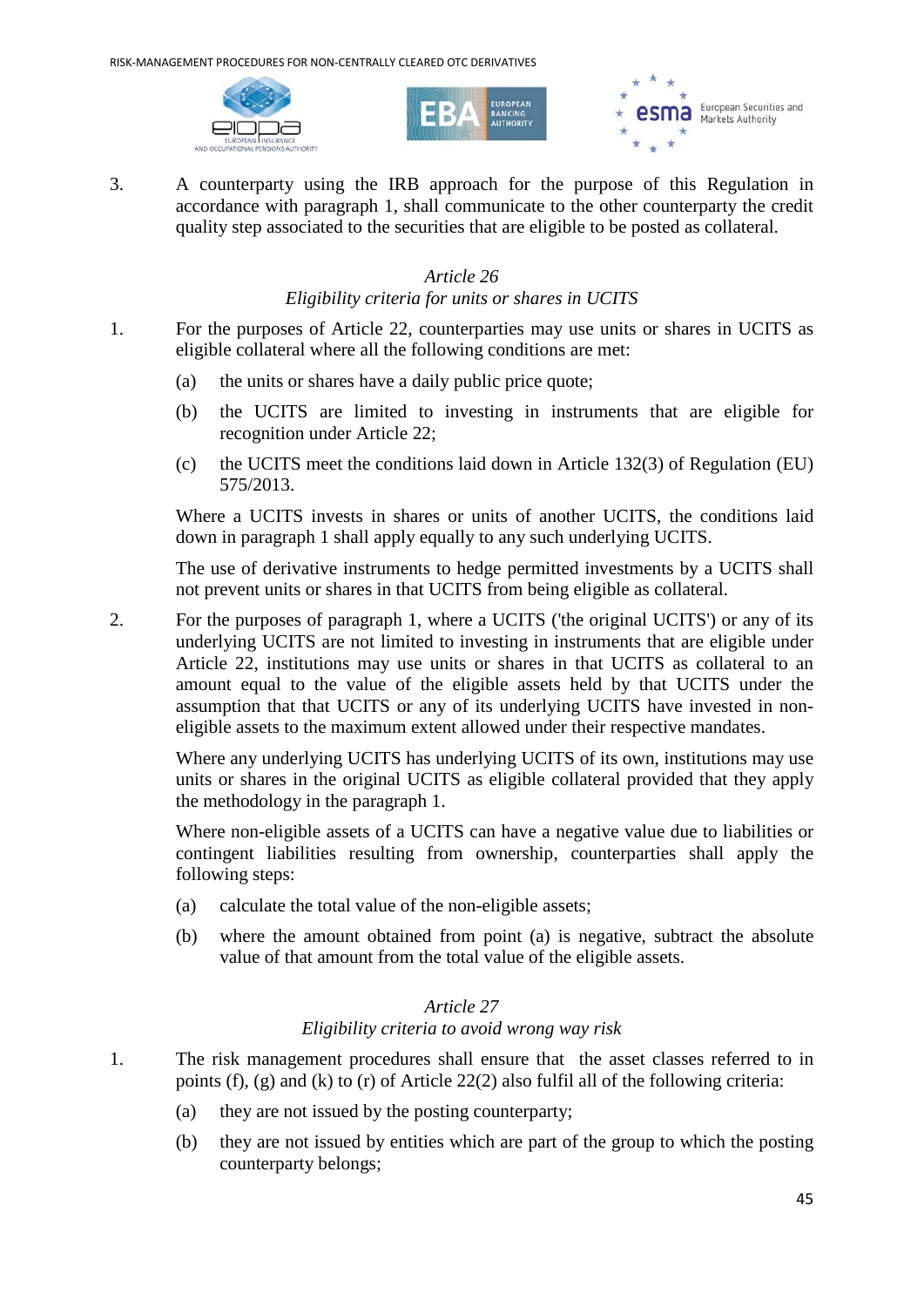3. A counterparty using the IRB approach for the purpose of this Regulation in accordance with paragraph 1, shall communicate to the other counterparty the credit quality step associated to the securities that are eligible to be posted as collateral.

*Article 26*
*Eligibility criteria for units or shares in UCITS*

1. For the purposes of Article 22, counterparties may use units or shares in UCITS as eligible collateral where all the following conditions are met:

   (a) the units or shares have a daily public price quote;

   (b) the UCITS are limited to investing in instruments that are eligible for recognition under Article 22;

   (c) the UCITS meet the conditions laid down in Article 132(3) of Regulation (EU) 575/2013.

   Where a UCITS invests in shares or units of another UCITS, the conditions laid down in paragraph 1 shall apply equally to any such underlying UCITS.

   The use of derivative instruments to hedge permitted investments by a UCITS shall not prevent units or shares in that UCITS from being eligible as collateral.

2. For the purposes of paragraph 1, where a UCITS ('the original UCITS') or any of its underlying UCITS are not limited to investing in instruments that are eligible under Article 22, institutions may use units or shares in that UCITS as collateral to an amount equal to the value of the eligible assets held by that UCITS under the assumption that that UCITS or any of its underlying UCITS have invested in non-eligible assets to the maximum extent allowed under their respective mandates.

   Where any underlying UCITS has underlying UCITS of its own, institutions may use units or shares in the original UCITS as eligible collateral provided that they apply the methodology in the paragraph 1.

   Where non-eligible assets of a UCITS can have a negative value due to liabilities or contingent liabilities resulting from ownership, counterparties shall apply the following steps:

   (a) calculate the total value of the non-eligible assets;

   (b) where the amount obtained from point (a) is negative, subtract the absolute value of that amount from the total value of the eligible assets.

*Article 27*
*Eligibility criteria to avoid wrong way risk*

1. The risk management procedures shall ensure that the asset classes referred to in points (f), (g) and (k) to (r) of Article 22(2) also fulfil all of the following criteria:

   (a) they are not issued by the posting counterparty;

   (b) they are not issued by entities which are part of the group to which the posting counterparty belongs;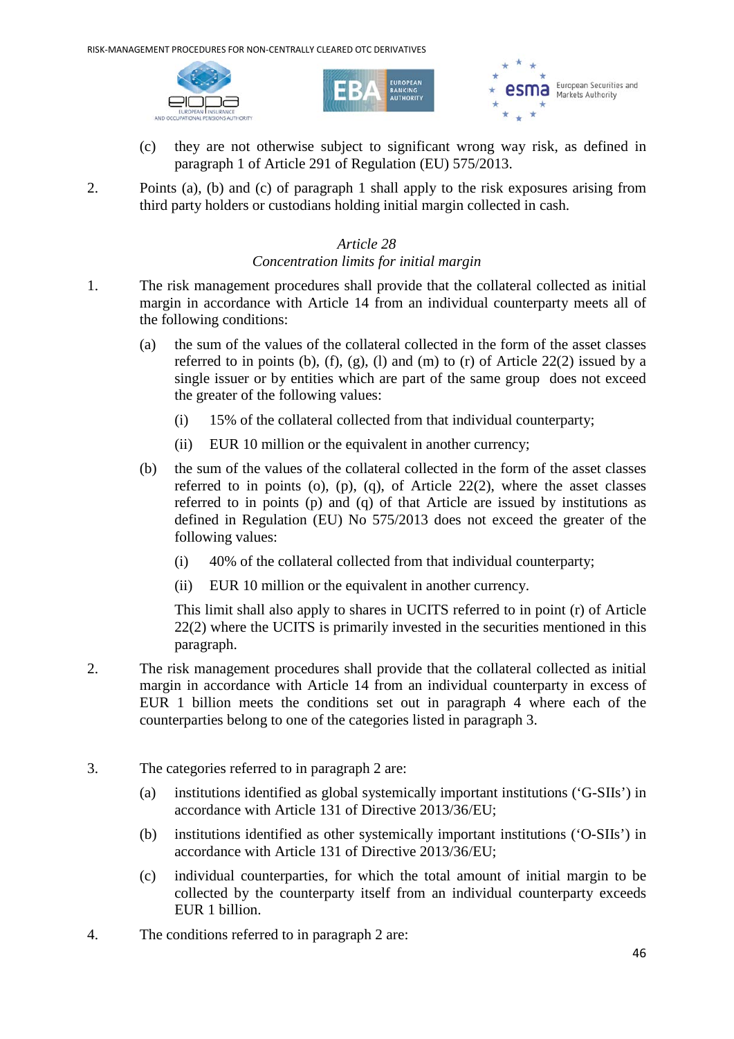(c) they are not otherwise subject to significant wrong way risk, as defined in paragraph 1 of Article 291 of Regulation (EU) 575/2013.

2. Points (a), (b) and (c) of paragraph 1 shall apply to the risk exposures arising from third party holders or custodians holding initial margin collected in cash.

*Article 28*

*Concentration limits for initial margin*

1. The risk management procedures shall provide that the collateral collected as initial margin in accordance with Article 14 from an individual counterparty meets all of the following conditions:

   (a) the sum of the values of the collateral collected in the form of the asset classes referred to in points (b), (f), (g), (l) and (m) to (r) of Article 22(2) issued by a single issuer or by entities which are part of the same group does not exceed the greater of the following values:

      (i) 15% of the collateral collected from that individual counterparty;

      (ii) EUR 10 million or the equivalent in another currency;

   (b) the sum of the values of the collateral collected in the form of the asset classes referred to in points (o), (p), (q), of Article 22(2), where the asset classes referred to in points (p) and (q) of that Article are issued by institutions as defined in Regulation (EU) No 575/2013 does not exceed the greater of the following values:

      (i) 40% of the collateral collected from that individual counterparty;

      (ii) EUR 10 million or the equivalent in another currency.

   This limit shall also apply to shares in UCITS referred to in point (r) of Article 22(2) where the UCITS is primarily invested in the securities mentioned in this paragraph.

2. The risk management procedures shall provide that the collateral collected as initial margin in accordance with Article 14 from an individual counterparty in excess of EUR 1 billion meets the conditions set out in paragraph 4 where each of the counterparties belong to one of the categories listed in paragraph 3.

3. The categories referred to in paragraph 2 are:

   (a) institutions identified as global systemically important institutions ('G-SIIs') in accordance with Article 131 of Directive 2013/36/EU;

   (b) institutions identified as other systemically important institutions ('O-SIIs') in accordance with Article 131 of Directive 2013/36/EU;

   (c) individual counterparties, for which the total amount of initial margin to be collected by the counterparty itself from an individual counterparty exceeds EUR 1 billion.

4. The conditions referred to in paragraph 2 are: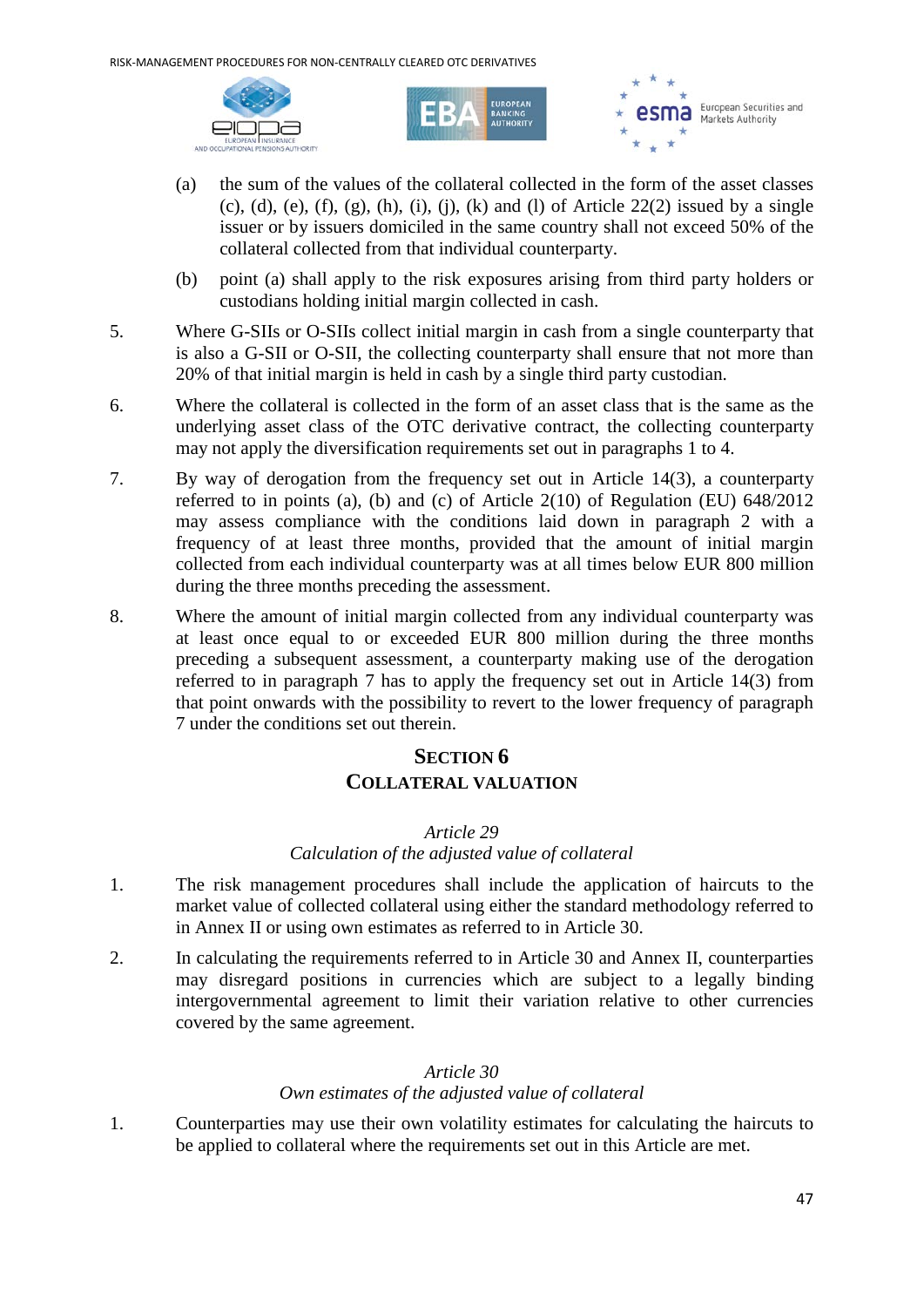(a) the sum of the values of the collateral collected in the form of the asset classes (c), (d), (e), (f), (g), (h), (i), (j), (k) and (l) of Article 22(2) issued by a single issuer or by issuers domiciled in the same country shall not exceed 50% of the collateral collected from that individual counterparty.

(b) point (a) shall apply to the risk exposures arising from third party holders or custodians holding initial margin collected in cash.

5. Where G-SIIs or O-SIIs collect initial margin in cash from a single counterparty that is also a G-SII or O-SII, the collecting counterparty shall ensure that not more than 20% of that initial margin is held in cash by a single third party custodian.

6. Where the collateral is collected in the form of an asset class that is the same as the underlying asset class of the OTC derivative contract, the collecting counterparty may not apply the diversification requirements set out in paragraphs 1 to 4.

7. By way of derogation from the frequency set out in Article 14(3), a counterparty referred to in points (a), (b) and (c) of Article 2(10) of Regulation (EU) 648/2012 may assess compliance with the conditions laid down in paragraph 2 with a frequency of at least three months, provided that the amount of initial margin collected from each individual counterparty was at all times below EUR 800 million during the three months preceding the assessment.

8. Where the amount of initial margin collected from any individual counterparty was at least once equal to or exceeded EUR 800 million during the three months preceding a subsequent assessment, a counterparty making use of the derogation referred to in paragraph 7 has to apply the frequency set out in Article 14(3) from that point onwards with the possibility to revert to the lower frequency of paragraph 7 under the conditions set out therein.

## SECTION 6
## COLLATERAL VALUATION

### *Article 29*
### *Calculation of the adjusted value of collateral*

1. The risk management procedures shall include the application of haircuts to the market value of collected collateral using either the standard methodology referred to in Annex II or using own estimates as referred to in Article 30.

2. In calculating the requirements referred to in Article 30 and Annex II, counterparties may disregard positions in currencies which are subject to a legally binding intergovernmental agreement to limit their variation relative to other currencies covered by the same agreement.

### *Article 30*
### *Own estimates of the adjusted value of collateral*

1. Counterparties may use their own volatility estimates for calculating the haircuts to be applied to collateral where the requirements set out in this Article are met.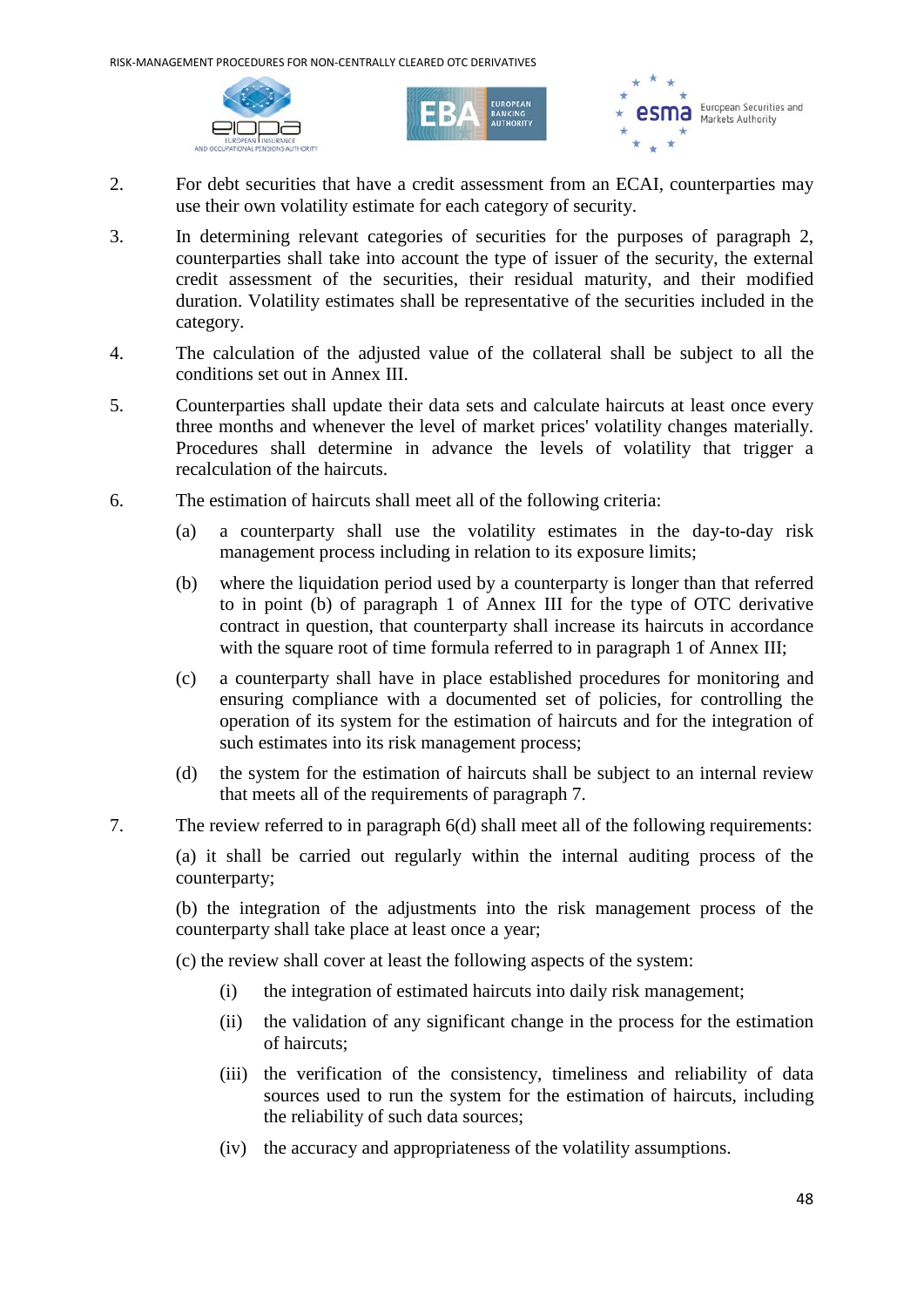2. For debt securities that have a credit assessment from an ECAI, counterparties may use their own volatility estimate for each category of security.

3. In determining relevant categories of securities for the purposes of paragraph 2, counterparties shall take into account the type of issuer of the security, the external credit assessment of the securities, their residual maturity, and their modified duration. Volatility estimates shall be representative of the securities included in the category.

4. The calculation of the adjusted value of the collateral shall be subject to all the conditions set out in Annex III.

5. Counterparties shall update their data sets and calculate haircuts at least once every three months and whenever the level of market prices' volatility changes materially. Procedures shall determine in advance the levels of volatility that trigger a recalculation of the haircuts.

6. The estimation of haircuts shall meet all of the following criteria:

   (a) a counterparty shall use the volatility estimates in the day-to-day risk management process including in relation to its exposure limits;

   (b) where the liquidation period used by a counterparty is longer than that referred to in point (b) of paragraph 1 of Annex III for the type of OTC derivative contract in question, that counterparty shall increase its haircuts in accordance with the square root of time formula referred to in paragraph 1 of Annex III;

   (c) a counterparty shall have in place established procedures for monitoring and ensuring compliance with a documented set of policies, for controlling the operation of its system for the estimation of haircuts and for the integration of such estimates into its risk management process;

   (d) the system for the estimation of haircuts shall be subject to an internal review that meets all of the requirements of paragraph 7.

7. The review referred to in paragraph 6(d) shall meet all of the following requirements:

   (a) it shall be carried out regularly within the internal auditing process of the counterparty;

   (b) the integration of the adjustments into the risk management process of the counterparty shall take place at least once a year;

   (c) the review shall cover at least the following aspects of the system:

   (i) the integration of estimated haircuts into daily risk management;

   (ii) the validation of any significant change in the process for the estimation of haircuts;

   (iii) the verification of the consistency, timeliness and reliability of data sources used to run the system for the estimation of haircuts, including the reliability of such data sources;

   (iv) the accuracy and appropriateness of the volatility assumptions.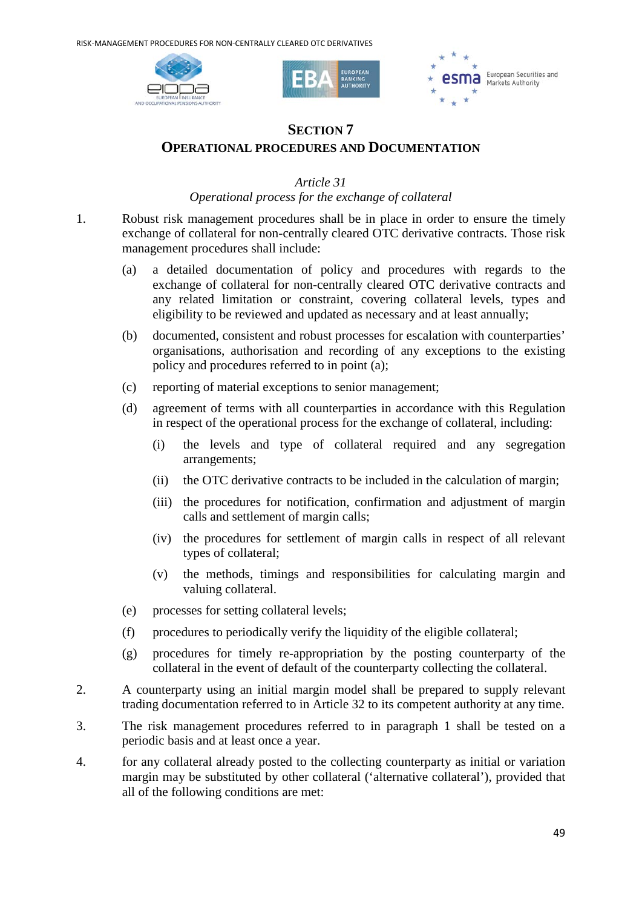## SECTION 7
## OPERATIONAL PROCEDURES AND DOCUMENTATION

### *Article 31*
### *Operational process for the exchange of collateral*

1. Robust risk management procedures shall be in place in order to ensure the timely exchange of collateral for non-centrally cleared OTC derivative contracts. Those risk management procedures shall include:

   (a) a detailed documentation of policy and procedures with regards to the exchange of collateral for non-centrally cleared OTC derivative contracts and any related limitation or constraint, covering collateral levels, types and eligibility to be reviewed and updated as necessary and at least annually;

   (b) documented, consistent and robust processes for escalation with counterparties' organisations, authorisation and recording of any exceptions to the existing policy and procedures referred to in point (a);

   (c) reporting of material exceptions to senior management;

   (d) agreement of terms with all counterparties in accordance with this Regulation in respect of the operational process for the exchange of collateral, including:

      (i) the levels and type of collateral required and any segregation arrangements;

      (ii) the OTC derivative contracts to be included in the calculation of margin;

      (iii) the procedures for notification, confirmation and adjustment of margin calls and settlement of margin calls;

      (iv) the procedures for settlement of margin calls in respect of all relevant types of collateral;

      (v) the methods, timings and responsibilities for calculating margin and valuing collateral.

   (e) processes for setting collateral levels;

   (f) procedures to periodically verify the liquidity of the eligible collateral;

   (g) procedures for timely re-appropriation by the posting counterparty of the collateral in the event of default of the counterparty collecting the collateral.

2. A counterparty using an initial margin model shall be prepared to supply relevant trading documentation referred to in Article 32 to its competent authority at any time.

3. The risk management procedures referred to in paragraph 1 shall be tested on a periodic basis and at least once a year.

4. for any collateral already posted to the collecting counterparty as initial or variation margin may be substituted by other collateral ('alternative collateral'), provided that all of the following conditions are met: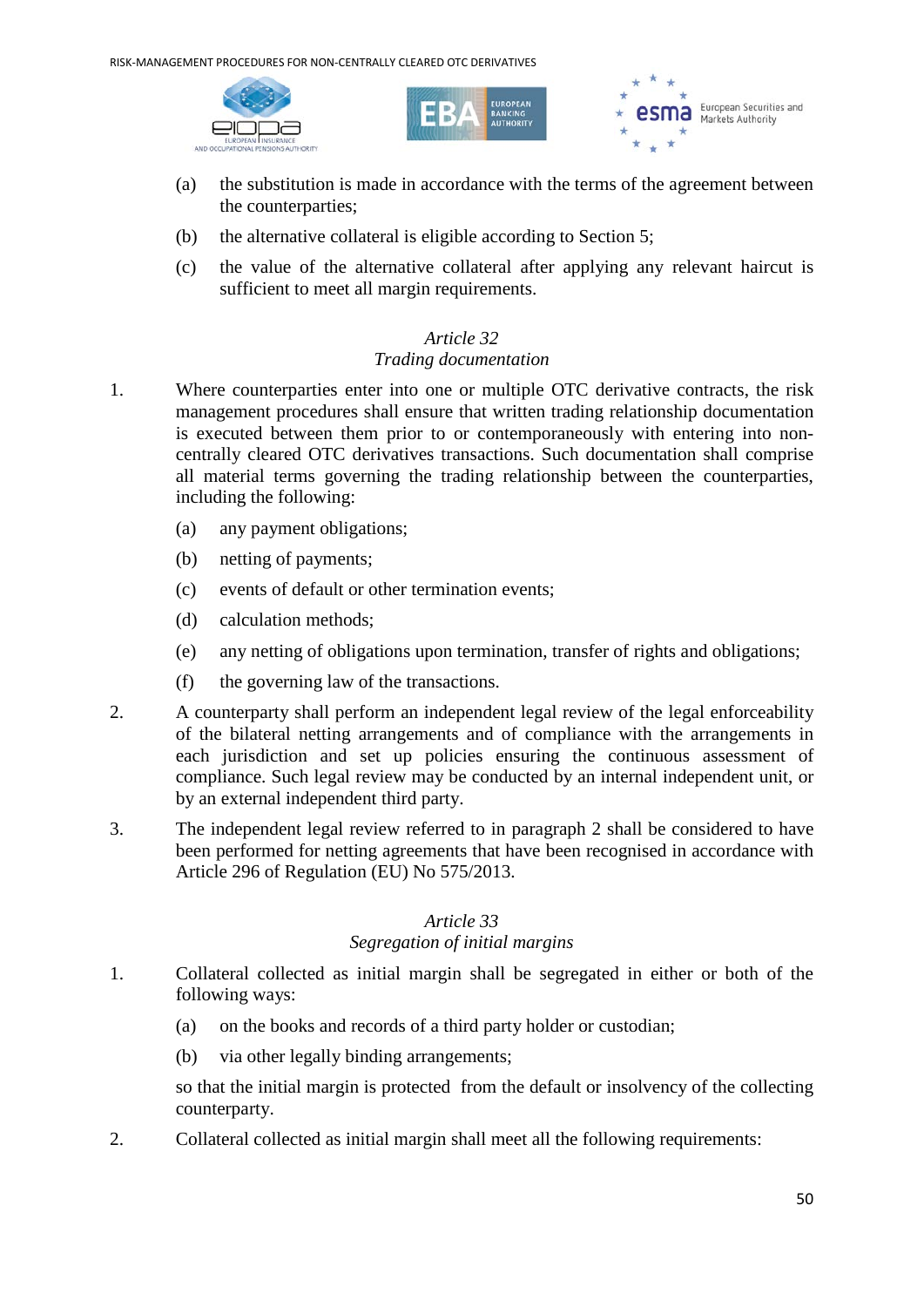(a) the substitution is made in accordance with the terms of the agreement between the counterparties;

(b) the alternative collateral is eligible according to Section 5;

(c) the value of the alternative collateral after applying any relevant haircut is sufficient to meet all margin requirements.

*Article 32*
*Trading documentation*

1. Where counterparties enter into one or multiple OTC derivative contracts, the risk management procedures shall ensure that written trading relationship documentation is executed between them prior to or contemporaneously with entering into non-centrally cleared OTC derivatives transactions. Such documentation shall comprise all material terms governing the trading relationship between the counterparties, including the following:

   (a) any payment obligations;

   (b) netting of payments;

   (c) events of default or other termination events;

   (d) calculation methods;

   (e) any netting of obligations upon termination, transfer of rights and obligations;

   (f) the governing law of the transactions.

2. A counterparty shall perform an independent legal review of the legal enforceability of the bilateral netting arrangements and of compliance with the arrangements in each jurisdiction and set up policies ensuring the continuous assessment of compliance. Such legal review may be conducted by an internal independent unit, or by an external independent third party.

3. The independent legal review referred to in paragraph 2 shall be considered to have been performed for netting agreements that have been recognised in accordance with Article 296 of Regulation (EU) No 575/2013.

*Article 33*
*Segregation of initial margins*

1. Collateral collected as initial margin shall be segregated in either or both of the following ways:

   (a) on the books and records of a third party holder or custodian;

   (b) via other legally binding arrangements;

   so that the initial margin is protected from the default or insolvency of the collecting counterparty.

2. Collateral collected as initial margin shall meet all the following requirements: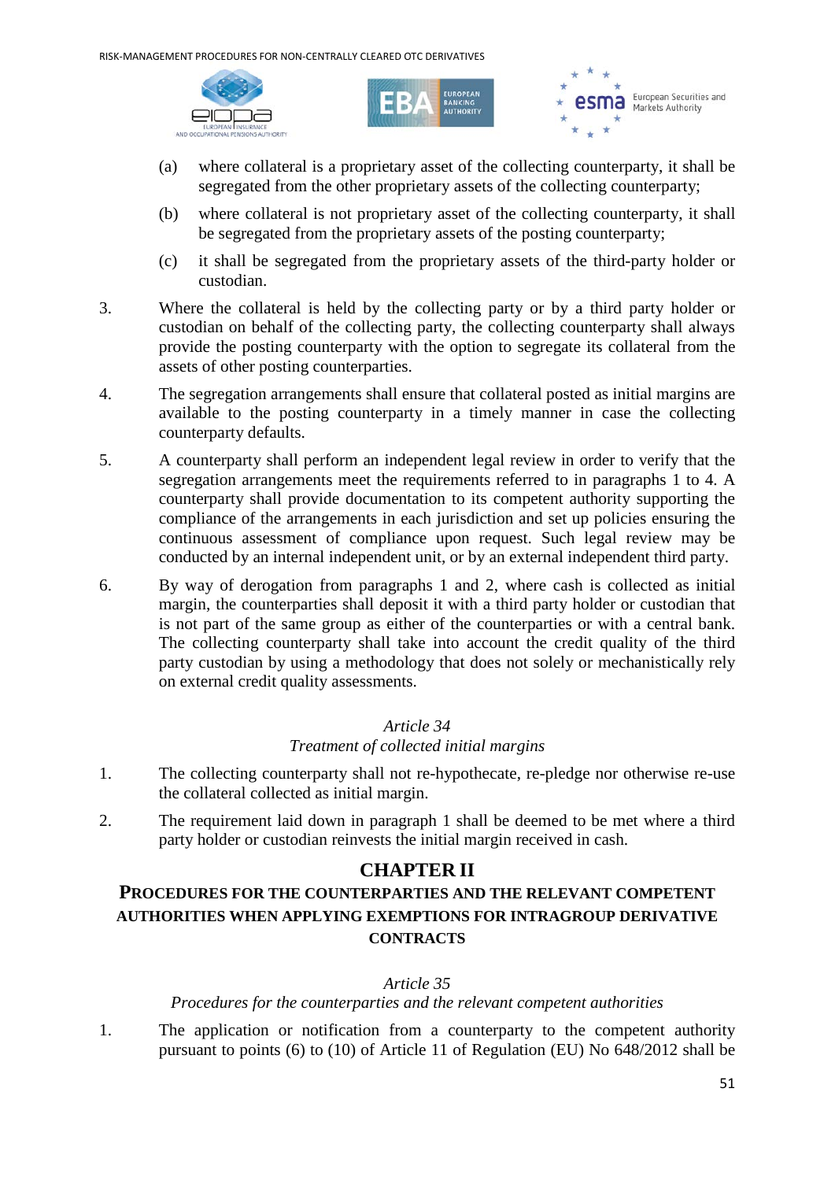(a) where collateral is a proprietary asset of the collecting counterparty, it shall be segregated from the other proprietary assets of the collecting counterparty;

(b) where collateral is not proprietary asset of the collecting counterparty, it shall be segregated from the proprietary assets of the posting counterparty;

(c) it shall be segregated from the proprietary assets of the third-party holder or custodian.

3. Where the collateral is held by the collecting party or by a third party holder or custodian on behalf of the collecting party, the collecting counterparty shall always provide the posting counterparty with the option to segregate its collateral from the assets of other posting counterparties.

4. The segregation arrangements shall ensure that collateral posted as initial margins are available to the posting counterparty in a timely manner in case the collecting counterparty defaults.

5. A counterparty shall perform an independent legal review in order to verify that the segregation arrangements meet the requirements referred to in paragraphs 1 to 4. A counterparty shall provide documentation to its competent authority supporting the compliance of the arrangements in each jurisdiction and set up policies ensuring the continuous assessment of compliance upon request. Such legal review may be conducted by an internal independent unit, or by an external independent third party.

6. By way of derogation from paragraphs 1 and 2, where cash is collected as initial margin, the counterparties shall deposit it with a third party holder or custodian that is not part of the same group as either of the counterparties or with a central bank. The collecting counterparty shall take into account the credit quality of the third party custodian by using a methodology that does not solely or mechanistically rely on external credit quality assessments.

*Article 34*
*Treatment of collected initial margins*

1. The collecting counterparty shall not re-hypothecate, re-pledge nor otherwise re-use the collateral collected as initial margin.

2. The requirement laid down in paragraph 1 shall be deemed to be met where a third party holder or custodian reinvests the initial margin received in cash.

## CHAPTER II

### PROCEDURES FOR THE COUNTERPARTIES AND THE RELEVANT COMPETENT AUTHORITIES WHEN APPLYING EXEMPTIONS FOR INTRAGROUP DERIVATIVE CONTRACTS

*Article 35*
*Procedures for the counterparties and the relevant competent authorities*

1. The application or notification from a counterparty to the competent authority pursuant to points (6) to (10) of Article 11 of Regulation (EU) No 648/2012 shall be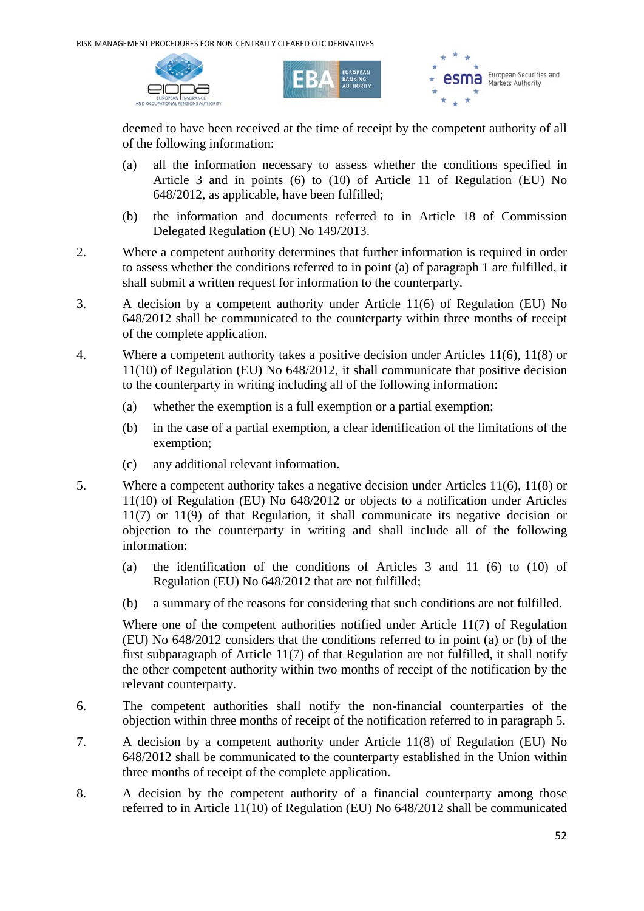deemed to have been received at the time of receipt by the competent authority of all of the following information:

(a) all the information necessary to assess whether the conditions specified in Article 3 and in points (6) to (10) of Article 11 of Regulation (EU) No 648/2012, as applicable, have been fulfilled;

(b) the information and documents referred to in Article 18 of Commission Delegated Regulation (EU) No 149/2013.

2. Where a competent authority determines that further information is required in order to assess whether the conditions referred to in point (a) of paragraph 1 are fulfilled, it shall submit a written request for information to the counterparty.

3. A decision by a competent authority under Article 11(6) of Regulation (EU) No 648/2012 shall be communicated to the counterparty within three months of receipt of the complete application.

4. Where a competent authority takes a positive decision under Articles 11(6), 11(8) or 11(10) of Regulation (EU) No 648/2012, it shall communicate that positive decision to the counterparty in writing including all of the following information:

(a) whether the exemption is a full exemption or a partial exemption;

(b) in the case of a partial exemption, a clear identification of the limitations of the exemption;

(c) any additional relevant information.

5. Where a competent authority takes a negative decision under Articles 11(6), 11(8) or 11(10) of Regulation (EU) No 648/2012 or objects to a notification under Articles 11(7) or 11(9) of that Regulation, it shall communicate its negative decision or objection to the counterparty in writing and shall include all of the following information:

(a) the identification of the conditions of Articles 3 and 11 (6) to (10) of Regulation (EU) No 648/2012 that are not fulfilled;

(b) a summary of the reasons for considering that such conditions are not fulfilled.

Where one of the competent authorities notified under Article 11(7) of Regulation (EU) No 648/2012 considers that the conditions referred to in point (a) or (b) of the first subparagraph of Article 11(7) of that Regulation are not fulfilled, it shall notify the other competent authority within two months of receipt of the notification by the relevant counterparty.

6. The competent authorities shall notify the non-financial counterparties of the objection within three months of receipt of the notification referred to in paragraph 5.

7. A decision by a competent authority under Article 11(8) of Regulation (EU) No 648/2012 shall be communicated to the counterparty established in the Union within three months of receipt of the complete application.

8. A decision by the competent authority of a financial counterparty among those referred to in Article 11(10) of Regulation (EU) No 648/2012 shall be communicated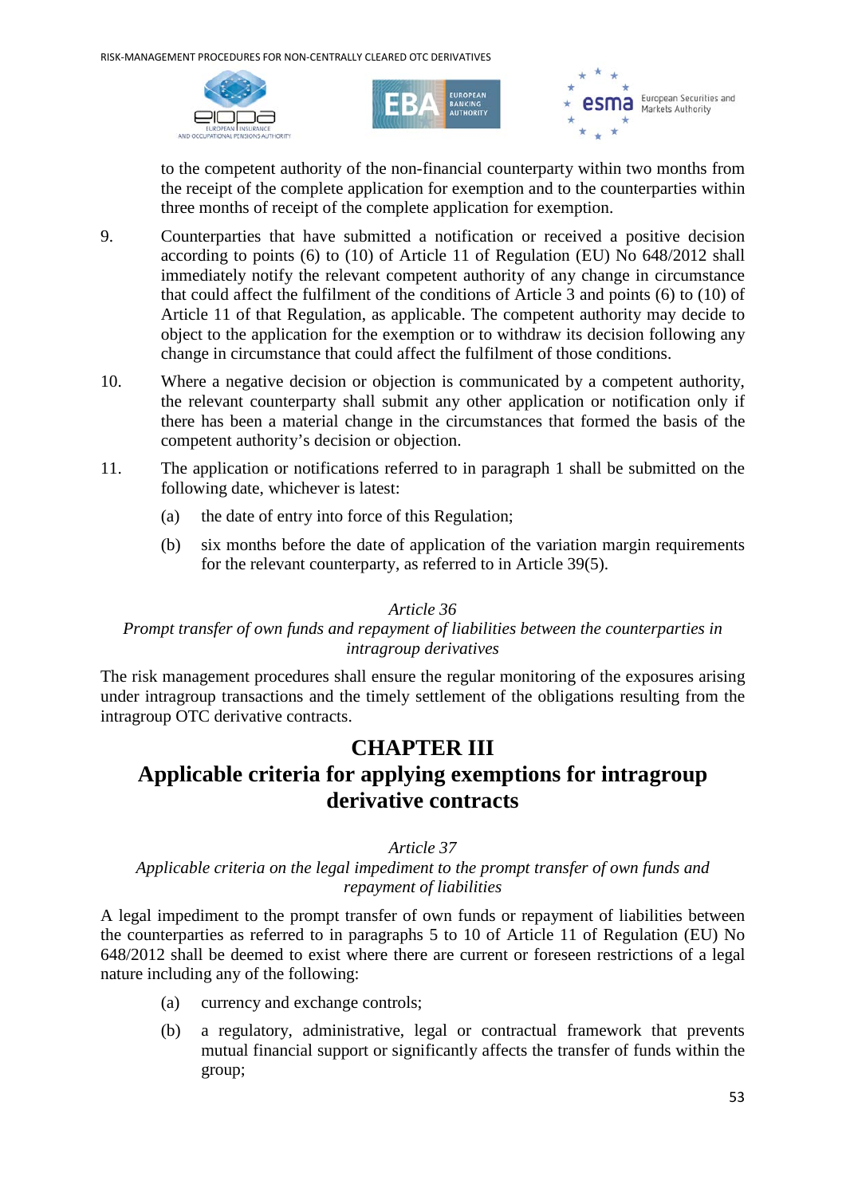to the competent authority of the non-financial counterparty within two months from the receipt of the complete application for exemption and to the counterparties within three months of receipt of the complete application for exemption.

9. Counterparties that have submitted a notification or received a positive decision according to points (6) to (10) of Article 11 of Regulation (EU) No 648/2012 shall immediately notify the relevant competent authority of any change in circumstance that could affect the fulfilment of the conditions of Article 3 and points (6) to (10) of Article 11 of that Regulation, as applicable. The competent authority may decide to object to the application for the exemption or to withdraw its decision following any change in circumstance that could affect the fulfilment of those conditions.

10. Where a negative decision or objection is communicated by a competent authority, the relevant counterparty shall submit any other application or notification only if there has been a material change in the circumstances that formed the basis of the competent authority's decision or objection.

11. The application or notifications referred to in paragraph 1 shall be submitted on the following date, whichever is latest:

    (a) the date of entry into force of this Regulation;

    (b) six months before the date of application of the variation margin requirements for the relevant counterparty, as referred to in Article 39(5).

*Article 36*

*Prompt transfer of own funds and repayment of liabilities between the counterparties in intragroup derivatives*

The risk management procedures shall ensure the regular monitoring of the exposures arising under intragroup transactions and the timely settlement of the obligations resulting from the intragroup OTC derivative contracts.

# CHAPTER III

# Applicable criteria for applying exemptions for intragroup derivative contracts

*Article 37*

*Applicable criteria on the legal impediment to the prompt transfer of own funds and repayment of liabilities*

A legal impediment to the prompt transfer of own funds or repayment of liabilities between the counterparties as referred to in paragraphs 5 to 10 of Article 11 of Regulation (EU) No 648/2012 shall be deemed to exist where there are current or foreseen restrictions of a legal nature including any of the following:

(a) currency and exchange controls;

(b) a regulatory, administrative, legal or contractual framework that prevents mutual financial support or significantly affects the transfer of funds within the group;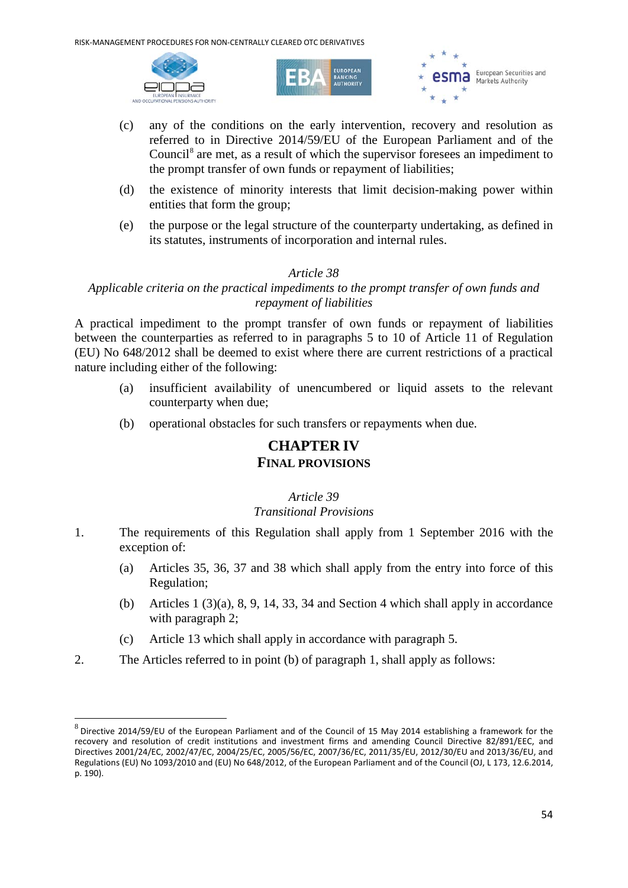(c) any of the conditions on the early intervention, recovery and resolution as referred to in Directive 2014/59/EU of the European Parliament and of the Council[8] are met, as a result of which the supervisor foresees an impediment to the prompt transfer of own funds or repayment of liabilities;

(d) the existence of minority interests that limit decision-making power within entities that form the group;

(e) the purpose or the legal structure of the counterparty undertaking, as defined in its statutes, instruments of incorporation and internal rules.

*Article 38*

*Applicable criteria on the practical impediments to the prompt transfer of own funds and repayment of liabilities*

A practical impediment to the prompt transfer of own funds or repayment of liabilities between the counterparties as referred to in paragraphs 5 to 10 of Article 11 of Regulation (EU) No 648/2012 shall be deemed to exist where there are current restrictions of a practical nature including either of the following:

(a) insufficient availability of unencumbered or liquid assets to the relevant counterparty when due;

(b) operational obstacles for such transfers or repayments when due.

## CHAPTER IV
## FINAL PROVISIONS

*Article 39*

*Transitional Provisions*

1. The requirements of this Regulation shall apply from 1 September 2016 with the exception of:

   (a) Articles 35, 36, 37 and 38 which shall apply from the entry into force of this Regulation;

   (b) Articles 1 (3)(a), 8, 9, 14, 33, 34 and Section 4 which shall apply in accordance with paragraph 2;

   (c) Article 13 which shall apply in accordance with paragraph 5.

2. The Articles referred to in point (b) of paragraph 1, shall apply as follows:

---

[8] Directive 2014/59/EU of the European Parliament and of the Council of 15 May 2014 establishing a framework for the recovery and resolution of credit institutions and investment firms and amending Council Directive 82/891/EEC, and Directives 2001/24/EC, 2002/47/EC, 2004/25/EC, 2005/56/EC, 2007/36/EC, 2011/35/EU, 2012/30/EU and 2013/36/EU, and Regulations (EU) No 1093/2010 and (EU) No 648/2012, of the European Parliament and of the Council (OJ, L 173, 12.6.2014, p. 190).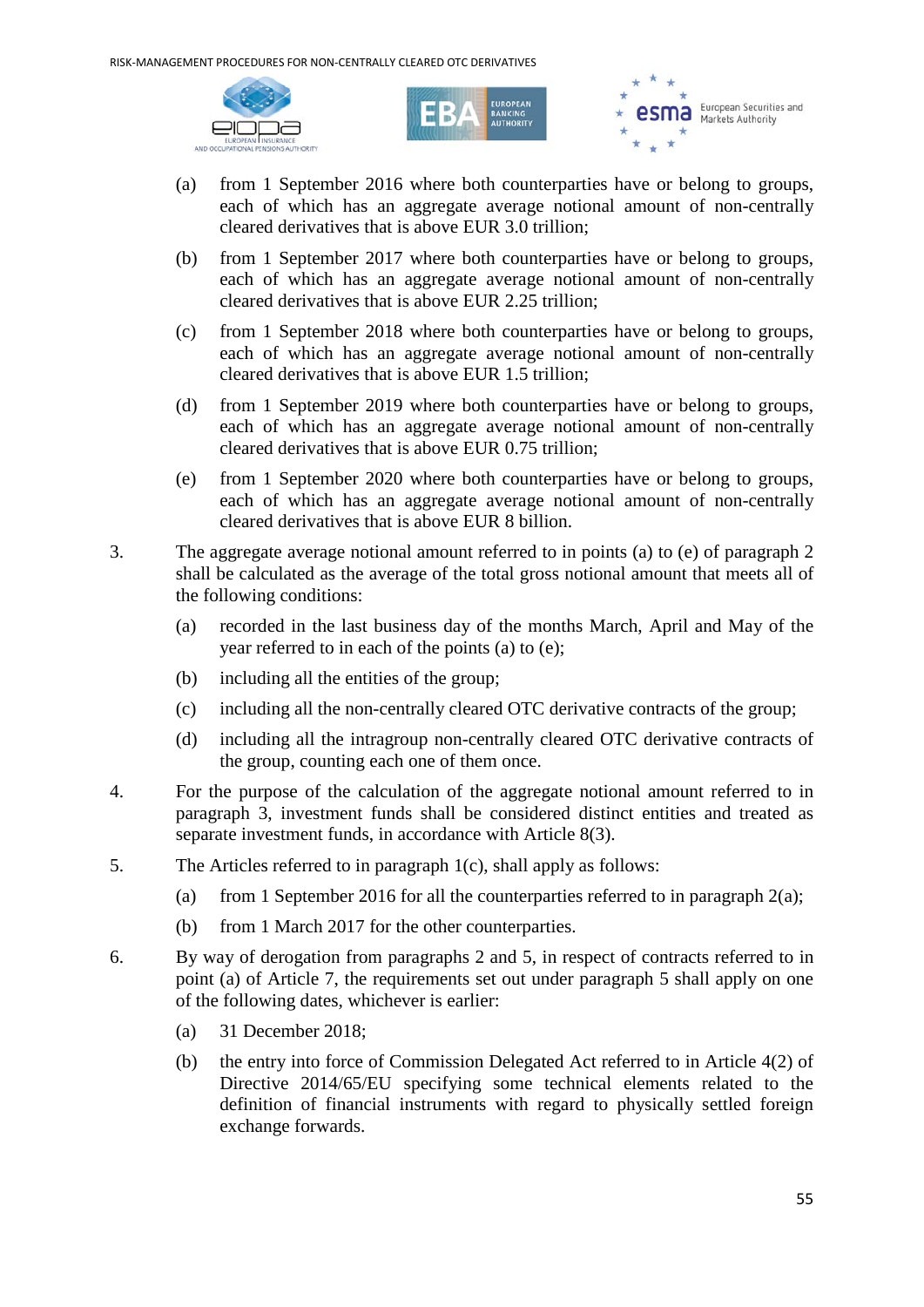(a) from 1 September 2016 where both counterparties have or belong to groups, each of which has an aggregate average notional amount of non-centrally cleared derivatives that is above EUR 3.0 trillion;

(b) from 1 September 2017 where both counterparties have or belong to groups, each of which has an aggregate average notional amount of non-centrally cleared derivatives that is above EUR 2.25 trillion;

(c) from 1 September 2018 where both counterparties have or belong to groups, each of which has an aggregate average notional amount of non-centrally cleared derivatives that is above EUR 1.5 trillion;

(d) from 1 September 2019 where both counterparties have or belong to groups, each of which has an aggregate average notional amount of non-centrally cleared derivatives that is above EUR 0.75 trillion;

(e) from 1 September 2020 where both counterparties have or belong to groups, each of which has an aggregate average notional amount of non-centrally cleared derivatives that is above EUR 8 billion.

3. The aggregate average notional amount referred to in points (a) to (e) of paragraph 2 shall be calculated as the average of the total gross notional amount that meets all of the following conditions:

(a) recorded in the last business day of the months March, April and May of the year referred to in each of the points (a) to (e);

(b) including all the entities of the group;

(c) including all the non-centrally cleared OTC derivative contracts of the group;

(d) including all the intragroup non-centrally cleared OTC derivative contracts of the group, counting each one of them once.

4. For the purpose of the calculation of the aggregate notional amount referred to in paragraph 3, investment funds shall be considered distinct entities and treated as separate investment funds, in accordance with Article 8(3).

5. The Articles referred to in paragraph 1(c), shall apply as follows:

(a) from 1 September 2016 for all the counterparties referred to in paragraph 2(a);

(b) from 1 March 2017 for the other counterparties.

6. By way of derogation from paragraphs 2 and 5, in respect of contracts referred to in point (a) of Article 7, the requirements set out under paragraph 5 shall apply on one of the following dates, whichever is earlier:

(a) 31 December 2018;

(b) the entry into force of Commission Delegated Act referred to in Article 4(2) of Directive 2014/65/EU specifying some technical elements related to the definition of financial instruments with regard to physically settled foreign exchange forwards.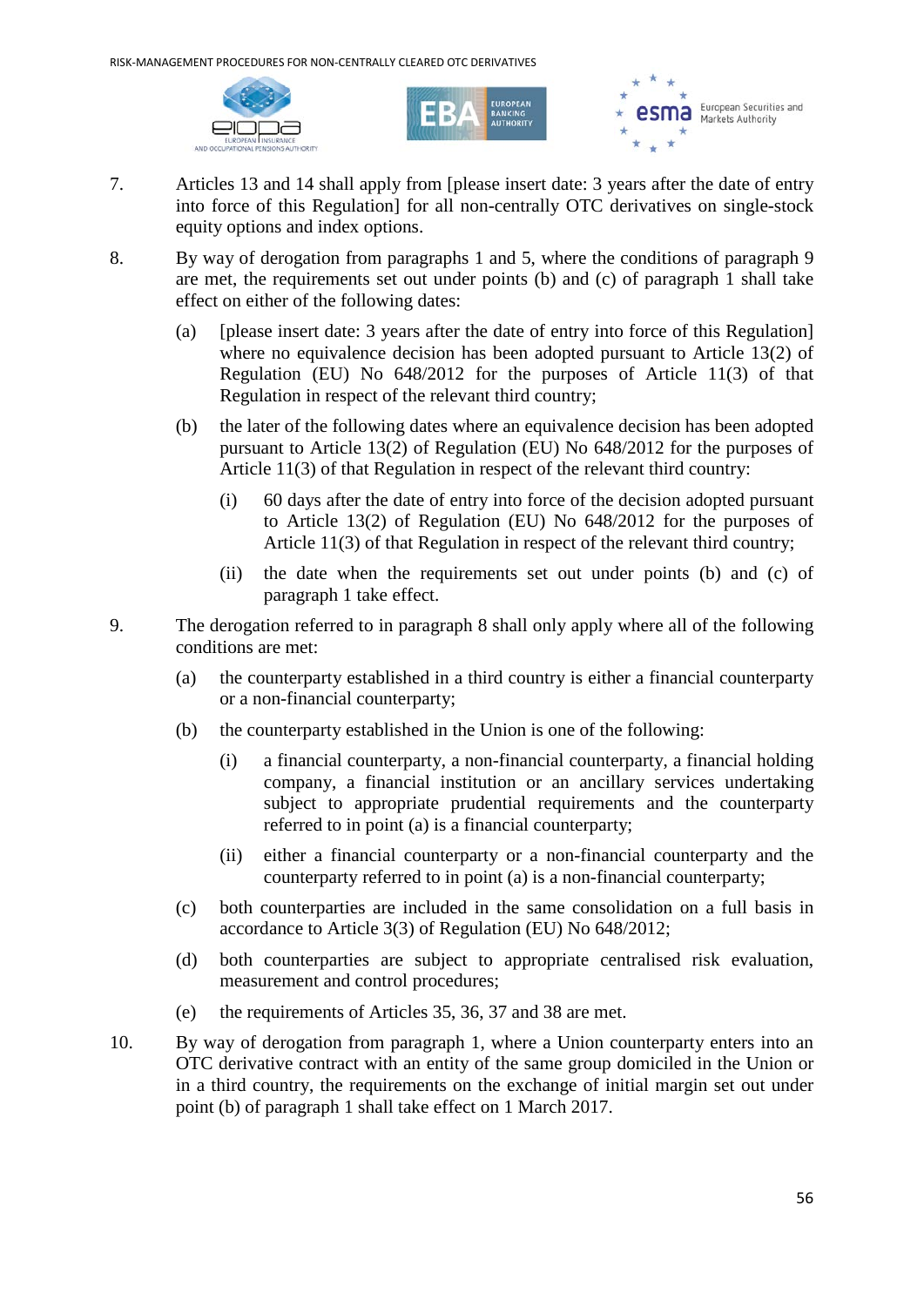7. Articles 13 and 14 shall apply from [please insert date: 3 years after the date of entry into force of this Regulation] for all non-centrally OTC derivatives on single-stock equity options and index options.

8. By way of derogation from paragraphs 1 and 5, where the conditions of paragraph 9 are met, the requirements set out under points (b) and (c) of paragraph 1 shall take effect on either of the following dates:

   (a) [please insert date: 3 years after the date of entry into force of this Regulation] where no equivalence decision has been adopted pursuant to Article 13(2) of Regulation (EU) No 648/2012 for the purposes of Article 11(3) of that Regulation in respect of the relevant third country;

   (b) the later of the following dates where an equivalence decision has been adopted pursuant to Article 13(2) of Regulation (EU) No 648/2012 for the purposes of Article 11(3) of that Regulation in respect of the relevant third country:

      (i) 60 days after the date of entry into force of the decision adopted pursuant to Article 13(2) of Regulation (EU) No 648/2012 for the purposes of Article 11(3) of that Regulation in respect of the relevant third country;

      (ii) the date when the requirements set out under points (b) and (c) of paragraph 1 take effect.

9. The derogation referred to in paragraph 8 shall only apply where all of the following conditions are met:

   (a) the counterparty established in a third country is either a financial counterparty or a non-financial counterparty;

   (b) the counterparty established in the Union is one of the following:

      (i) a financial counterparty, a non-financial counterparty, a financial holding company, a financial institution or an ancillary services undertaking subject to appropriate prudential requirements and the counterparty referred to in point (a) is a financial counterparty;

      (ii) either a financial counterparty or a non-financial counterparty and the counterparty referred to in point (a) is a non-financial counterparty;

   (c) both counterparties are included in the same consolidation on a full basis in accordance to Article 3(3) of Regulation (EU) No 648/2012;

   (d) both counterparties are subject to appropriate centralised risk evaluation, measurement and control procedures;

   (e) the requirements of Articles 35, 36, 37 and 38 are met.

10. By way of derogation from paragraph 1, where a Union counterparty enters into an OTC derivative contract with an entity of the same group domiciled in the Union or in a third country, the requirements on the exchange of initial margin set out under point (b) of paragraph 1 shall take effect on 1 March 2017.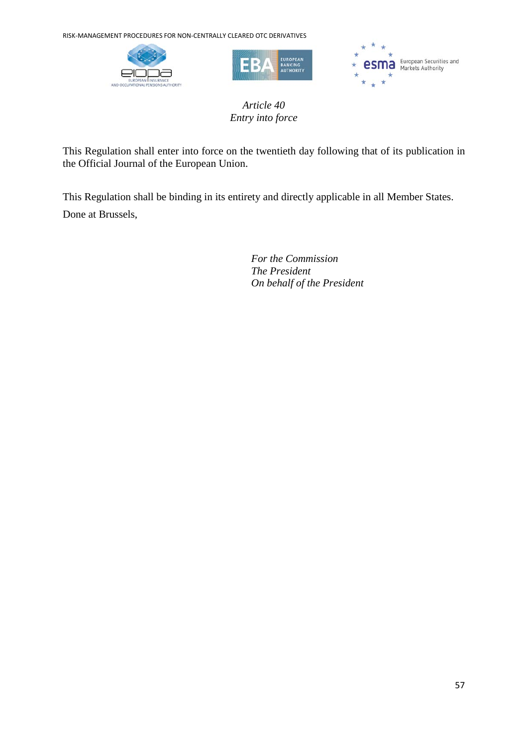*Article 40*
*Entry into force*

This Regulation shall enter into force on the twentieth day following that of its publication in the Official Journal of the European Union.

This Regulation shall be binding in its entirety and directly applicable in all Member States.

Done at Brussels,

*For the Commission*
*The President*
*On behalf of the President*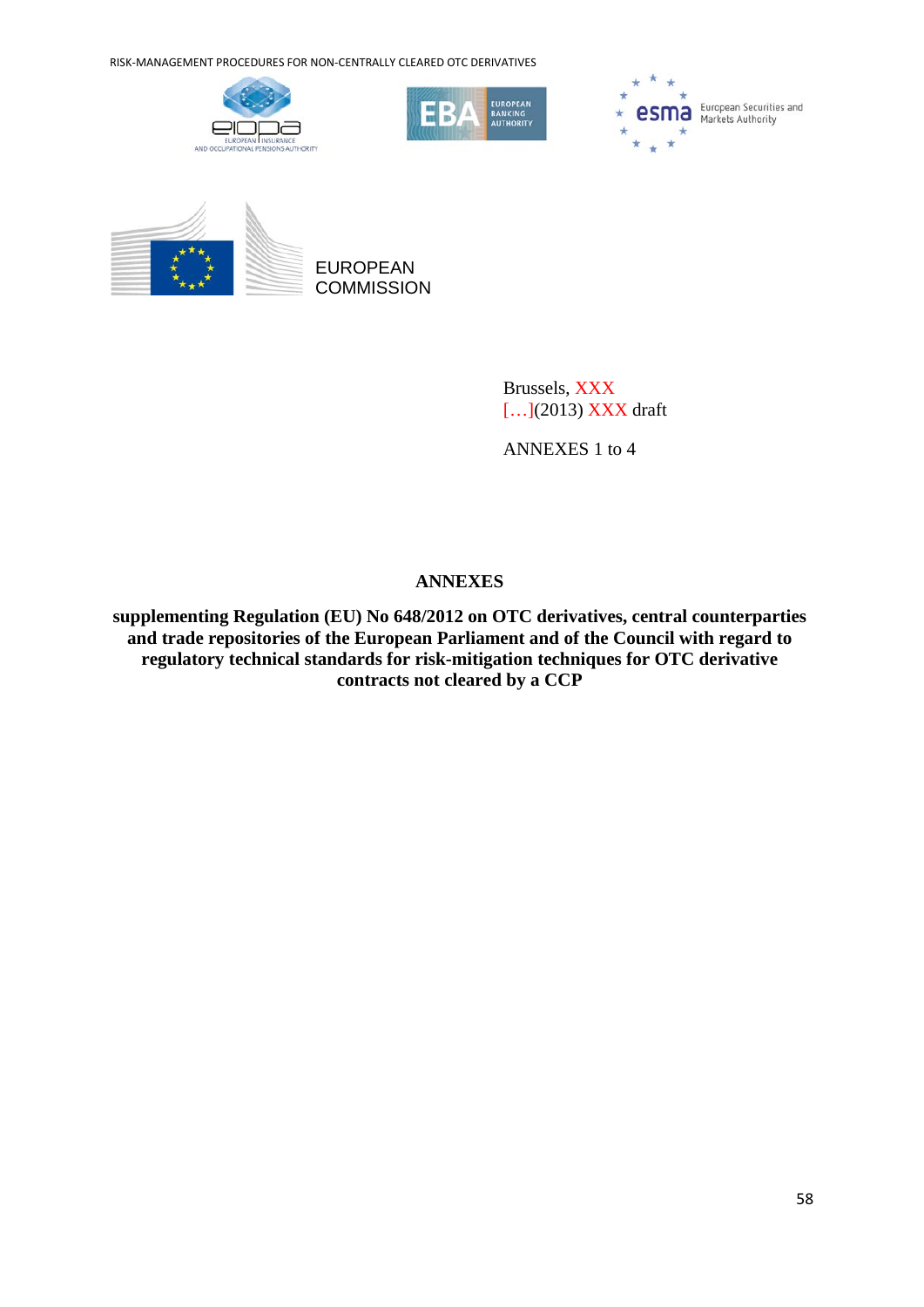EUROPEAN
COMMISSION

Brussels, XXX
[…](2013) XXX draft

ANNEXES 1 to 4

**ANNEXES**

**supplementing Regulation (EU) No 648/2012 on OTC derivatives, central counterparties and trade repositories of the European Parliament and of the Council with regard to regulatory technical standards for risk-mitigation techniques for OTC derivative contracts not cleared by a CCP**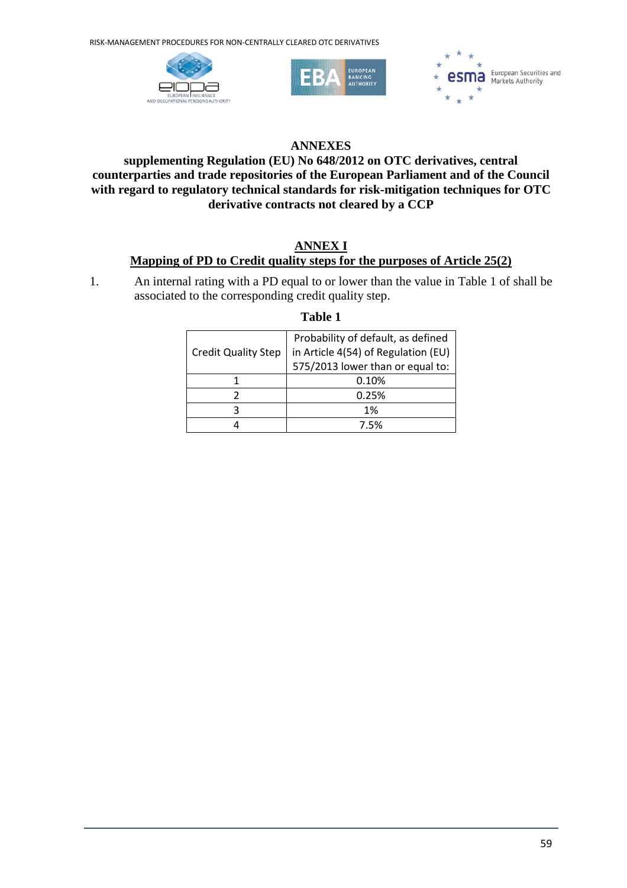# ANNEXES

**supplementing Regulation (EU) No 648/2012 on OTC derivatives, central counterparties and trade repositories of the European Parliament and of the Council with regard to regulatory technical standards for risk-mitigation techniques for OTC derivative contracts not cleared by a CCP**

## ANNEX I

## Mapping of PD to Credit quality steps for the purposes of Article 25(2)

1. An internal rating with a PD equal to or lower than the value in Table 1 of shall be associated to the corresponding credit quality step.

**Table 1**

| Credit Quality Step | Probability of default, as defined in Article 4(54) of Regulation (EU) 575/2013 lower than or equal to: |
|---|---|
| 1 | 0.10% |
| 2 | 0.25% |
| 3 | 1% |
| 4 | 7.5% |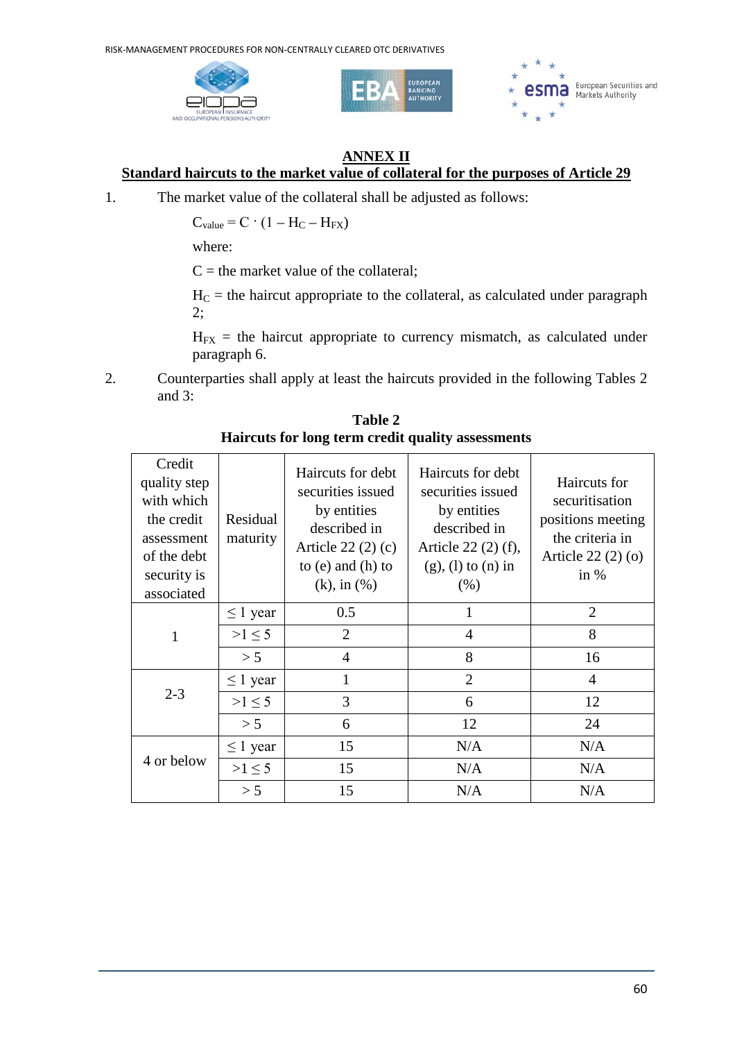## ANNEX II

### Standard haircuts to the market value of collateral for the purposes of Article 29

1. The market value of the collateral shall be adjusted as follows:

   $C_{value} = C \cdot (1 - H_C - H_{FX})$

   where:

   C = the market value of the collateral;

   $H_C$ = the haircut appropriate to the collateral, as calculated under paragraph 2;

   $H_{FX}$ = the haircut appropriate to currency mismatch, as calculated under paragraph 6.

2. Counterparties shall apply at least the haircuts provided in the following Tables 2 and 3:

**Table 2**
**Haircuts for long term credit quality assessments**

| Credit quality step with which the credit assessment of the debt security is associated | Residual maturity | Haircuts for debt securities issued by entities described in Article 22 (2) (c) to (e) and (h) to (k), in (%) | Haircuts for debt securities issued by entities described in Article 22 (2) (f), (g), (l) to (n) in (%) | Haircuts for securitisation positions meeting the criteria in Article 22 (2) (o) in % |
|---|---|---|---|---|
| 1 | ≤ 1 year | 0.5 | 1 | 2 |
| | >1 ≤ 5 | 2 | 4 | 8 |
| | > 5 | 4 | 8 | 16 |
| 2-3 | ≤ 1 year | 1 | 2 | 4 |
| | >1 ≤ 5 | 3 | 6 | 12 |
| | > 5 | 6 | 12 | 24 |
| 4 or below | ≤ 1 year | 15 | N/A | N/A |
| | >1 ≤ 5 | 15 | N/A | N/A |
| | > 5 | 15 | N/A | N/A |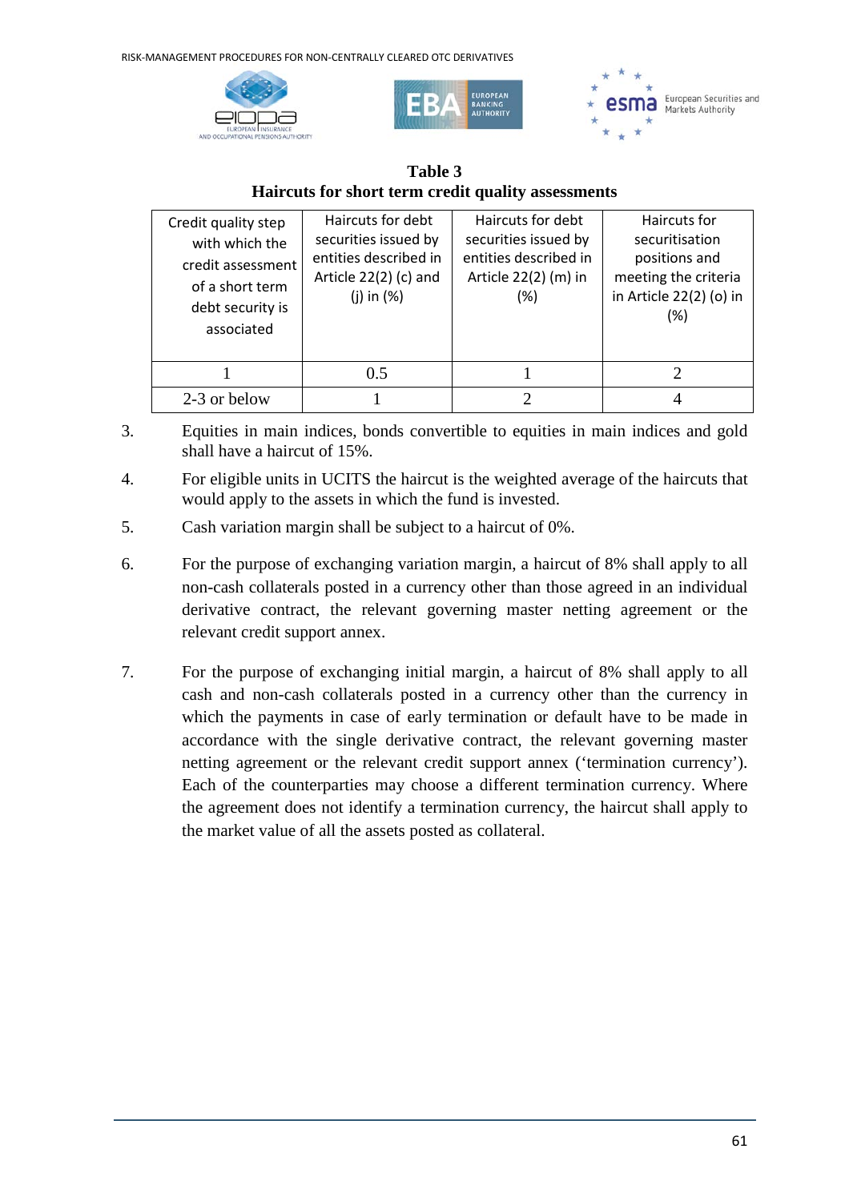**Table 3**

**Haircuts for short term credit quality assessments**

| Credit quality step with which the credit assessment of a short term debt security is associated | Haircuts for debt securities issued by entities described in Article 22(2) (c) and (j) in (%) | Haircuts for debt securities issued by entities described in Article 22(2) (m) in (%) | Haircuts for securitisation positions and meeting the criteria in Article 22(2) (o) in (%) |
|---|---|---|---|
| 1 | 0.5 | 1 | 2 |
| 2-3 or below | 1 | 2 | 4 |

3. Equities in main indices, bonds convertible to equities in main indices and gold shall have a haircut of 15%.

4. For eligible units in UCITS the haircut is the weighted average of the haircuts that would apply to the assets in which the fund is invested.

5. Cash variation margin shall be subject to a haircut of 0%.

6. For the purpose of exchanging variation margin, a haircut of 8% shall apply to all non-cash collaterals posted in a currency other than those agreed in an individual derivative contract, the relevant governing master netting agreement or the relevant credit support annex.

7. For the purpose of exchanging initial margin, a haircut of 8% shall apply to all cash and non-cash collaterals posted in a currency other than the currency in which the payments in case of early termination or default have to be made in accordance with the single derivative contract, the relevant governing master netting agreement or the relevant credit support annex ('termination currency'). Each of the counterparties may choose a different termination currency. Where the agreement does not identify a termination currency, the haircut shall apply to the market value of all the assets posted as collateral.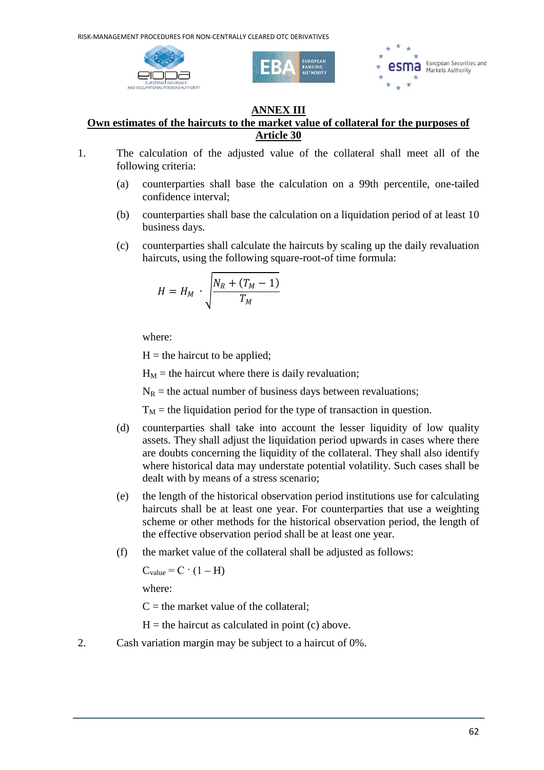## ANNEX III

## Own estimates of the haircuts to the market value of collateral for the purposes of Article 30

1. The calculation of the adjusted value of the collateral shall meet all of the following criteria:

   (a) counterparties shall base the calculation on a 99th percentile, one-tailed confidence interval;

   (b) counterparties shall base the calculation on a liquidation period of at least 10 business days.

   (c) counterparties shall calculate the haircuts by scaling up the daily revaluation haircuts, using the following square-root-of time formula:

   $$H = H_M \cdot \sqrt{\frac{N_R + (T_M - 1)}{T_M}}$$

   where:

   H = the haircut to be applied;

   $H_M$ = the haircut where there is daily revaluation;

   $N_R$ = the actual number of business days between revaluations;

   $T_M$ = the liquidation period for the type of transaction in question.

   (d) counterparties shall take into account the lesser liquidity of low quality assets. They shall adjust the liquidation period upwards in cases where there are doubts concerning the liquidity of the collateral. They shall also identify where historical data may understate potential volatility. Such cases shall be dealt with by means of a stress scenario;

   (e) the length of the historical observation period institutions use for calculating haircuts shall be at least one year. For counterparties that use a weighting scheme or other methods for the historical observation period, the length of the effective observation period shall be at least one year.

   (f) the market value of the collateral shall be adjusted as follows:

   $C_{value} = C \cdot (1 - H)$

   where:

   C = the market value of the collateral;

   H = the haircut as calculated in point (c) above.

2. Cash variation margin may be subject to a haircut of 0%.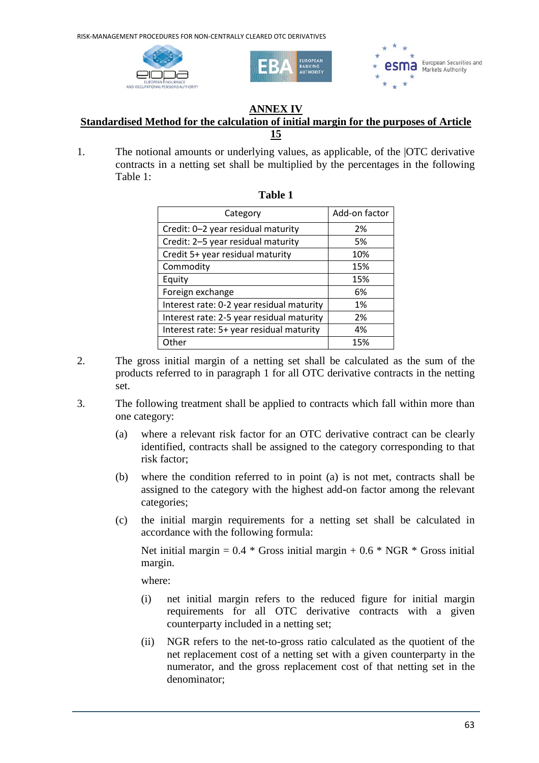## ANNEX IV

## Standardised Method for the calculation of initial margin for the purposes of Article 15

1. The notional amounts or underlying values, as applicable, of the |OTC derivative contracts in a netting set shall be multiplied by the percentages in the following Table 1:

**Table 1**

| Category | Add-on factor |
|---|---|
| Credit: 0–2 year residual maturity | 2% |
| Credit: 2–5 year residual maturity | 5% |
| Credit 5+ year residual maturity | 10% |
| Commodity | 15% |
| Equity | 15% |
| Foreign exchange | 6% |
| Interest rate: 0-2 year residual maturity | 1% |
| Interest rate: 2-5 year residual maturity | 2% |
| Interest rate: 5+ year residual maturity | 4% |
| Other | 15% |

2. The gross initial margin of a netting set shall be calculated as the sum of the products referred to in paragraph 1 for all OTC derivative contracts in the netting set.

3. The following treatment shall be applied to contracts which fall within more than one category:

   (a) where a relevant risk factor for an OTC derivative contract can be clearly identified, contracts shall be assigned to the category corresponding to that risk factor;

   (b) where the condition referred to in point (a) is not met, contracts shall be assigned to the category with the highest add-on factor among the relevant categories;

   (c) the initial margin requirements for a netting set shall be calculated in accordance with the following formula:

   Net initial margin = 0.4 * Gross initial margin + 0.6 * NGR * Gross initial margin.

   where:

   (i) net initial margin refers to the reduced figure for initial margin requirements for all OTC derivative contracts with a given counterparty included in a netting set;

   (ii) NGR refers to the net-to-gross ratio calculated as the quotient of the net replacement cost of a netting set with a given counterparty in the numerator, and the gross replacement cost of that netting set in the denominator;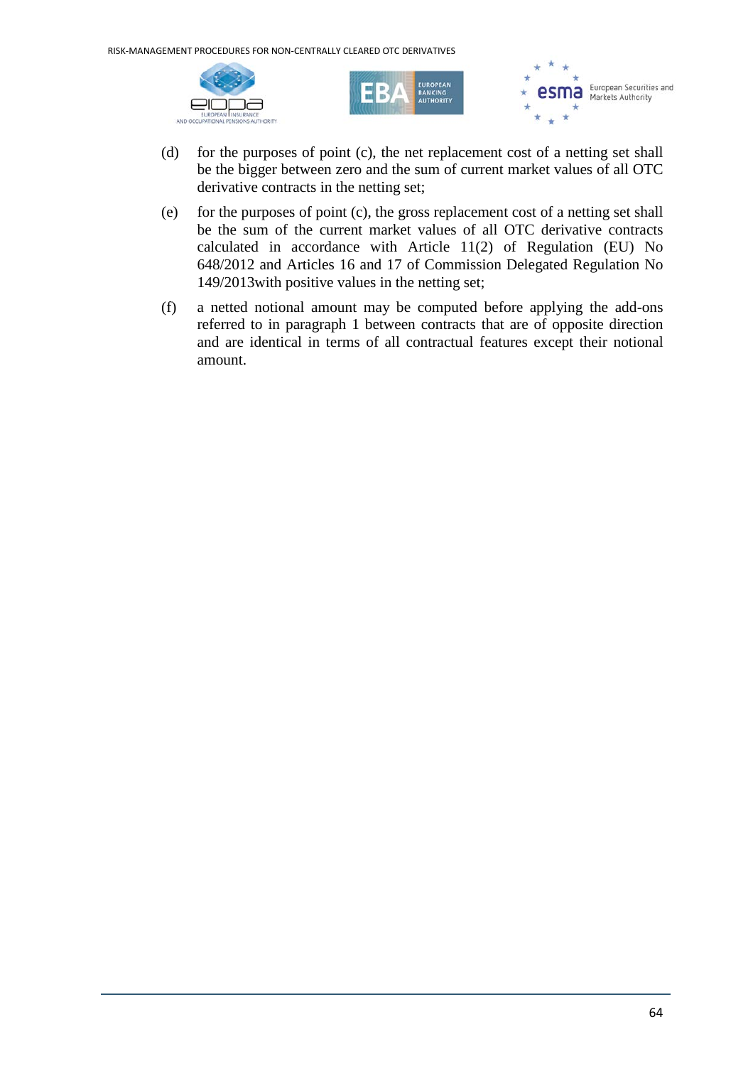(d) for the purposes of point (c), the net replacement cost of a netting set shall be the bigger between zero and the sum of current market values of all OTC derivative contracts in the netting set;

(e) for the purposes of point (c), the gross replacement cost of a netting set shall be the sum of the current market values of all OTC derivative contracts calculated in accordance with Article 11(2) of Regulation (EU) No 648/2012 and Articles 16 and 17 of Commission Delegated Regulation No 149/2013with positive values in the netting set;

(f) a netted notional amount may be computed before applying the add-ons referred to in paragraph 1 between contracts that are of opposite direction and are identical in terms of all contractual features except their notional amount.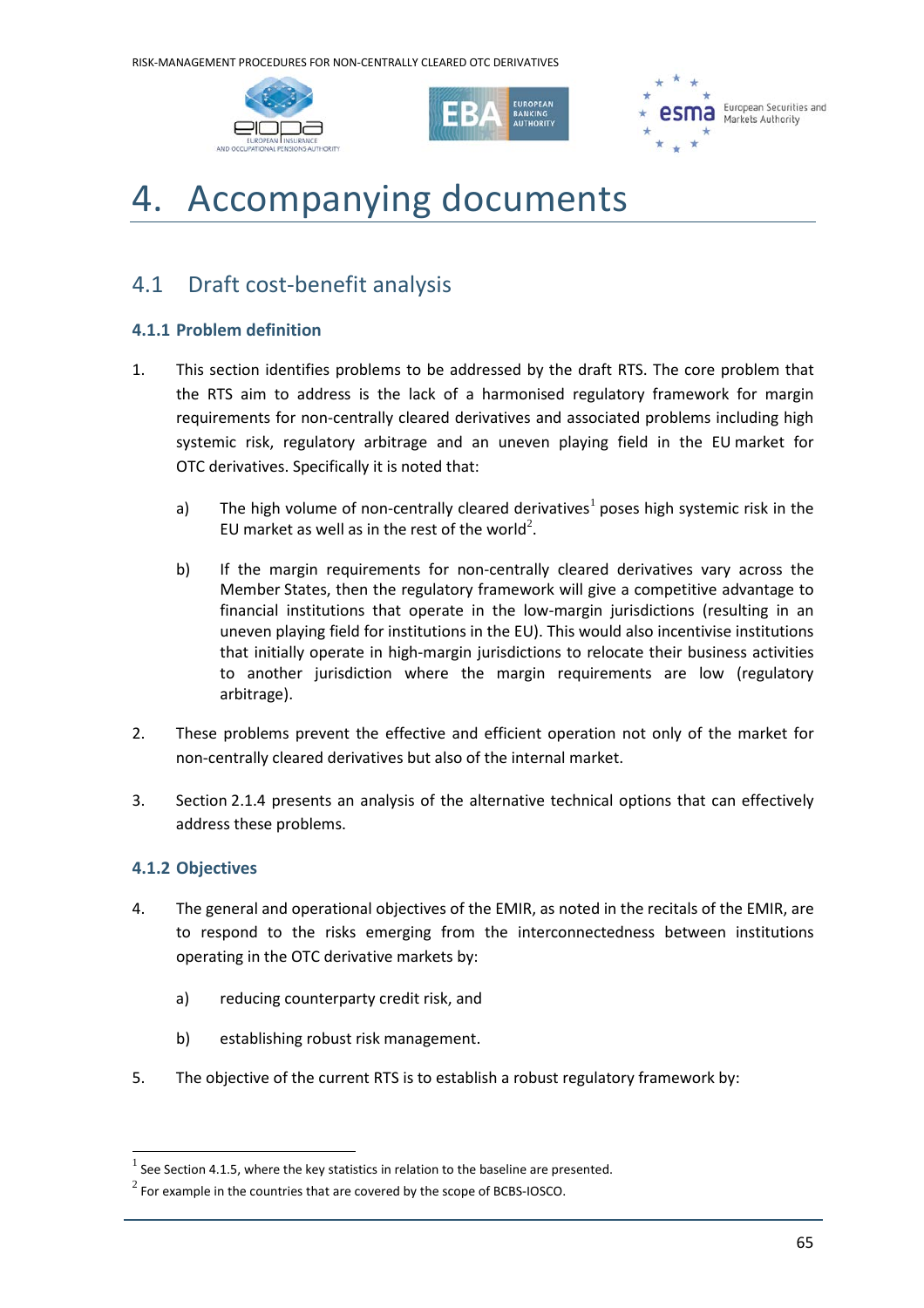# 4. Accompanying documents

## 4.1 Draft cost-benefit analysis

### 4.1.1 Problem definition

1. This section identifies problems to be addressed by the draft RTS. The core problem that the RTS aim to address is the lack of a harmonised regulatory framework for margin requirements for non-centrally cleared derivatives and associated problems including high systemic risk, regulatory arbitrage and an uneven playing field in the EU market for OTC derivatives. Specifically it is noted that:

   a) The high volume of non-centrally cleared derivatives[1] poses high systemic risk in the EU market as well as in the rest of the world[2].

   b) If the margin requirements for non-centrally cleared derivatives vary across the Member States, then the regulatory framework will give a competitive advantage to financial institutions that operate in the low-margin jurisdictions (resulting in an uneven playing field for institutions in the EU). This would also incentivise institutions that initially operate in high-margin jurisdictions to relocate their business activities to another jurisdiction where the margin requirements are low (regulatory arbitrage).

2. These problems prevent the effective and efficient operation not only of the market for non-centrally cleared derivatives but also of the internal market.

3. Section 2.1.4 presents an analysis of the alternative technical options that can effectively address these problems.

### 4.1.2 Objectives

4. The general and operational objectives of the EMIR, as noted in the recitals of the EMIR, are to respond to the risks emerging from the interconnectedness between institutions operating in the OTC derivative markets by:

   a) reducing counterparty credit risk, and

   b) establishing robust risk management.

5. The objective of the current RTS is to establish a robust regulatory framework by:

---

[1] See Section 4.1.5, where the key statistics in relation to the baseline are presented.

[2] For example in the countries that are covered by the scope of BCBS-IOSCO.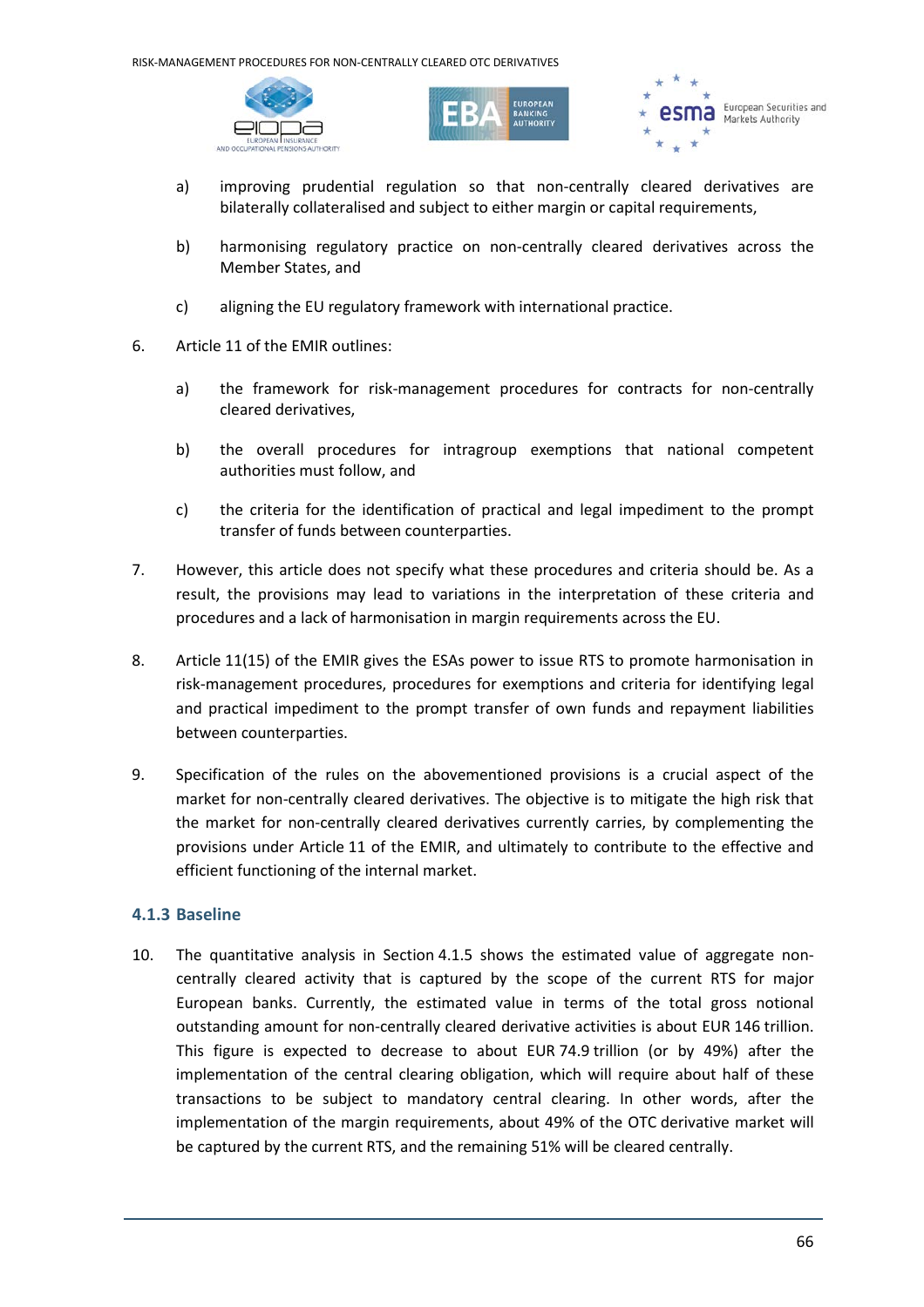a) improving prudential regulation so that non-centrally cleared derivatives are bilaterally collateralised and subject to either margin or capital requirements,

b) harmonising regulatory practice on non-centrally cleared derivatives across the Member States, and

c) aligning the EU regulatory framework with international practice.

6. Article 11 of the EMIR outlines:

   a) the framework for risk-management procedures for contracts for non-centrally cleared derivatives,

   b) the overall procedures for intragroup exemptions that national competent authorities must follow, and

   c) the criteria for the identification of practical and legal impediment to the prompt transfer of funds between counterparties.

7. However, this article does not specify what these procedures and criteria should be. As a result, the provisions may lead to variations in the interpretation of these criteria and procedures and a lack of harmonisation in margin requirements across the EU.

8. Article 11(15) of the EMIR gives the ESAs power to issue RTS to promote harmonisation in risk-management procedures, procedures for exemptions and criteria for identifying legal and practical impediment to the prompt transfer of own funds and repayment liabilities between counterparties.

9. Specification of the rules on the abovementioned provisions is a crucial aspect of the market for non-centrally cleared derivatives. The objective is to mitigate the high risk that the market for non-centrally cleared derivatives currently carries, by complementing the provisions under Article 11 of the EMIR, and ultimately to contribute to the effective and efficient functioning of the internal market.

### 4.1.3 Baseline

10. The quantitative analysis in Section 4.1.5 shows the estimated value of aggregate non-centrally cleared activity that is captured by the scope of the current RTS for major European banks. Currently, the estimated value in terms of the total gross notional outstanding amount for non-centrally cleared derivative activities is about EUR 146 trillion. This figure is expected to decrease to about EUR 74.9 trillion (or by 49%) after the implementation of the central clearing obligation, which will require about half of these transactions to be subject to mandatory central clearing. In other words, after the implementation of the margin requirements, about 49% of the OTC derivative market will be captured by the current RTS, and the remaining 51% will be cleared centrally.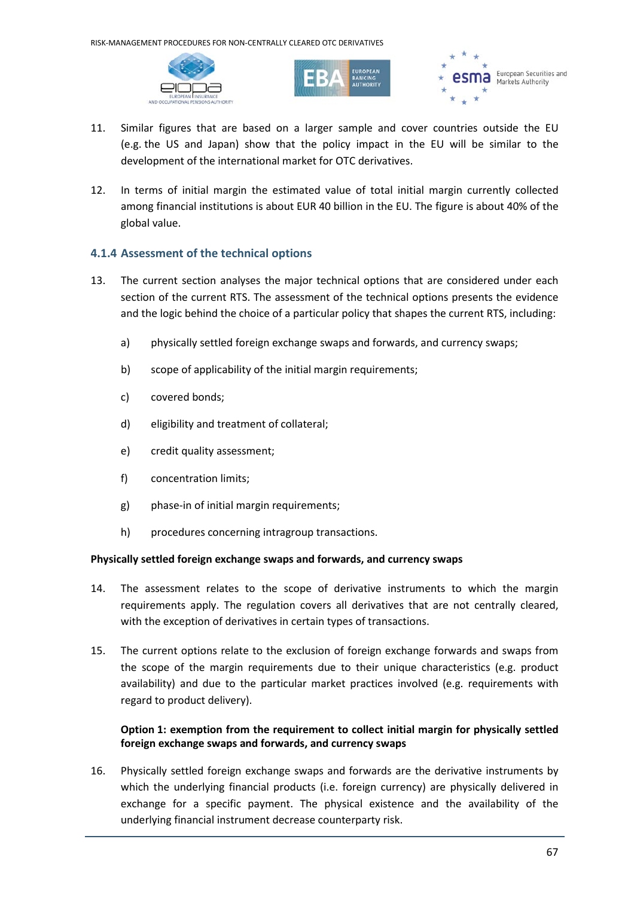11. Similar figures that are based on a larger sample and cover countries outside the EU (e.g. the US and Japan) show that the policy impact in the EU will be similar to the development of the international market for OTC derivatives.

12. In terms of initial margin the estimated value of total initial margin currently collected among financial institutions is about EUR 40 billion in the EU. The figure is about 40% of the global value.

### 4.1.4 Assessment of the technical options

13. The current section analyses the major technical options that are considered under each section of the current RTS. The assessment of the technical options presents the evidence and the logic behind the choice of a particular policy that shapes the current RTS, including:

    a) physically settled foreign exchange swaps and forwards, and currency swaps;

    b) scope of applicability of the initial margin requirements;

    c) covered bonds;

    d) eligibility and treatment of collateral;

    e) credit quality assessment;

    f) concentration limits;

    g) phase-in of initial margin requirements;

    h) procedures concerning intragroup transactions.

**Physically settled foreign exchange swaps and forwards, and currency swaps**

14. The assessment relates to the scope of derivative instruments to which the margin requirements apply. The regulation covers all derivatives that are not centrally cleared, with the exception of derivatives in certain types of transactions.

15. The current options relate to the exclusion of foreign exchange forwards and swaps from the scope of the margin requirements due to their unique characteristics (e.g. product availability) and due to the particular market practices involved (e.g. requirements with regard to product delivery).

    **Option 1: exemption from the requirement to collect initial margin for physically settled foreign exchange swaps and forwards, and currency swaps**

16. Physically settled foreign exchange swaps and forwards are the derivative instruments by which the underlying financial products (i.e. foreign currency) are physically delivered in exchange for a specific payment. The physical existence and the availability of the underlying financial instrument decrease counterparty risk.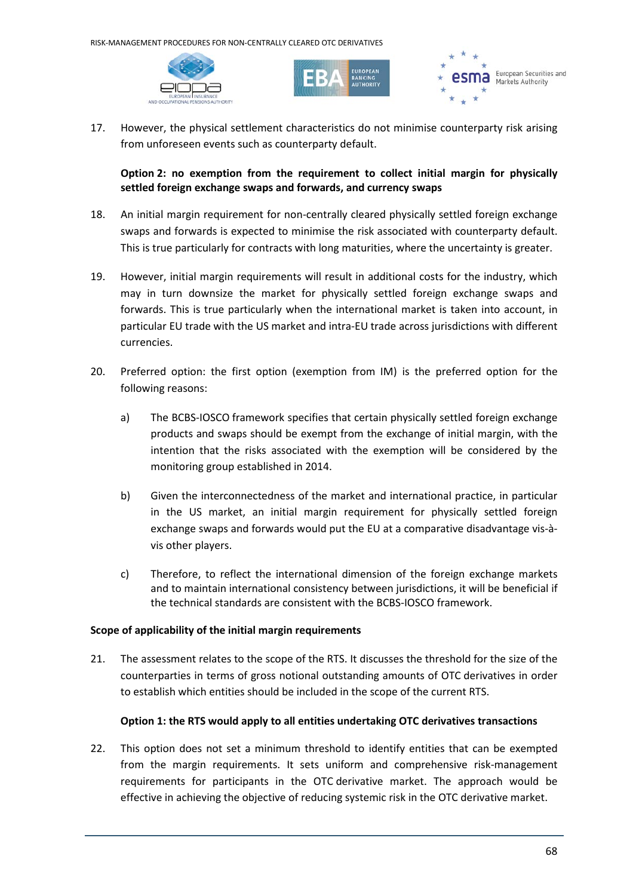17. However, the physical settlement characteristics do not minimise counterparty risk arising from unforeseen events such as counterparty default.

**Option 2: no exemption from the requirement to collect initial margin for physically settled foreign exchange swaps and forwards, and currency swaps**

18. An initial margin requirement for non-centrally cleared physically settled foreign exchange swaps and forwards is expected to minimise the risk associated with counterparty default. This is true particularly for contracts with long maturities, where the uncertainty is greater.

19. However, initial margin requirements will result in additional costs for the industry, which may in turn downsize the market for physically settled foreign exchange swaps and forwards. This is true particularly when the international market is taken into account, in particular EU trade with the US market and intra-EU trade across jurisdictions with different currencies.

20. Preferred option: the first option (exemption from IM) is the preferred option for the following reasons:

    a) The BCBS-IOSCO framework specifies that certain physically settled foreign exchange products and swaps should be exempt from the exchange of initial margin, with the intention that the risks associated with the exemption will be considered by the monitoring group established in 2014.

    b) Given the interconnectedness of the market and international practice, in particular in the US market, an initial margin requirement for physically settled foreign exchange swaps and forwards would put the EU at a comparative disadvantage vis-à-vis other players.

    c) Therefore, to reflect the international dimension of the foreign exchange markets and to maintain international consistency between jurisdictions, it will be beneficial if the technical standards are consistent with the BCBS-IOSCO framework.

**Scope of applicability of the initial margin requirements**

21. The assessment relates to the scope of the RTS. It discusses the threshold for the size of the counterparties in terms of gross notional outstanding amounts of OTC derivatives in order to establish which entities should be included in the scope of the current RTS.

**Option 1: the RTS would apply to all entities undertaking OTC derivatives transactions**

22. This option does not set a minimum threshold to identify entities that can be exempted from the margin requirements. It sets uniform and comprehensive risk-management requirements for participants in the OTC derivative market. The approach would be effective in achieving the objective of reducing systemic risk in the OTC derivative market.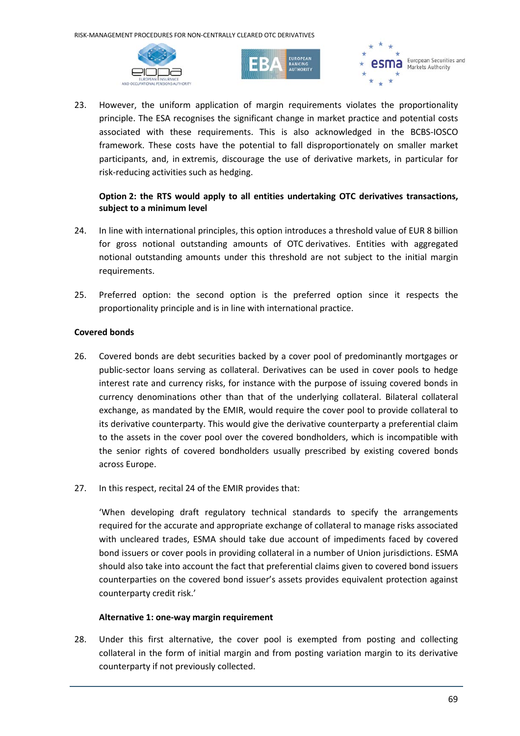23. However, the uniform application of margin requirements violates the proportionality principle. The ESA recognises the significant change in market practice and potential costs associated with these requirements. This is also acknowledged in the BCBS-IOSCO framework. These costs have the potential to fall disproportionately on smaller market participants, and, in extremis, discourage the use of derivative markets, in particular for risk-reducing activities such as hedging.

**Option 2: the RTS would apply to all entities undertaking OTC derivatives transactions, subject to a minimum level**

24. In line with international principles, this option introduces a threshold value of EUR 8 billion for gross notional outstanding amounts of OTC derivatives. Entities with aggregated notional outstanding amounts under this threshold are not subject to the initial margin requirements.

25. Preferred option: the second option is the preferred option since it respects the proportionality principle and is in line with international practice.

**Covered bonds**

26. Covered bonds are debt securities backed by a cover pool of predominantly mortgages or public-sector loans serving as collateral. Derivatives can be used in cover pools to hedge interest rate and currency risks, for instance with the purpose of issuing covered bonds in currency denominations other than that of the underlying collateral. Bilateral collateral exchange, as mandated by the EMIR, would require the cover pool to provide collateral to its derivative counterparty. This would give the derivative counterparty a preferential claim to the assets in the cover pool over the covered bondholders, which is incompatible with the senior rights of covered bondholders usually prescribed by existing covered bonds across Europe.

27. In this respect, recital 24 of the EMIR provides that:

   'When developing draft regulatory technical standards to specify the arrangements required for the accurate and appropriate exchange of collateral to manage risks associated with uncleared trades, ESMA should take due account of impediments faced by covered bond issuers or cover pools in providing collateral in a number of Union jurisdictions. ESMA should also take into account the fact that preferential claims given to covered bond issuers counterparties on the covered bond issuer's assets provides equivalent protection against counterparty credit risk.'

**Alternative 1: one-way margin requirement**

28. Under this first alternative, the cover pool is exempted from posting and collecting collateral in the form of initial margin and from posting variation margin to its derivative counterparty if not previously collected.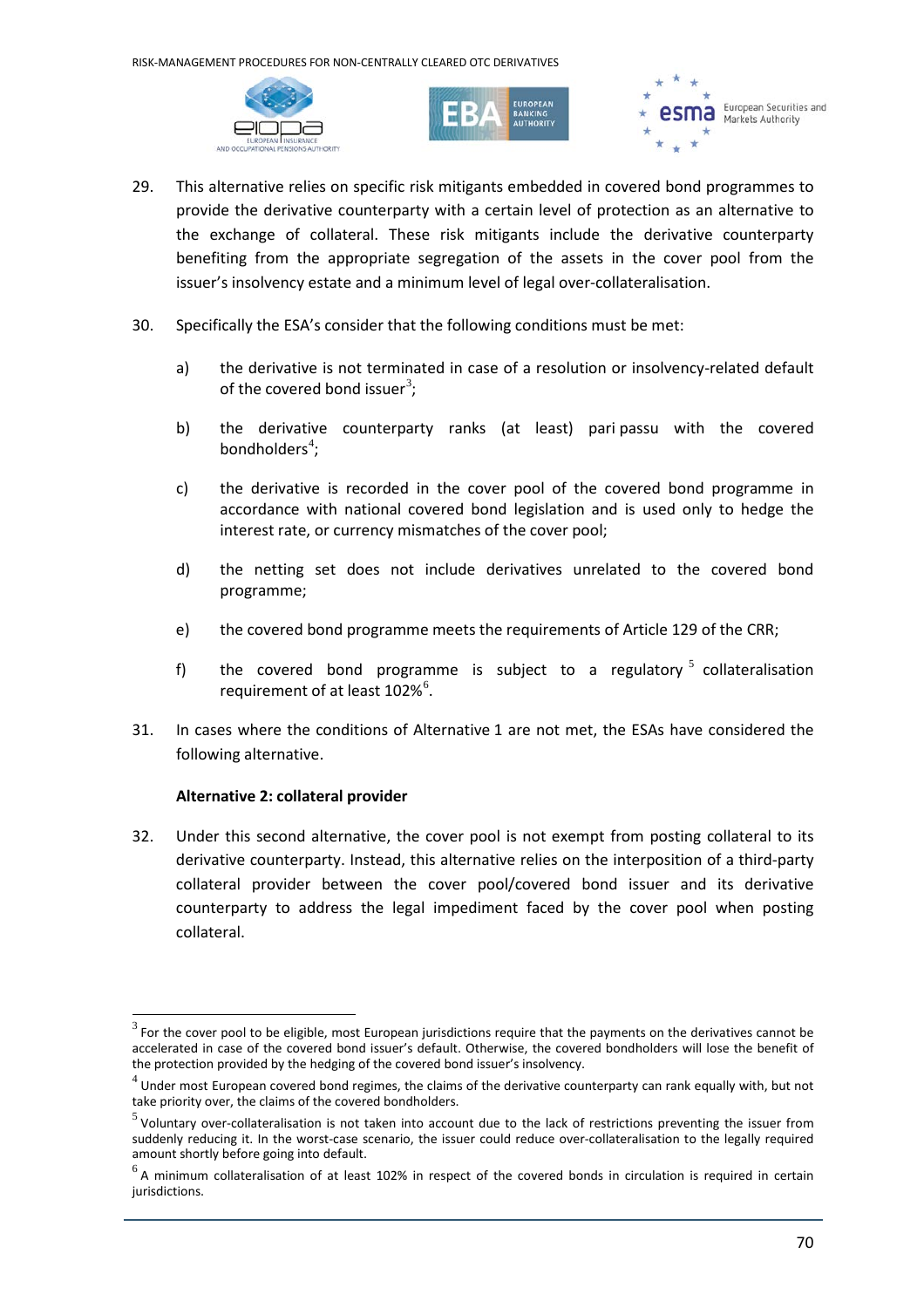29. This alternative relies on specific risk mitigants embedded in covered bond programmes to provide the derivative counterparty with a certain level of protection as an alternative to the exchange of collateral. These risk mitigants include the derivative counterparty benefiting from the appropriate segregation of the assets in the cover pool from the issuer's insolvency estate and a minimum level of legal over-collateralisation.

30. Specifically the ESA's consider that the following conditions must be met:

    a) the derivative is not terminated in case of a resolution or insolvency-related default of the covered bond issuer[3];

    b) the derivative counterparty ranks (at least) pari passu with the covered bondholders[4];

    c) the derivative is recorded in the cover pool of the covered bond programme in accordance with national covered bond legislation and is used only to hedge the interest rate, or currency mismatches of the cover pool;

    d) the netting set does not include derivatives unrelated to the covered bond programme;

    e) the covered bond programme meets the requirements of Article 129 of the CRR;

    f) the covered bond programme is subject to a regulatory[5] collateralisation requirement of at least 102%[6].

31. In cases where the conditions of Alternative 1 are not met, the ESAs have considered the following alternative.

**Alternative 2: collateral provider**

32. Under this second alternative, the cover pool is not exempt from posting collateral to its derivative counterparty. Instead, this alternative relies on the interposition of a third-party collateral provider between the cover pool/covered bond issuer and its derivative counterparty to address the legal impediment faced by the cover pool when posting collateral.

---

[3] For the cover pool to be eligible, most European jurisdictions require that the payments on the derivatives cannot be accelerated in case of the covered bond issuer's default. Otherwise, the covered bondholders will lose the benefit of the protection provided by the hedging of the covered bond issuer's insolvency.

[4] Under most European covered bond regimes, the claims of the derivative counterparty can rank equally with, but not take priority over, the claims of the covered bondholders.

[5] Voluntary over-collateralisation is not taken into account due to the lack of restrictions preventing the issuer from suddenly reducing it. In the worst-case scenario, the issuer could reduce over-collateralisation to the legally required amount shortly before going into default.

[6] A minimum collateralisation of at least 102% in respect of the covered bonds in circulation is required in certain jurisdictions.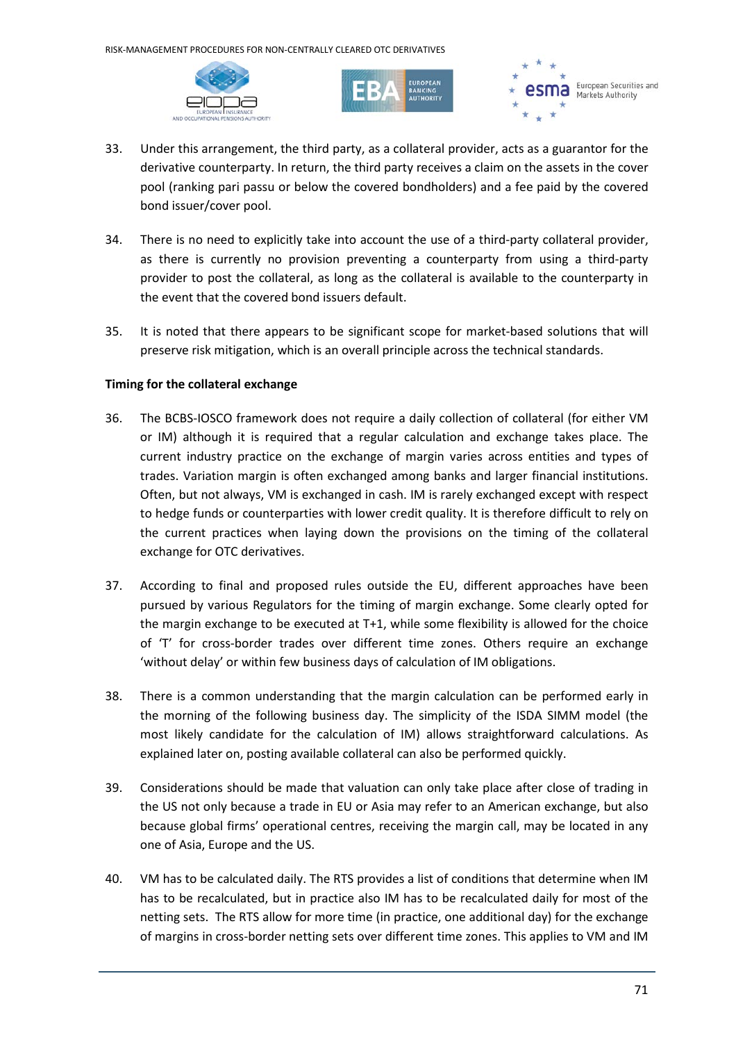33. Under this arrangement, the third party, as a collateral provider, acts as a guarantor for the derivative counterparty. In return, the third party receives a claim on the assets in the cover pool (ranking pari passu or below the covered bondholders) and a fee paid by the covered bond issuer/cover pool.

34. There is no need to explicitly take into account the use of a third-party collateral provider, as there is currently no provision preventing a counterparty from using a third-party provider to post the collateral, as long as the collateral is available to the counterparty in the event that the covered bond issuers default.

35. It is noted that there appears to be significant scope for market-based solutions that will preserve risk mitigation, which is an overall principle across the technical standards.

**Timing for the collateral exchange**

36. The BCBS-IOSCO framework does not require a daily collection of collateral (for either VM or IM) although it is required that a regular calculation and exchange takes place. The current industry practice on the exchange of margin varies across entities and types of trades. Variation margin is often exchanged among banks and larger financial institutions. Often, but not always, VM is exchanged in cash. IM is rarely exchanged except with respect to hedge funds or counterparties with lower credit quality. It is therefore difficult to rely on the current practices when laying down the provisions on the timing of the collateral exchange for OTC derivatives.

37. According to final and proposed rules outside the EU, different approaches have been pursued by various Regulators for the timing of margin exchange. Some clearly opted for the margin exchange to be executed at T+1, while some flexibility is allowed for the choice of 'T' for cross-border trades over different time zones. Others require an exchange 'without delay' or within few business days of calculation of IM obligations.

38. There is a common understanding that the margin calculation can be performed early in the morning of the following business day. The simplicity of the ISDA SIMM model (the most likely candidate for the calculation of IM) allows straightforward calculations. As explained later on, posting available collateral can also be performed quickly.

39. Considerations should be made that valuation can only take place after close of trading in the US not only because a trade in EU or Asia may refer to an American exchange, but also because global firms' operational centres, receiving the margin call, may be located in any one of Asia, Europe and the US.

40. VM has to be calculated daily. The RTS provides a list of conditions that determine when IM has to be recalculated, but in practice also IM has to be recalculated daily for most of the netting sets. The RTS allow for more time (in practice, one additional day) for the exchange of margins in cross-border netting sets over different time zones. This applies to VM and IM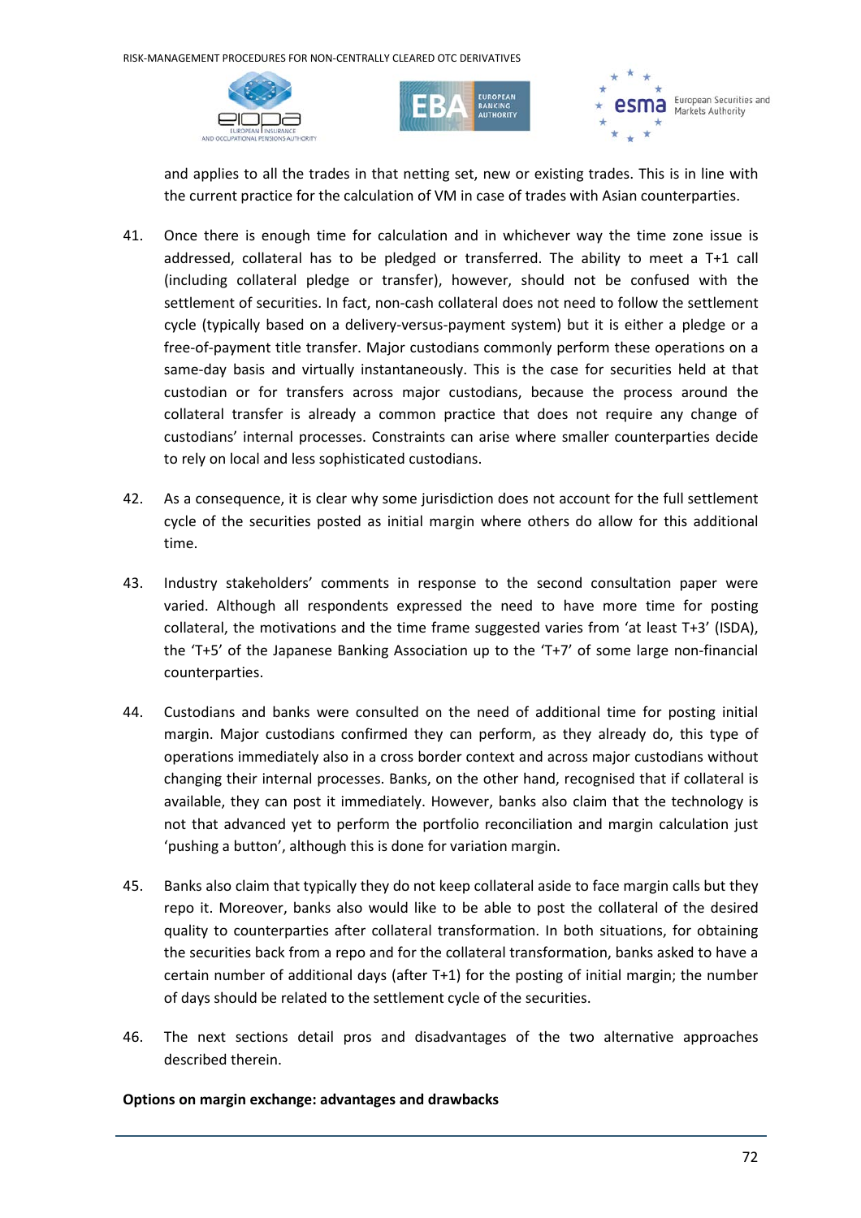and applies to all the trades in that netting set, new or existing trades. This is in line with the current practice for the calculation of VM in case of trades with Asian counterparties.

41. Once there is enough time for calculation and in whichever way the time zone issue is addressed, collateral has to be pledged or transferred. The ability to meet a T+1 call (including collateral pledge or transfer), however, should not be confused with the settlement of securities. In fact, non-cash collateral does not need to follow the settlement cycle (typically based on a delivery-versus-payment system) but it is either a pledge or a free-of-payment title transfer. Major custodians commonly perform these operations on a same-day basis and virtually instantaneously. This is the case for securities held at that custodian or for transfers across major custodians, because the process around the collateral transfer is already a common practice that does not require any change of custodians' internal processes. Constraints can arise where smaller counterparties decide to rely on local and less sophisticated custodians.

42. As a consequence, it is clear why some jurisdiction does not account for the full settlement cycle of the securities posted as initial margin where others do allow for this additional time.

43. Industry stakeholders' comments in response to the second consultation paper were varied. Although all respondents expressed the need to have more time for posting collateral, the motivations and the time frame suggested varies from 'at least T+3' (ISDA), the 'T+5' of the Japanese Banking Association up to the 'T+7' of some large non-financial counterparties.

44. Custodians and banks were consulted on the need of additional time for posting initial margin. Major custodians confirmed they can perform, as they already do, this type of operations immediately also in a cross border context and across major custodians without changing their internal processes. Banks, on the other hand, recognised that if collateral is available, they can post it immediately. However, banks also claim that the technology is not that advanced yet to perform the portfolio reconciliation and margin calculation just 'pushing a button', although this is done for variation margin.

45. Banks also claim that typically they do not keep collateral aside to face margin calls but they repo it. Moreover, banks also would like to be able to post the collateral of the desired quality to counterparties after collateral transformation. In both situations, for obtaining the securities back from a repo and for the collateral transformation, banks asked to have a certain number of additional days (after T+1) for the posting of initial margin; the number of days should be related to the settlement cycle of the securities.

46. The next sections detail pros and disadvantages of the two alternative approaches described therein.

**Options on margin exchange: advantages and drawbacks**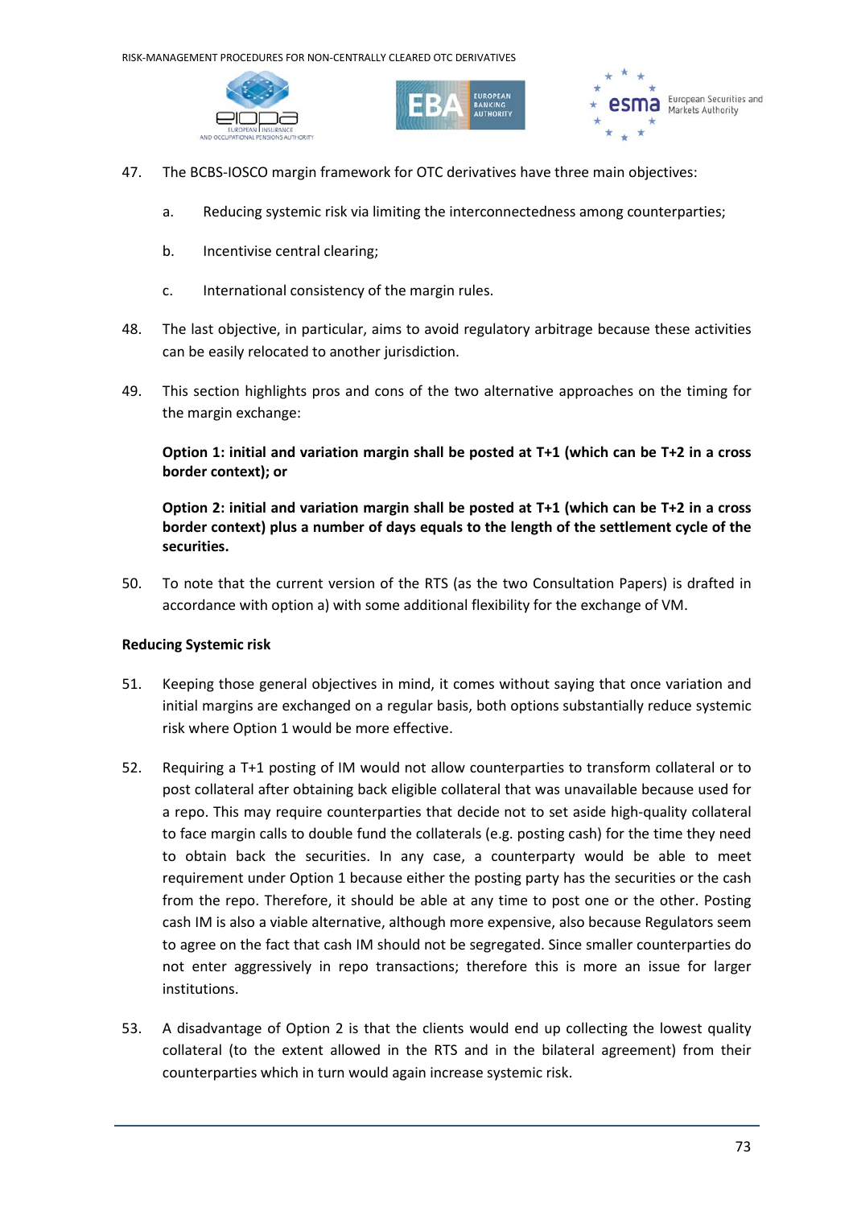47. The BCBS-IOSCO margin framework for OTC derivatives have three main objectives:

    a. Reducing systemic risk via limiting the interconnectedness among counterparties;

    b. Incentivise central clearing;

    c. International consistency of the margin rules.

48. The last objective, in particular, aims to avoid regulatory arbitrage because these activities can be easily relocated to another jurisdiction.

49. This section highlights pros and cons of the two alternative approaches on the timing for the margin exchange:

    **Option 1: initial and variation margin shall be posted at T+1 (which can be T+2 in a cross border context); or**

    **Option 2: initial and variation margin shall be posted at T+1 (which can be T+2 in a cross border context) plus a number of days equals to the length of the settlement cycle of the securities.**

50. To note that the current version of the RTS (as the two Consultation Papers) is drafted in accordance with option a) with some additional flexibility for the exchange of VM.

**Reducing Systemic risk**

51. Keeping those general objectives in mind, it comes without saying that once variation and initial margins are exchanged on a regular basis, both options substantially reduce systemic risk where Option 1 would be more effective.

52. Requiring a T+1 posting of IM would not allow counterparties to transform collateral or to post collateral after obtaining back eligible collateral that was unavailable because used for a repo. This may require counterparties that decide not to set aside high-quality collateral to face margin calls to double fund the collaterals (e.g. posting cash) for the time they need to obtain back the securities. In any case, a counterparty would be able to meet requirement under Option 1 because either the posting party has the securities or the cash from the repo. Therefore, it should be able at any time to post one or the other. Posting cash IM is also a viable alternative, although more expensive, also because Regulators seem to agree on the fact that cash IM should not be segregated. Since smaller counterparties do not enter aggressively in repo transactions; therefore this is more an issue for larger institutions.

53. A disadvantage of Option 2 is that the clients would end up collecting the lowest quality collateral (to the extent allowed in the RTS and in the bilateral agreement) from their counterparties which in turn would again increase systemic risk.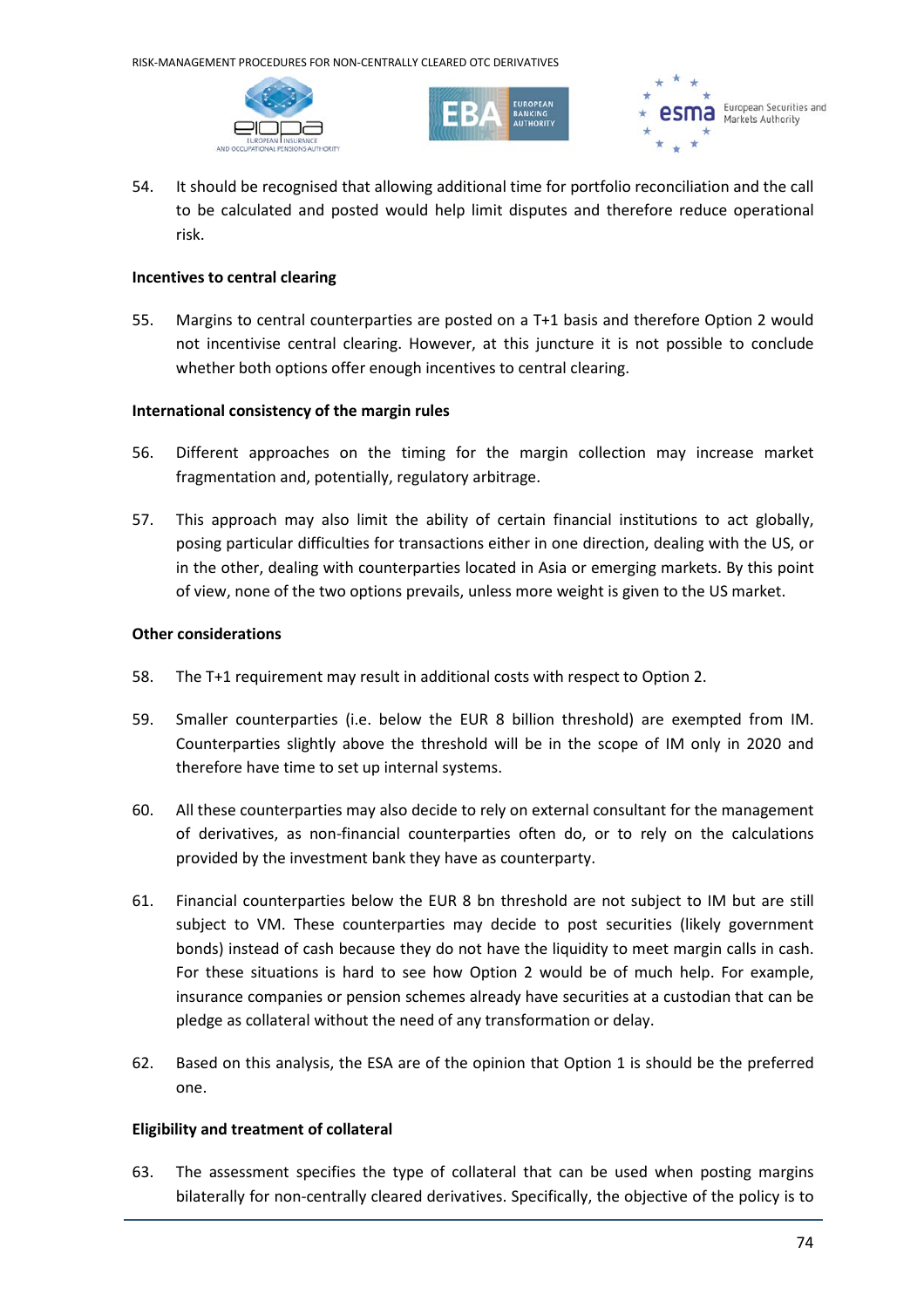54. It should be recognised that allowing additional time for portfolio reconciliation and the call to be calculated and posted would help limit disputes and therefore reduce operational risk.

**Incentives to central clearing**

55. Margins to central counterparties are posted on a T+1 basis and therefore Option 2 would not incentivise central clearing. However, at this juncture it is not possible to conclude whether both options offer enough incentives to central clearing.

**International consistency of the margin rules**

56. Different approaches on the timing for the margin collection may increase market fragmentation and, potentially, regulatory arbitrage.

57. This approach may also limit the ability of certain financial institutions to act globally, posing particular difficulties for transactions either in one direction, dealing with the US, or in the other, dealing with counterparties located in Asia or emerging markets. By this point of view, none of the two options prevails, unless more weight is given to the US market.

**Other considerations**

58. The T+1 requirement may result in additional costs with respect to Option 2.

59. Smaller counterparties (i.e. below the EUR 8 billion threshold) are exempted from IM. Counterparties slightly above the threshold will be in the scope of IM only in 2020 and therefore have time to set up internal systems.

60. All these counterparties may also decide to rely on external consultant for the management of derivatives, as non-financial counterparties often do, or to rely on the calculations provided by the investment bank they have as counterparty.

61. Financial counterparties below the EUR 8 bn threshold are not subject to IM but are still subject to VM. These counterparties may decide to post securities (likely government bonds) instead of cash because they do not have the liquidity to meet margin calls in cash. For these situations is hard to see how Option 2 would be of much help. For example, insurance companies or pension schemes already have securities at a custodian that can be pledge as collateral without the need of any transformation or delay.

62. Based on this analysis, the ESA are of the opinion that Option 1 is should be the preferred one.

**Eligibility and treatment of collateral**

63. The assessment specifies the type of collateral that can be used when posting margins bilaterally for non-centrally cleared derivatives. Specifically, the objective of the policy is to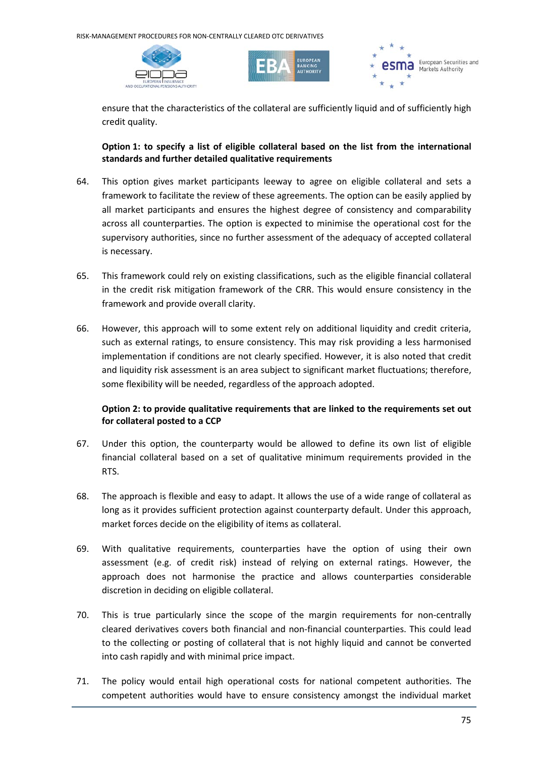ensure that the characteristics of the collateral are sufficiently liquid and of sufficiently high credit quality.

**Option 1: to specify a list of eligible collateral based on the list from the international standards and further detailed qualitative requirements**

64. This option gives market participants leeway to agree on eligible collateral and sets a framework to facilitate the review of these agreements. The option can be easily applied by all market participants and ensures the highest degree of consistency and comparability across all counterparties. The option is expected to minimise the operational cost for the supervisory authorities, since no further assessment of the adequacy of accepted collateral is necessary.

65. This framework could rely on existing classifications, such as the eligible financial collateral in the credit risk mitigation framework of the CRR. This would ensure consistency in the framework and provide overall clarity.

66. However, this approach will to some extent rely on additional liquidity and credit criteria, such as external ratings, to ensure consistency. This may risk providing a less harmonised implementation if conditions are not clearly specified. However, it is also noted that credit and liquidity risk assessment is an area subject to significant market fluctuations; therefore, some flexibility will be needed, regardless of the approach adopted.

**Option 2: to provide qualitative requirements that are linked to the requirements set out for collateral posted to a CCP**

67. Under this option, the counterparty would be allowed to define its own list of eligible financial collateral based on a set of qualitative minimum requirements provided in the RTS.

68. The approach is flexible and easy to adapt. It allows the use of a wide range of collateral as long as it provides sufficient protection against counterparty default. Under this approach, market forces decide on the eligibility of items as collateral.

69. With qualitative requirements, counterparties have the option of using their own assessment (e.g. of credit risk) instead of relying on external ratings. However, the approach does not harmonise the practice and allows counterparties considerable discretion in deciding on eligible collateral.

70. This is true particularly since the scope of the margin requirements for non-centrally cleared derivatives covers both financial and non-financial counterparties. This could lead to the collecting or posting of collateral that is not highly liquid and cannot be converted into cash rapidly and with minimal price impact.

71. The policy would entail high operational costs for national competent authorities. The competent authorities would have to ensure consistency amongst the individual market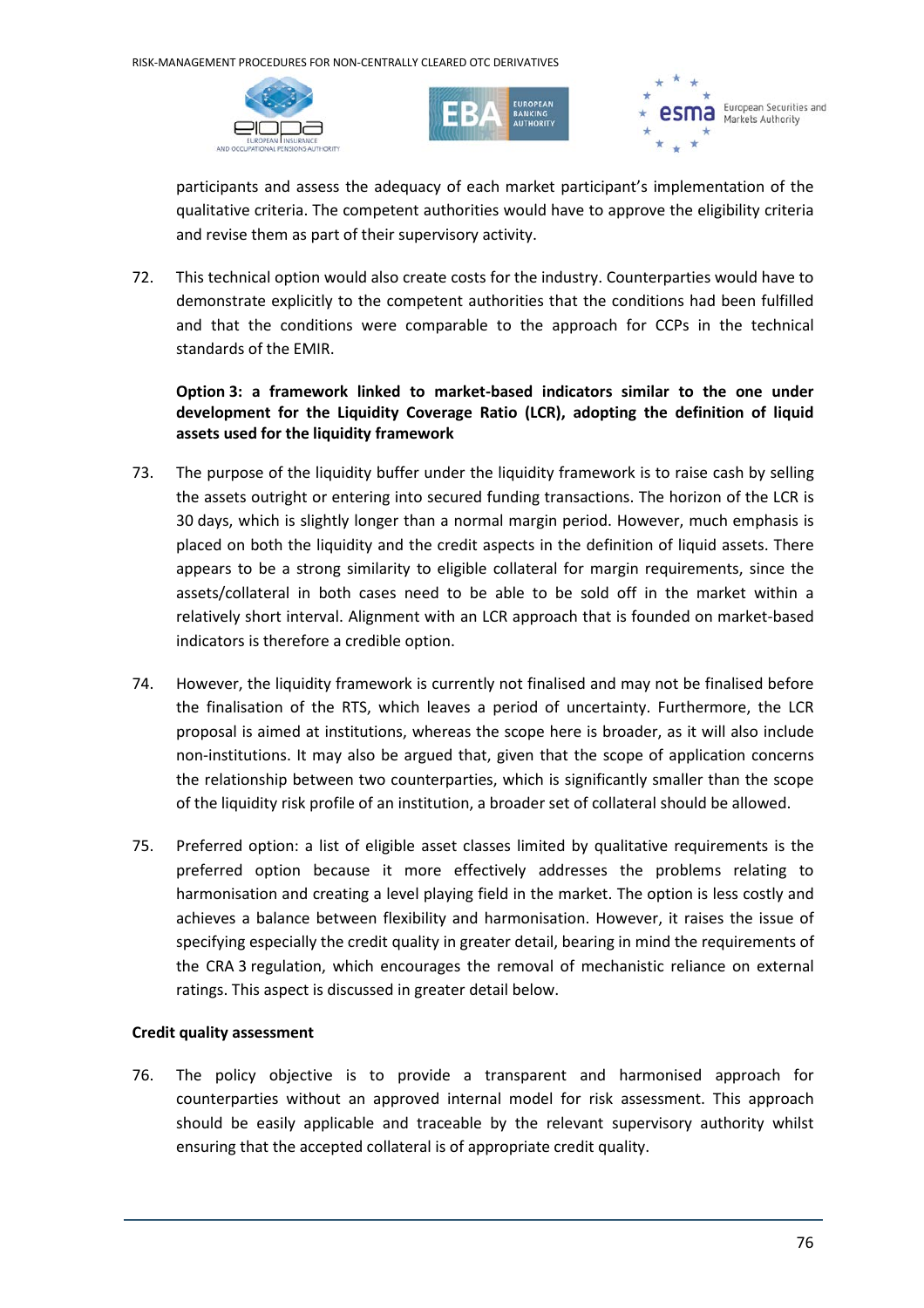participants and assess the adequacy of each market participant's implementation of the qualitative criteria. The competent authorities would have to approve the eligibility criteria and revise them as part of their supervisory activity.

72. This technical option would also create costs for the industry. Counterparties would have to demonstrate explicitly to the competent authorities that the conditions had been fulfilled and that the conditions were comparable to the approach for CCPs in the technical standards of the EMIR.

**Option 3: a framework linked to market-based indicators similar to the one under development for the Liquidity Coverage Ratio (LCR), adopting the definition of liquid assets used for the liquidity framework**

73. The purpose of the liquidity buffer under the liquidity framework is to raise cash by selling the assets outright or entering into secured funding transactions. The horizon of the LCR is 30 days, which is slightly longer than a normal margin period. However, much emphasis is placed on both the liquidity and the credit aspects in the definition of liquid assets. There appears to be a strong similarity to eligible collateral for margin requirements, since the assets/collateral in both cases need to be able to be sold off in the market within a relatively short interval. Alignment with an LCR approach that is founded on market-based indicators is therefore a credible option.

74. However, the liquidity framework is currently not finalised and may not be finalised before the finalisation of the RTS, which leaves a period of uncertainty. Furthermore, the LCR proposal is aimed at institutions, whereas the scope here is broader, as it will also include non-institutions. It may also be argued that, given that the scope of application concerns the relationship between two counterparties, which is significantly smaller than the scope of the liquidity risk profile of an institution, a broader set of collateral should be allowed.

75. Preferred option: a list of eligible asset classes limited by qualitative requirements is the preferred option because it more effectively addresses the problems relating to harmonisation and creating a level playing field in the market. The option is less costly and achieves a balance between flexibility and harmonisation. However, it raises the issue of specifying especially the credit quality in greater detail, bearing in mind the requirements of the CRA 3 regulation, which encourages the removal of mechanistic reliance on external ratings. This aspect is discussed in greater detail below.

**Credit quality assessment**

76. The policy objective is to provide a transparent and harmonised approach for counterparties without an approved internal model for risk assessment. This approach should be easily applicable and traceable by the relevant supervisory authority whilst ensuring that the accepted collateral is of appropriate credit quality.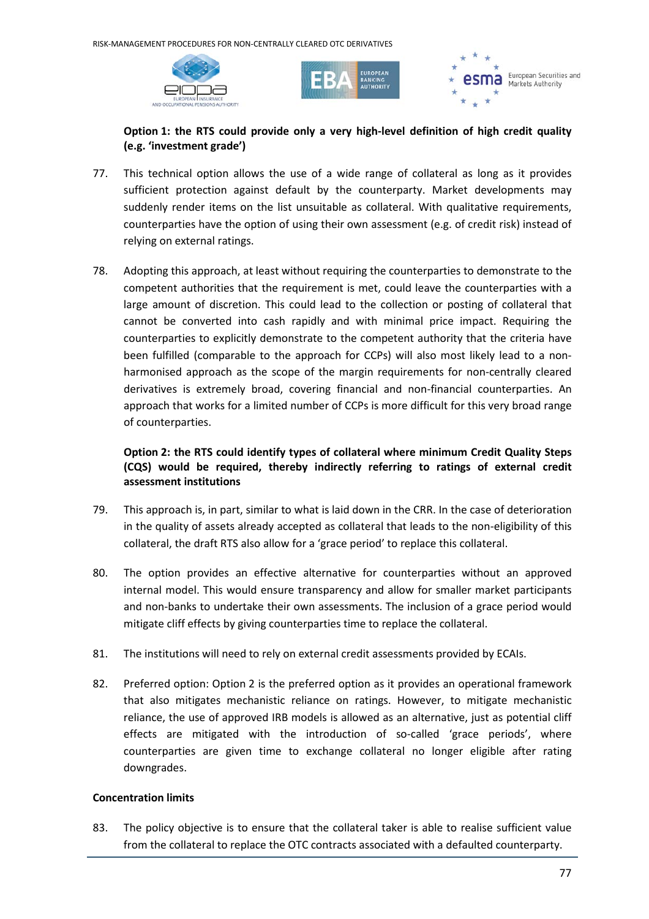**Option 1: the RTS could provide only a very high-level definition of high credit quality (e.g. 'investment grade')**

77. This technical option allows the use of a wide range of collateral as long as it provides sufficient protection against default by the counterparty. Market developments may suddenly render items on the list unsuitable as collateral. With qualitative requirements, counterparties have the option of using their own assessment (e.g. of credit risk) instead of relying on external ratings.

78. Adopting this approach, at least without requiring the counterparties to demonstrate to the competent authorities that the requirement is met, could leave the counterparties with a large amount of discretion. This could lead to the collection or posting of collateral that cannot be converted into cash rapidly and with minimal price impact. Requiring the counterparties to explicitly demonstrate to the competent authority that the criteria have been fulfilled (comparable to the approach for CCPs) will also most likely lead to a non-harmonised approach as the scope of the margin requirements for non-centrally cleared derivatives is extremely broad, covering financial and non-financial counterparties. An approach that works for a limited number of CCPs is more difficult for this very broad range of counterparties.

**Option 2: the RTS could identify types of collateral where minimum Credit Quality Steps (CQS) would be required, thereby indirectly referring to ratings of external credit assessment institutions**

79. This approach is, in part, similar to what is laid down in the CRR. In the case of deterioration in the quality of assets already accepted as collateral that leads to the non-eligibility of this collateral, the draft RTS also allow for a 'grace period' to replace this collateral.

80. The option provides an effective alternative for counterparties without an approved internal model. This would ensure transparency and allow for smaller market participants and non-banks to undertake their own assessments. The inclusion of a grace period would mitigate cliff effects by giving counterparties time to replace the collateral.

81. The institutions will need to rely on external credit assessments provided by ECAIs.

82. Preferred option: Option 2 is the preferred option as it provides an operational framework that also mitigates mechanistic reliance on ratings. However, to mitigate mechanistic reliance, the use of approved IRB models is allowed as an alternative, just as potential cliff effects are mitigated with the introduction of so-called 'grace periods', where counterparties are given time to exchange collateral no longer eligible after rating downgrades.

**Concentration limits**

83. The policy objective is to ensure that the collateral taker is able to realise sufficient value from the collateral to replace the OTC contracts associated with a defaulted counterparty.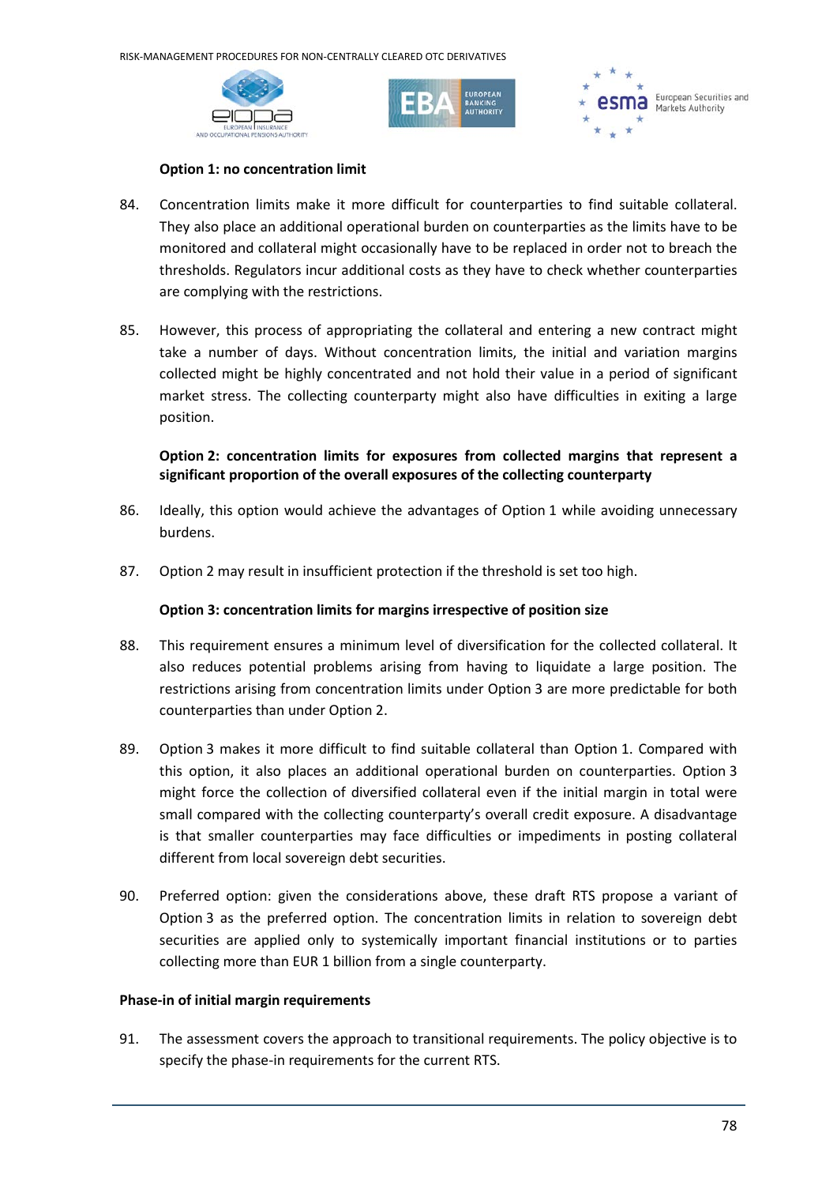**Option 1: no concentration limit**

84. Concentration limits make it more difficult for counterparties to find suitable collateral. They also place an additional operational burden on counterparties as the limits have to be monitored and collateral might occasionally have to be replaced in order not to breach the thresholds. Regulators incur additional costs as they have to check whether counterparties are complying with the restrictions.

85. However, this process of appropriating the collateral and entering a new contract might take a number of days. Without concentration limits, the initial and variation margins collected might be highly concentrated and not hold their value in a period of significant market stress. The collecting counterparty might also have difficulties in exiting a large position.

**Option 2: concentration limits for exposures from collected margins that represent a significant proportion of the overall exposures of the collecting counterparty**

86. Ideally, this option would achieve the advantages of Option 1 while avoiding unnecessary burdens.

87. Option 2 may result in insufficient protection if the threshold is set too high.

**Option 3: concentration limits for margins irrespective of position size**

88. This requirement ensures a minimum level of diversification for the collected collateral. It also reduces potential problems arising from having to liquidate a large position. The restrictions arising from concentration limits under Option 3 are more predictable for both counterparties than under Option 2.

89. Option 3 makes it more difficult to find suitable collateral than Option 1. Compared with this option, it also places an additional operational burden on counterparties. Option 3 might force the collection of diversified collateral even if the initial margin in total were small compared with the collecting counterparty's overall credit exposure. A disadvantage is that smaller counterparties may face difficulties or impediments in posting collateral different from local sovereign debt securities.

90. Preferred option: given the considerations above, these draft RTS propose a variant of Option 3 as the preferred option. The concentration limits in relation to sovereign debt securities are applied only to systemically important financial institutions or to parties collecting more than EUR 1 billion from a single counterparty.

**Phase-in of initial margin requirements**

91. The assessment covers the approach to transitional requirements. The policy objective is to specify the phase-in requirements for the current RTS.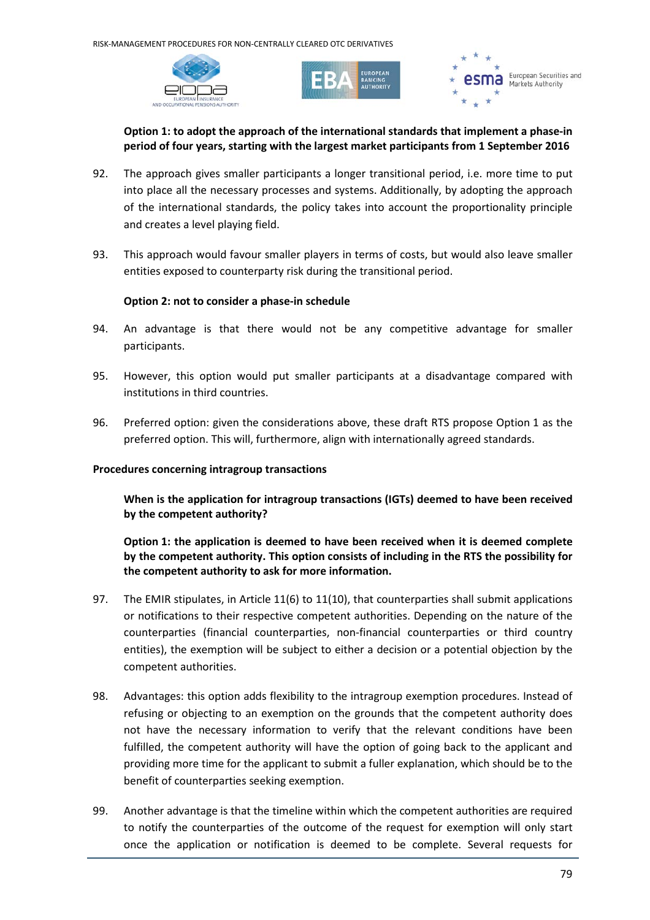**Option 1: to adopt the approach of the international standards that implement a phase-in period of four years, starting with the largest market participants from 1 September 2016**

92. The approach gives smaller participants a longer transitional period, i.e. more time to put into place all the necessary processes and systems. Additionally, by adopting the approach of the international standards, the policy takes into account the proportionality principle and creates a level playing field.

93. This approach would favour smaller players in terms of costs, but would also leave smaller entities exposed to counterparty risk during the transitional period.

**Option 2: not to consider a phase-in schedule**

94. An advantage is that there would not be any competitive advantage for smaller participants.

95. However, this option would put smaller participants at a disadvantage compared with institutions in third countries.

96. Preferred option: given the considerations above, these draft RTS propose Option 1 as the preferred option. This will, furthermore, align with internationally agreed standards.

**Procedures concerning intragroup transactions**

**When is the application for intragroup transactions (IGTs) deemed to have been received by the competent authority?**

**Option 1: the application is deemed to have been received when it is deemed complete by the competent authority. This option consists of including in the RTS the possibility for the competent authority to ask for more information.**

97. The EMIR stipulates, in Article 11(6) to 11(10), that counterparties shall submit applications or notifications to their respective competent authorities. Depending on the nature of the counterparties (financial counterparties, non-financial counterparties or third country entities), the exemption will be subject to either a decision or a potential objection by the competent authorities.

98. Advantages: this option adds flexibility to the intragroup exemption procedures. Instead of refusing or objecting to an exemption on the grounds that the competent authority does not have the necessary information to verify that the relevant conditions have been fulfilled, the competent authority will have the option of going back to the applicant and providing more time for the applicant to submit a fuller explanation, which should be to the benefit of counterparties seeking exemption.

99. Another advantage is that the timeline within which the competent authorities are required to notify the counterparties of the outcome of the request for exemption will only start once the application or notification is deemed to be complete. Several requests for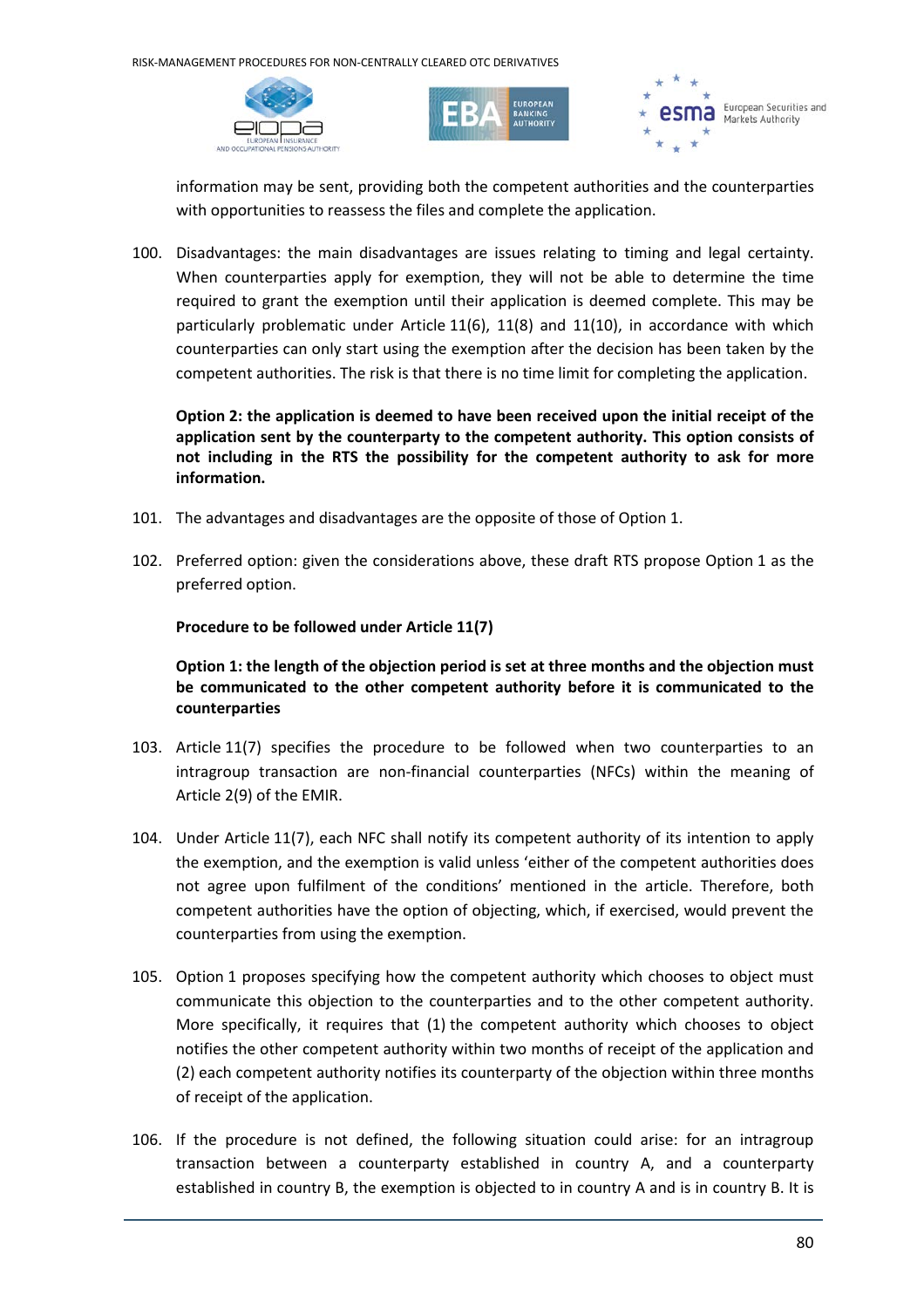information may be sent, providing both the competent authorities and the counterparties with opportunities to reassess the files and complete the application.

100. Disadvantages: the main disadvantages are issues relating to timing and legal certainty. When counterparties apply for exemption, they will not be able to determine the time required to grant the exemption until their application is deemed complete. This may be particularly problematic under Article 11(6), 11(8) and 11(10), in accordance with which counterparties can only start using the exemption after the decision has been taken by the competent authorities. The risk is that there is no time limit for completing the application.

**Option 2: the application is deemed to have been received upon the initial receipt of the application sent by the counterparty to the competent authority. This option consists of not including in the RTS the possibility for the competent authority to ask for more information.**

101. The advantages and disadvantages are the opposite of those of Option 1.

102. Preferred option: given the considerations above, these draft RTS propose Option 1 as the preferred option.

**Procedure to be followed under Article 11(7)**

**Option 1: the length of the objection period is set at three months and the objection must be communicated to the other competent authority before it is communicated to the counterparties**

103. Article 11(7) specifies the procedure to be followed when two counterparties to an intragroup transaction are non-financial counterparties (NFCs) within the meaning of Article 2(9) of the EMIR.

104. Under Article 11(7), each NFC shall notify its competent authority of its intention to apply the exemption, and the exemption is valid unless 'either of the competent authorities does not agree upon fulfilment of the conditions' mentioned in the article. Therefore, both competent authorities have the option of objecting, which, if exercised, would prevent the counterparties from using the exemption.

105. Option 1 proposes specifying how the competent authority which chooses to object must communicate this objection to the counterparties and to the other competent authority. More specifically, it requires that (1) the competent authority which chooses to object notifies the other competent authority within two months of receipt of the application and (2) each competent authority notifies its counterparty of the objection within three months of receipt of the application.

106. If the procedure is not defined, the following situation could arise: for an intragroup transaction between a counterparty established in country A, and a counterparty established in country B, the exemption is objected to in country A and is in country B. It is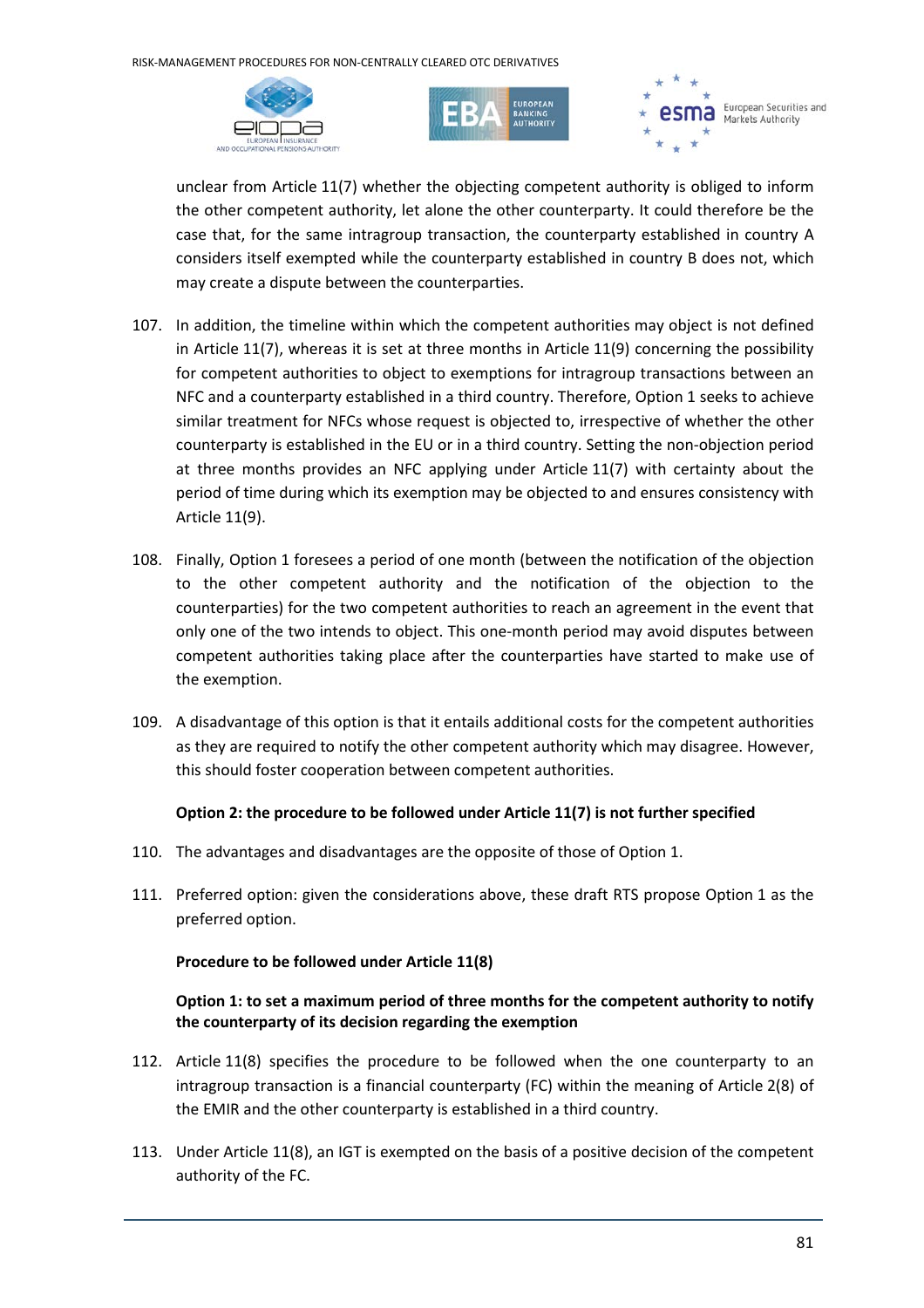unclear from Article 11(7) whether the objecting competent authority is obliged to inform the other competent authority, let alone the other counterparty. It could therefore be the case that, for the same intragroup transaction, the counterparty established in country A considers itself exempted while the counterparty established in country B does not, which may create a dispute between the counterparties.

107. In addition, the timeline within which the competent authorities may object is not defined in Article 11(7), whereas it is set at three months in Article 11(9) concerning the possibility for competent authorities to object to exemptions for intragroup transactions between an NFC and a counterparty established in a third country. Therefore, Option 1 seeks to achieve similar treatment for NFCs whose request is objected to, irrespective of whether the other counterparty is established in the EU or in a third country. Setting the non-objection period at three months provides an NFC applying under Article 11(7) with certainty about the period of time during which its exemption may be objected to and ensures consistency with Article 11(9).

108. Finally, Option 1 foresees a period of one month (between the notification of the objection to the other competent authority and the notification of the objection to the counterparties) for the two competent authorities to reach an agreement in the event that only one of the two intends to object. This one-month period may avoid disputes between competent authorities taking place after the counterparties have started to make use of the exemption.

109. A disadvantage of this option is that it entails additional costs for the competent authorities as they are required to notify the other competent authority which may disagree. However, this should foster cooperation between competent authorities.

**Option 2: the procedure to be followed under Article 11(7) is not further specified**

110. The advantages and disadvantages are the opposite of those of Option 1.

111. Preferred option: given the considerations above, these draft RTS propose Option 1 as the preferred option.

**Procedure to be followed under Article 11(8)**

**Option 1: to set a maximum period of three months for the competent authority to notify the counterparty of its decision regarding the exemption**

112. Article 11(8) specifies the procedure to be followed when the one counterparty to an intragroup transaction is a financial counterparty (FC) within the meaning of Article 2(8) of the EMIR and the other counterparty is established in a third country.

113. Under Article 11(8), an IGT is exempted on the basis of a positive decision of the competent authority of the FC.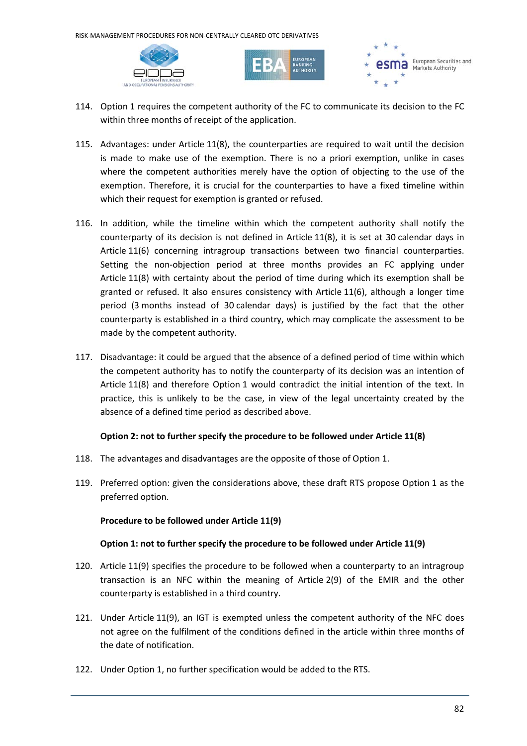114. Option 1 requires the competent authority of the FC to communicate its decision to the FC within three months of receipt of the application.

115. Advantages: under Article 11(8), the counterparties are required to wait until the decision is made to make use of the exemption. There is no a priori exemption, unlike in cases where the competent authorities merely have the option of objecting to the use of the exemption. Therefore, it is crucial for the counterparties to have a fixed timeline within which their request for exemption is granted or refused.

116. In addition, while the timeline within which the competent authority shall notify the counterparty of its decision is not defined in Article 11(8), it is set at 30 calendar days in Article 11(6) concerning intragroup transactions between two financial counterparties. Setting the non-objection period at three months provides an FC applying under Article 11(8) with certainty about the period of time during which its exemption shall be granted or refused. It also ensures consistency with Article 11(6), although a longer time period (3 months instead of 30 calendar days) is justified by the fact that the other counterparty is established in a third country, which may complicate the assessment to be made by the competent authority.

117. Disadvantage: it could be argued that the absence of a defined period of time within which the competent authority has to notify the counterparty of its decision was an intention of Article 11(8) and therefore Option 1 would contradict the initial intention of the text. In practice, this is unlikely to be the case, in view of the legal uncertainty created by the absence of a defined time period as described above.

**Option 2: not to further specify the procedure to be followed under Article 11(8)**

118. The advantages and disadvantages are the opposite of those of Option 1.

119. Preferred option: given the considerations above, these draft RTS propose Option 1 as the preferred option.

**Procedure to be followed under Article 11(9)**

**Option 1: not to further specify the procedure to be followed under Article 11(9)**

120. Article 11(9) specifies the procedure to be followed when a counterparty to an intragroup transaction is an NFC within the meaning of Article 2(9) of the EMIR and the other counterparty is established in a third country.

121. Under Article 11(9), an IGT is exempted unless the competent authority of the NFC does not agree on the fulfilment of the conditions defined in the article within three months of the date of notification.

122. Under Option 1, no further specification would be added to the RTS.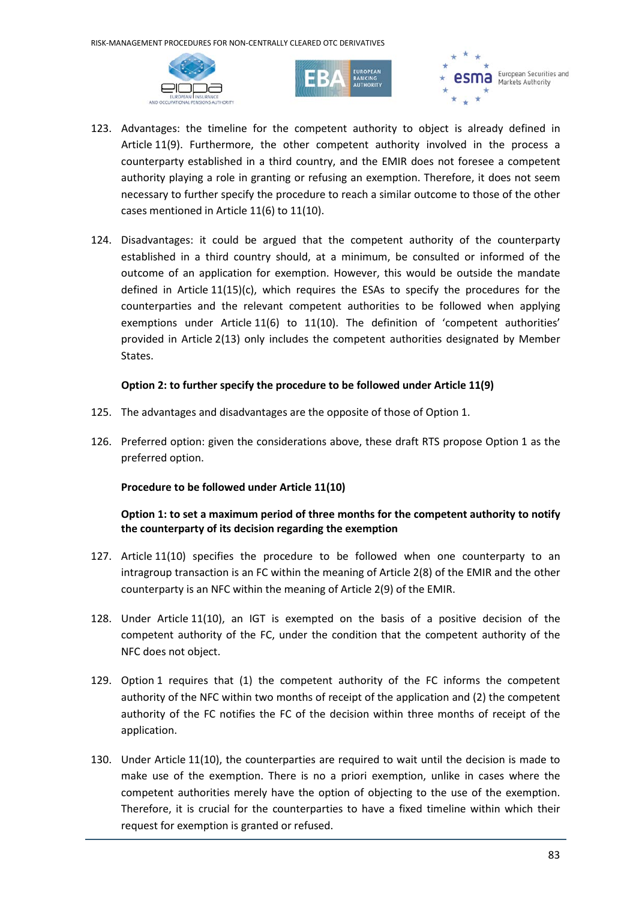123. Advantages: the timeline for the competent authority to object is already defined in Article 11(9). Furthermore, the other competent authority involved in the process a counterparty established in a third country, and the EMIR does not foresee a competent authority playing a role in granting or refusing an exemption. Therefore, it does not seem necessary to further specify the procedure to reach a similar outcome to those of the other cases mentioned in Article 11(6) to 11(10).

124. Disadvantages: it could be argued that the competent authority of the counterparty established in a third country should, at a minimum, be consulted or informed of the outcome of an application for exemption. However, this would be outside the mandate defined in Article 11(15)(c), which requires the ESAs to specify the procedures for the counterparties and the relevant competent authorities to be followed when applying exemptions under Article 11(6) to 11(10). The definition of 'competent authorities' provided in Article 2(13) only includes the competent authorities designated by Member States.

**Option 2: to further specify the procedure to be followed under Article 11(9)**

125. The advantages and disadvantages are the opposite of those of Option 1.

126. Preferred option: given the considerations above, these draft RTS propose Option 1 as the preferred option.

**Procedure to be followed under Article 11(10)**

**Option 1: to set a maximum period of three months for the competent authority to notify the counterparty of its decision regarding the exemption**

127. Article 11(10) specifies the procedure to be followed when one counterparty to an intragroup transaction is an FC within the meaning of Article 2(8) of the EMIR and the other counterparty is an NFC within the meaning of Article 2(9) of the EMIR.

128. Under Article 11(10), an IGT is exempted on the basis of a positive decision of the competent authority of the FC, under the condition that the competent authority of the NFC does not object.

129. Option 1 requires that (1) the competent authority of the FC informs the competent authority of the NFC within two months of receipt of the application and (2) the competent authority of the FC notifies the FC of the decision within three months of receipt of the application.

130. Under Article 11(10), the counterparties are required to wait until the decision is made to make use of the exemption. There is no a priori exemption, unlike in cases where the competent authorities merely have the option of objecting to the use of the exemption. Therefore, it is crucial for the counterparties to have a fixed timeline within which their request for exemption is granted or refused.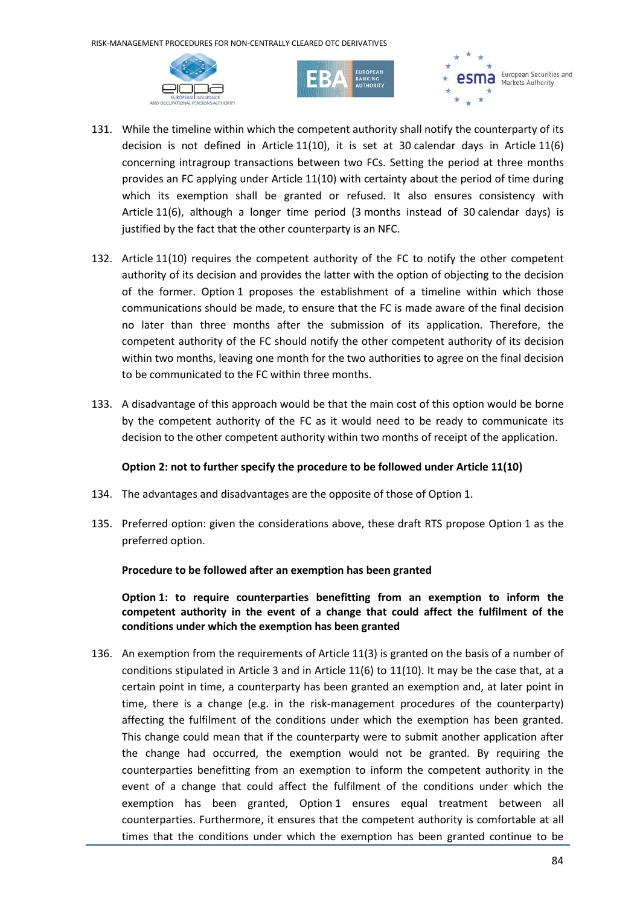131. While the timeline within which the competent authority shall notify the counterparty of its decision is not defined in Article 11(10), it is set at 30 calendar days in Article 11(6) concerning intragroup transactions between two FCs. Setting the period at three months provides an FC applying under Article 11(10) with certainty about the period of time during which its exemption shall be granted or refused. It also ensures consistency with Article 11(6), although a longer time period (3 months instead of 30 calendar days) is justified by the fact that the other counterparty is an NFC.

132. Article 11(10) requires the competent authority of the FC to notify the other competent authority of its decision and provides the latter with the option of objecting to the decision of the former. Option 1 proposes the establishment of a timeline within which those communications should be made, to ensure that the FC is made aware of the final decision no later than three months after the submission of its application. Therefore, the competent authority of the FC should notify the other competent authority of its decision within two months, leaving one month for the two authorities to agree on the final decision to be communicated to the FC within three months.

133. A disadvantage of this approach would be that the main cost of this option would be borne by the competent authority of the FC as it would need to be ready to communicate its decision to the other competent authority within two months of receipt of the application.

**Option 2: not to further specify the procedure to be followed under Article 11(10)**

134. The advantages and disadvantages are the opposite of those of Option 1.

135. Preferred option: given the considerations above, these draft RTS propose Option 1 as the preferred option.

**Procedure to be followed after an exemption has been granted**

**Option 1: to require counterparties benefitting from an exemption to inform the competent authority in the event of a change that could affect the fulfilment of the conditions under which the exemption has been granted**

136. An exemption from the requirements of Article 11(3) is granted on the basis of a number of conditions stipulated in Article 3 and in Article 11(6) to 11(10). It may be the case that, at a certain point in time, a counterparty has been granted an exemption and, at later point in time, there is a change (e.g. in the risk-management procedures of the counterparty) affecting the fulfilment of the conditions under which the exemption has been granted. This change could mean that if the counterparty were to submit another application after the change had occurred, the exemption would not be granted. By requiring the counterparties benefitting from an exemption to inform the competent authority in the event of a change that could affect the fulfilment of the conditions under which the exemption has been granted, Option 1 ensures equal treatment between all counterparties. Furthermore, it ensures that the competent authority is comfortable at all times that the conditions under which the exemption has been granted continue to be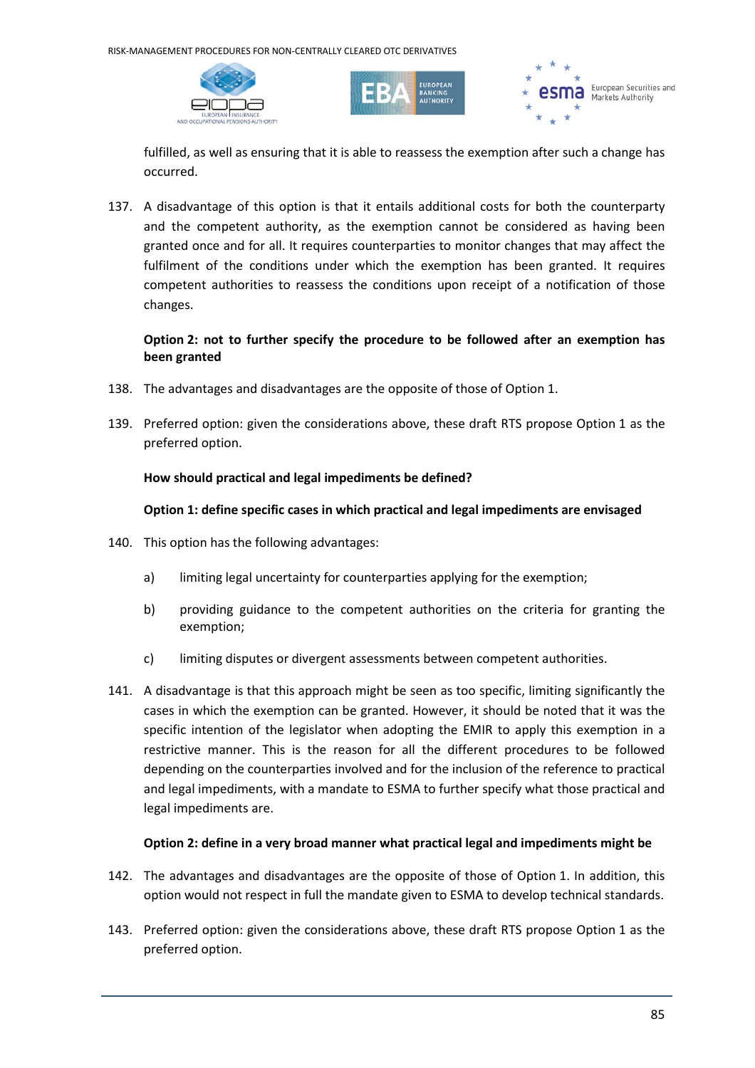fulfilled, as well as ensuring that it is able to reassess the exemption after such a change has occurred.

137. A disadvantage of this option is that it entails additional costs for both the counterparty and the competent authority, as the exemption cannot be considered as having been granted once and for all. It requires counterparties to monitor changes that may affect the fulfilment of the conditions under which the exemption has been granted. It requires competent authorities to reassess the conditions upon receipt of a notification of those changes.

**Option 2: not to further specify the procedure to be followed after an exemption has been granted**

138. The advantages and disadvantages are the opposite of those of Option 1.

139. Preferred option: given the considerations above, these draft RTS propose Option 1 as the preferred option.

**How should practical and legal impediments be defined?**

**Option 1: define specific cases in which practical and legal impediments are envisaged**

140. This option has the following advantages:

   a) limiting legal uncertainty for counterparties applying for the exemption;

   b) providing guidance to the competent authorities on the criteria for granting the exemption;

   c) limiting disputes or divergent assessments between competent authorities.

141. A disadvantage is that this approach might be seen as too specific, limiting significantly the cases in which the exemption can be granted. However, it should be noted that it was the specific intention of the legislator when adopting the EMIR to apply this exemption in a restrictive manner. This is the reason for all the different procedures to be followed depending on the counterparties involved and for the inclusion of the reference to practical and legal impediments, with a mandate to ESMA to further specify what those practical and legal impediments are.

**Option 2: define in a very broad manner what practical legal and impediments might be**

142. The advantages and disadvantages are the opposite of those of Option 1. In addition, this option would not respect in full the mandate given to ESMA to develop technical standards.

143. Preferred option: given the considerations above, these draft RTS propose Option 1 as the preferred option.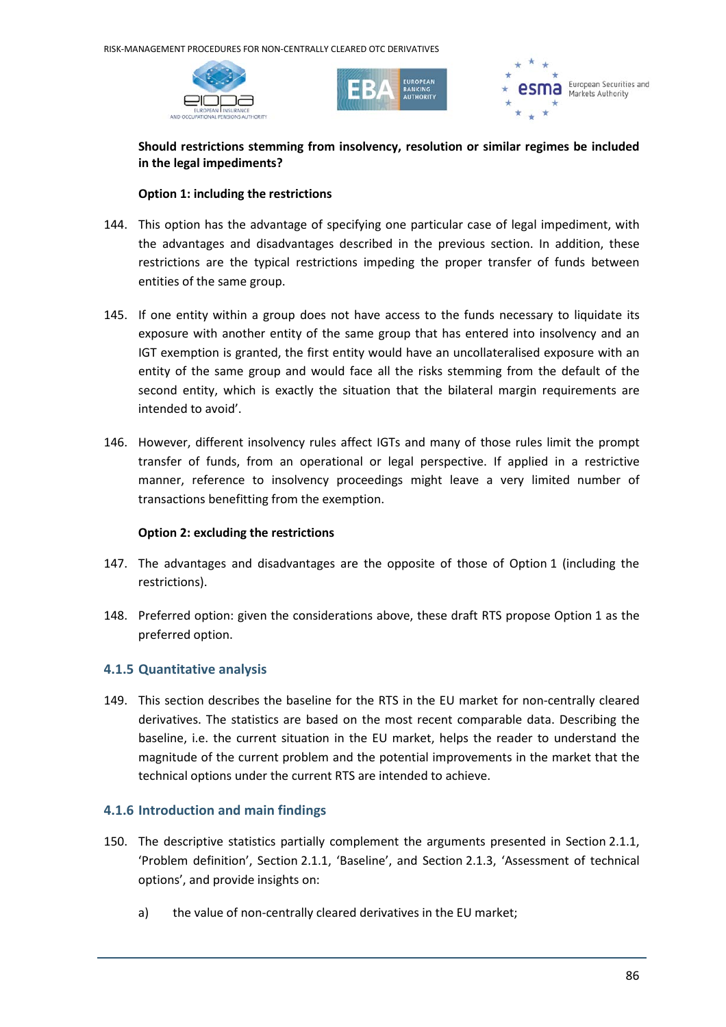**Should restrictions stemming from insolvency, resolution or similar regimes be included in the legal impediments?**

**Option 1: including the restrictions**

144. This option has the advantage of specifying one particular case of legal impediment, with the advantages and disadvantages described in the previous section. In addition, these restrictions are the typical restrictions impeding the proper transfer of funds between entities of the same group.

145. If one entity within a group does not have access to the funds necessary to liquidate its exposure with another entity of the same group that has entered into insolvency and an IGT exemption is granted, the first entity would have an uncollateralised exposure with an entity of the same group and would face all the risks stemming from the default of the second entity, which is exactly the situation that the bilateral margin requirements are intended to avoid'.

146. However, different insolvency rules affect IGTs and many of those rules limit the prompt transfer of funds, from an operational or legal perspective. If applied in a restrictive manner, reference to insolvency proceedings might leave a very limited number of transactions benefitting from the exemption.

**Option 2: excluding the restrictions**

147. The advantages and disadvantages are the opposite of those of Option 1 (including the restrictions).

148. Preferred option: given the considerations above, these draft RTS propose Option 1 as the preferred option.

### 4.1.5 Quantitative analysis

149. This section describes the baseline for the RTS in the EU market for non-centrally cleared derivatives. The statistics are based on the most recent comparable data. Describing the baseline, i.e. the current situation in the EU market, helps the reader to understand the magnitude of the current problem and the potential improvements in the market that the technical options under the current RTS are intended to achieve.

### 4.1.6 Introduction and main findings

150. The descriptive statistics partially complement the arguments presented in Section 2.1.1, 'Problem definition', Section 2.1.1, 'Baseline', and Section 2.1.3, 'Assessment of technical options', and provide insights on:

a) the value of non-centrally cleared derivatives in the EU market;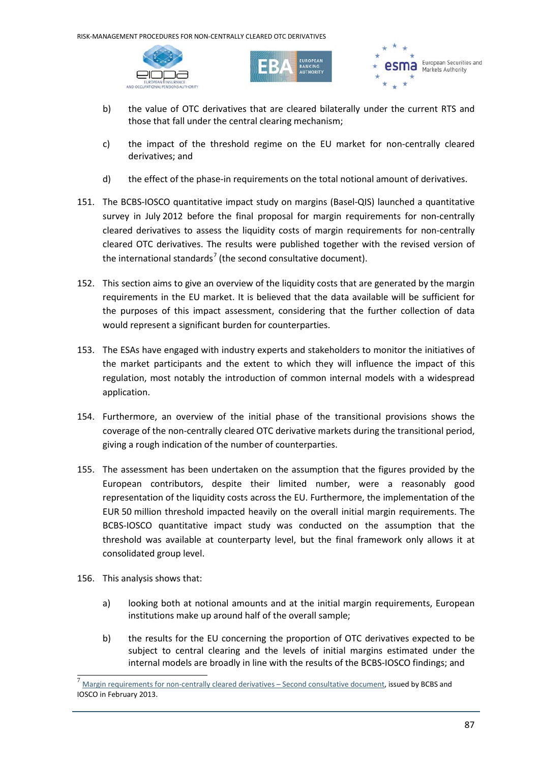b) the value of OTC derivatives that are cleared bilaterally under the current RTS and those that fall under the central clearing mechanism;

c) the impact of the threshold regime on the EU market for non-centrally cleared derivatives; and

d) the effect of the phase-in requirements on the total notional amount of derivatives.

151. The BCBS-IOSCO quantitative impact study on margins (Basel-QIS) launched a quantitative survey in July 2012 before the final proposal for margin requirements for non-centrally cleared derivatives to assess the liquidity costs of margin requirements for non-centrally cleared OTC derivatives. The results were published together with the revised version of the international standards[7] (the second consultative document).

152. This section aims to give an overview of the liquidity costs that are generated by the margin requirements in the EU market. It is believed that the data available will be sufficient for the purposes of this impact assessment, considering that the further collection of data would represent a significant burden for counterparties.

153. The ESAs have engaged with industry experts and stakeholders to monitor the initiatives of the market participants and the extent to which they will influence the impact of this regulation, most notably the introduction of common internal models with a widespread application.

154. Furthermore, an overview of the initial phase of the transitional provisions shows the coverage of the non-centrally cleared OTC derivative markets during the transitional period, giving a rough indication of the number of counterparties.

155. The assessment has been undertaken on the assumption that the figures provided by the European contributors, despite their limited number, were a reasonably good representation of the liquidity costs across the EU. Furthermore, the implementation of the EUR 50 million threshold impacted heavily on the overall initial margin requirements. The BCBS-IOSCO quantitative impact study was conducted on the assumption that the threshold was available at counterparty level, but the final framework only allows it at consolidated group level.

156. This analysis shows that:

a) looking both at notional amounts and at the initial margin requirements, European institutions make up around half of the overall sample;

b) the results for the EU concerning the proportion of OTC derivatives expected to be subject to central clearing and the levels of initial margins estimated under the internal models are broadly in line with the results of the BCBS-IOSCO findings; and

---

[7] Margin requirements for non-centrally cleared derivatives – Second consultative document, issued by BCBS and IOSCO in February 2013.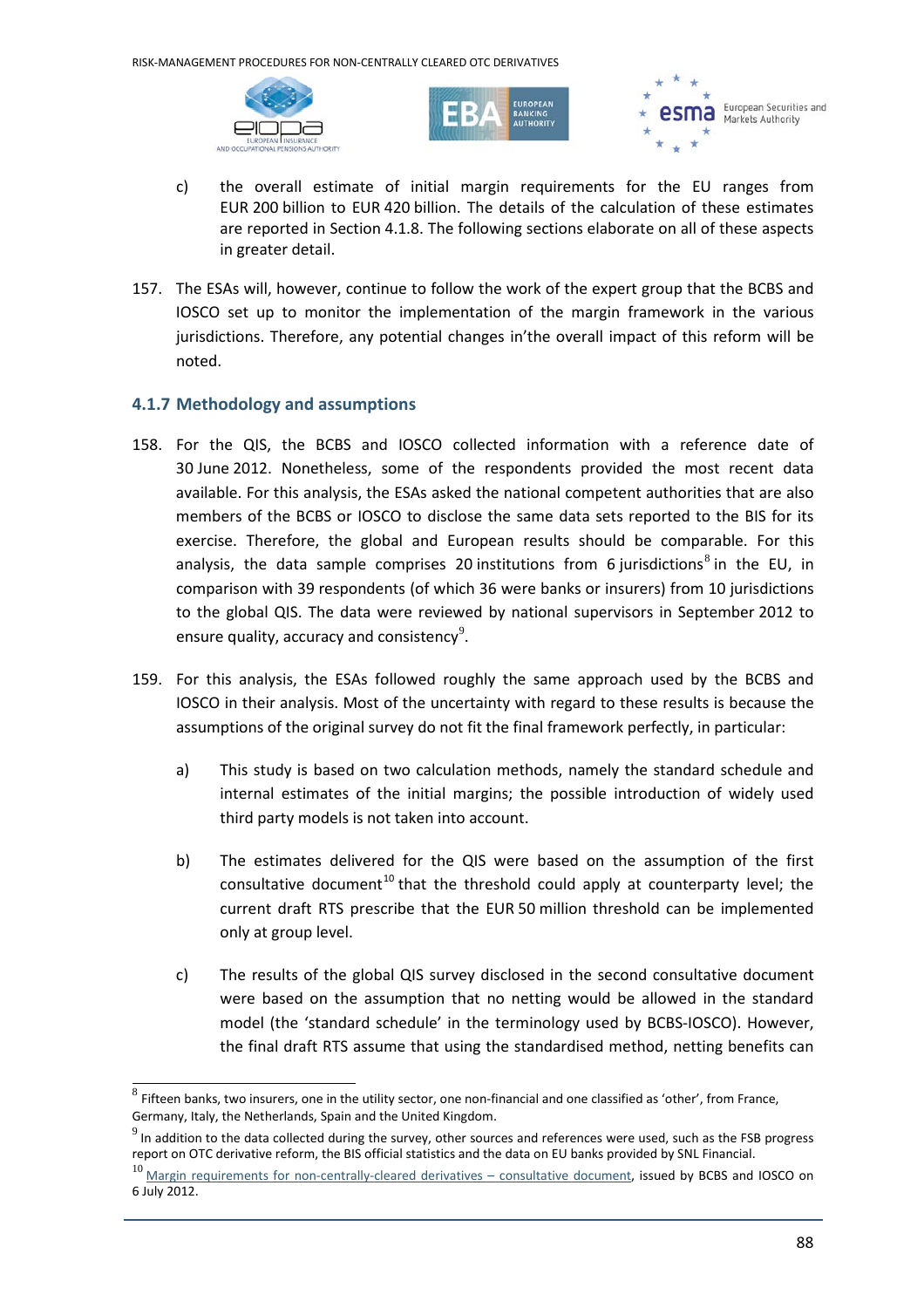c) the overall estimate of initial margin requirements for the EU ranges from EUR 200 billion to EUR 420 billion. The details of the calculation of these estimates are reported in Section 4.1.8. The following sections elaborate on all of these aspects in greater detail.

157. The ESAs will, however, continue to follow the work of the expert group that the BCBS and IOSCO set up to monitor the implementation of the margin framework in the various jurisdictions. Therefore, any potential changes in'the overall impact of this reform will be noted.

### 4.1.7 Methodology and assumptions

158. For the QIS, the BCBS and IOSCO collected information with a reference date of 30 June 2012. Nonetheless, some of the respondents provided the most recent data available. For this analysis, the ESAs asked the national competent authorities that are also members of the BCBS or IOSCO to disclose the same data sets reported to the BIS for its exercise. Therefore, the global and European results should be comparable. For this analysis, the data sample comprises 20 institutions from 6 jurisdictions[8] in the EU, in comparison with 39 respondents (of which 36 were banks or insurers) from 10 jurisdictions to the global QIS. The data were reviewed by national supervisors in September 2012 to ensure quality, accuracy and consistency[9].

159. For this analysis, the ESAs followed roughly the same approach used by the BCBS and IOSCO in their analysis. Most of the uncertainty with regard to these results is because the assumptions of the original survey do not fit the final framework perfectly, in particular:

a) This study is based on two calculation methods, namely the standard schedule and internal estimates of the initial margins; the possible introduction of widely used third party models is not taken into account.

b) The estimates delivered for the QIS were based on the assumption of the first consultative document[10] that the threshold could apply at counterparty level; the current draft RTS prescribe that the EUR 50 million threshold can be implemented only at group level.

c) The results of the global QIS survey disclosed in the second consultative document were based on the assumption that no netting would be allowed in the standard model (the 'standard schedule' in the terminology used by BCBS-IOSCO). However, the final draft RTS assume that using the standardised method, netting benefits can

---

[8] Fifteen banks, two insurers, one in the utility sector, one non-financial and one classified as 'other', from France, Germany, Italy, the Netherlands, Spain and the United Kingdom.

[9] In addition to the data collected during the survey, other sources and references were used, such as the FSB progress report on OTC derivative reform, the BIS official statistics and the data on EU banks provided by SNL Financial.

[10] Margin requirements for non-centrally-cleared derivatives – consultative document, issued by BCBS and IOSCO on 6 July 2012.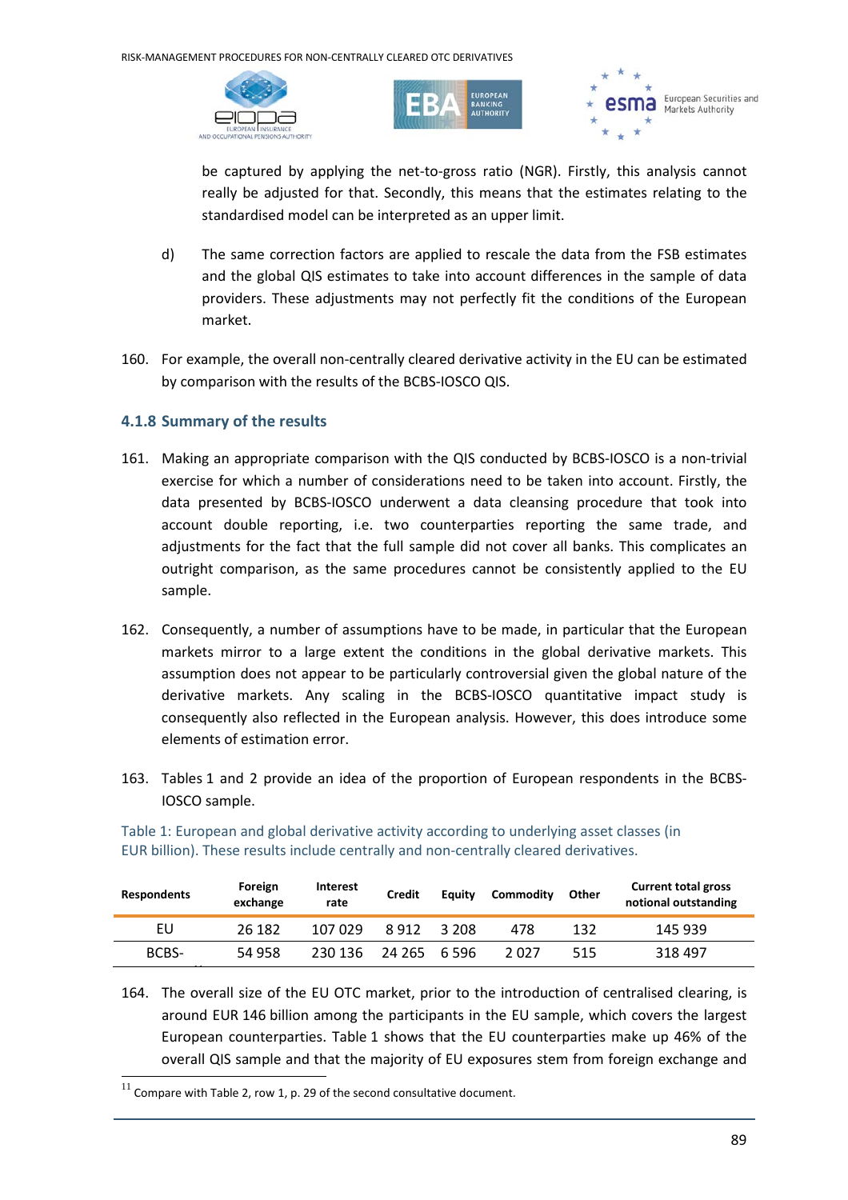be captured by applying the net-to-gross ratio (NGR). Firstly, this analysis cannot really be adjusted for that. Secondly, this means that the estimates relating to the standardised model can be interpreted as an upper limit.

d) The same correction factors are applied to rescale the data from the FSB estimates and the global QIS estimates to take into account differences in the sample of data providers. These adjustments may not perfectly fit the conditions of the European market.

160. For example, the overall non-centrally cleared derivative activity in the EU can be estimated by comparison with the results of the BCBS-IOSCO QIS.

### 4.1.8 Summary of the results

161. Making an appropriate comparison with the QIS conducted by BCBS-IOSCO is a non-trivial exercise for which a number of considerations need to be taken into account. Firstly, the data presented by BCBS-IOSCO underwent a data cleansing procedure that took into account double reporting, i.e. two counterparties reporting the same trade, and adjustments for the fact that the full sample did not cover all banks. This complicates an outright comparison, as the same procedures cannot be consistently applied to the EU sample.

162. Consequently, a number of assumptions have to be made, in particular that the European markets mirror to a large extent the conditions in the global derivative markets. This assumption does not appear to be particularly controversial given the global nature of the derivative markets. Any scaling in the BCBS-IOSCO quantitative impact study is consequently also reflected in the European analysis. However, this does introduce some elements of estimation error.

163. Tables 1 and 2 provide an idea of the proportion of European respondents in the BCBS-IOSCO sample.

Table 1: European and global derivative activity according to underlying asset classes (in EUR billion). These results include centrally and non-centrally cleared derivatives.

| Respondents | Foreign exchange | Interest rate | Credit | Equity | Commodity | Other | Current total gross notional outstanding |
|---|---|---|---|---|---|---|---|
| EU | 26 182 | 107 029 | 8 912 | 3 208 | 478 | 132 | 145 939 |
| BCBS-[11] | 54 958 | 230 136 | 24 265 | 6 596 | 2 027 | 515 | 318 497 |

164. The overall size of the EU OTC market, prior to the introduction of centralised clearing, is around EUR 146 billion among the participants in the EU sample, which covers the largest European counterparties. Table 1 shows that the EU counterparties make up 46% of the overall QIS sample and that the majority of EU exposures stem from foreign exchange and

[11] Compare with Table 2, row 1, p. 29 of the second consultative document.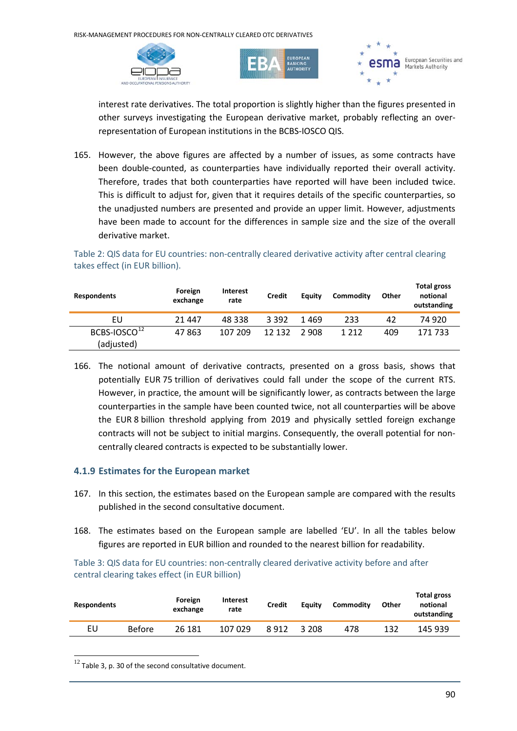interest rate derivatives. The total proportion is slightly higher than the figures presented in other surveys investigating the European derivative market, probably reflecting an over-representation of European institutions in the BCBS-IOSCO QIS.

165. However, the above figures are affected by a number of issues, as some contracts have been double-counted, as counterparties have individually reported their overall activity. Therefore, trades that both counterparties have reported will have been included twice. This is difficult to adjust for, given that it requires details of the specific counterparties, so the unadjusted numbers are presented and provide an upper limit. However, adjustments have been made to account for the differences in sample size and the size of the overall derivative market.

Table 2: QIS data for EU countries: non-centrally cleared derivative activity after central clearing takes effect (in EUR billion).

| Respondents | Foreign exchange | Interest rate | Credit | Equity | Commodity | Other | Total gross notional outstanding |
|---|---|---|---|---|---|---|---|
| EU | 21 447 | 48 338 | 3 392 | 1 469 | 233 | 42 | 74 920 |
| BCBS-IOSCO[12] (adjusted) | 47 863 | 107 209 | 12 132 | 2 908 | 1 212 | 409 | 171 733 |

166. The notional amount of derivative contracts, presented on a gross basis, shows that potentially EUR 75 trillion of derivatives could fall under the scope of the current RTS. However, in practice, the amount will be significantly lower, as contracts between the large counterparties in the sample have been counted twice, not all counterparties will be above the EUR 8 billion threshold applying from 2019 and physically settled foreign exchange contracts will not be subject to initial margins. Consequently, the overall potential for non-centrally cleared contracts is expected to be substantially lower.

### 4.1.9 Estimates for the European market

167. In this section, the estimates based on the European sample are compared with the results published in the second consultative document.

168. The estimates based on the European sample are labelled 'EU'. In all the tables below figures are reported in EUR billion and rounded to the nearest billion for readability.

Table 3: QIS data for EU countries: non-centrally cleared derivative activity before and after central clearing takes effect (in EUR billion)

| Respondents | | Foreign exchange | Interest rate | Credit | Equity | Commodity | Other | Total gross notional outstanding |
|---|---|---|---|---|---|---|---|---|
| EU | Before | 26 181 | 107 029 | 8 912 | 3 208 | 478 | 132 | 145 939 |

[12] Table 3, p. 30 of the second consultative document.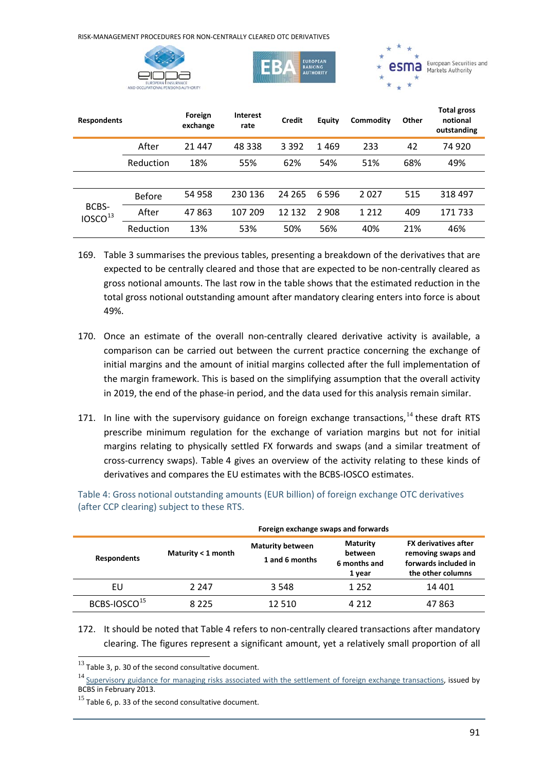| Respondents | | Foreign exchange | Interest rate | Credit | Equity | Commodity | Other | Total gross notional outstanding |
|---|---|---|---|---|---|---|---|---|
| | After | 21 447 | 48 338 | 3 392 | 1 469 | 233 | 42 | 74 920 |
| | Reduction | 18% | 55% | 62% | 54% | 51% | 68% | 49% |
| | | | | | | | | |
| BCBS-IOSCO[13] | Before | 54 958 | 230 136 | 24 265 | 6 596 | 2 027 | 515 | 318 497 |
| | After | 47 863 | 107 209 | 12 132 | 2 908 | 1 212 | 409 | 171 733 |
| | Reduction | 13% | 53% | 50% | 56% | 40% | 21% | 46% |

169. Table 3 summarises the previous tables, presenting a breakdown of the derivatives that are expected to be centrally cleared and those that are expected to be non-centrally cleared as gross notional amounts. The last row in the table shows that the estimated reduction in the total gross notional outstanding amount after mandatory clearing enters into force is about 49%.

170. Once an estimate of the overall non-centrally cleared derivative activity is available, a comparison can be carried out between the current practice concerning the exchange of initial margins and the amount of initial margins collected after the full implementation of the margin framework. This is based on the simplifying assumption that the overall activity in 2019, the end of the phase-in period, and the data used for this analysis remain similar.

171. In line with the supervisory guidance on foreign exchange transactions,[14] these draft RTS prescribe minimum regulation for the exchange of variation margins but not for initial margins relating to physically settled FX forwards and swaps (and a similar treatment of cross-currency swaps). Table 4 gives an overview of the activity relating to these kinds of derivatives and compares the EU estimates with the BCBS-IOSCO estimates.

Table 4: Gross notional outstanding amounts (EUR billion) of foreign exchange OTC derivatives (after CCP clearing) subject to these RTS.

| | Foreign exchange swaps and forwards | | | |
|---|---|---|---|---|
| **Respondents** | **Maturity < 1 month** | **Maturity between 1 and 6 months** | **Maturity between 6 months and 1 year** | **FX derivatives after removing swaps and forwards included in the other columns** |
| EU | 2 247 | 3 548 | 1 252 | 14 401 |
| BCBS-IOSCO[15] | 8 225 | 12 510 | 4 212 | 47 863 |

172. It should be noted that Table 4 refers to non-centrally cleared transactions after mandatory clearing. The figures represent a significant amount, yet a relatively small proportion of all

[13] Table 3, p. 30 of the second consultative document.

[14] Supervisory guidance for managing risks associated with the settlement of foreign exchange transactions, issued by BCBS in February 2013.

[15] Table 6, p. 33 of the second consultative document.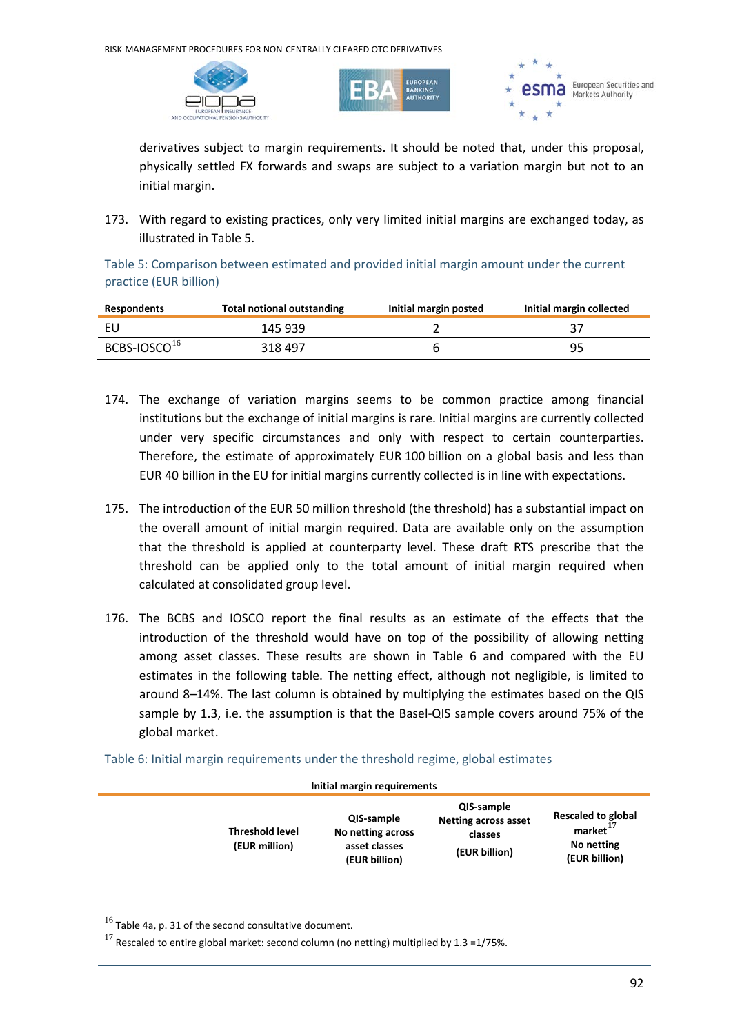derivatives subject to margin requirements. It should be noted that, under this proposal, physically settled FX forwards and swaps are subject to a variation margin but not to an initial margin.

173. With regard to existing practices, only very limited initial margins are exchanged today, as illustrated in Table 5.

Table 5: Comparison between estimated and provided initial margin amount under the current practice (EUR billion)

| Respondents | Total notional outstanding | Initial margin posted | Initial margin collected |
|---|---|---|---|
| EU | 145 939 | 2 | 37 |
| BCBS-IOSCO[16] | 318 497 | 6 | 95 |

174. The exchange of variation margins seems to be common practice among financial institutions but the exchange of initial margins is rare. Initial margins are currently collected under very specific circumstances and only with respect to certain counterparties. Therefore, the estimate of approximately EUR 100 billion on a global basis and less than EUR 40 billion in the EU for initial margins currently collected is in line with expectations.

175. The introduction of the EUR 50 million threshold (the threshold) has a substantial impact on the overall amount of initial margin required. Data are available only on the assumption that the threshold is applied at counterparty level. These draft RTS prescribe that the threshold can be applied only to the total amount of initial margin required when calculated at consolidated group level.

176. The BCBS and IOSCO report the final results as an estimate of the effects that the introduction of the threshold would have on top of the possibility of allowing netting among asset classes. These results are shown in Table 6 and compared with the EU estimates in the following table. The netting effect, although not negligible, is limited to around 8–14%. The last column is obtained by multiplying the estimates based on the QIS sample by 1.3, i.e. the assumption is that the Basel-QIS sample covers around 75% of the global market.

Table 6: Initial margin requirements under the threshold regime, global estimates

| Initial margin requirements | | | | |
|---|---|---|---|---|
| | Threshold level (EUR million) | QIS-sample No netting across asset classes (EUR billion) | QIS-sample Netting across asset classes (EUR billion) | Rescaled to global market[17] No netting (EUR billion) |

[16] Table 4a, p. 31 of the second consultative document.

[17] Rescaled to entire global market: second column (no netting) multiplied by 1.3 =1/75%.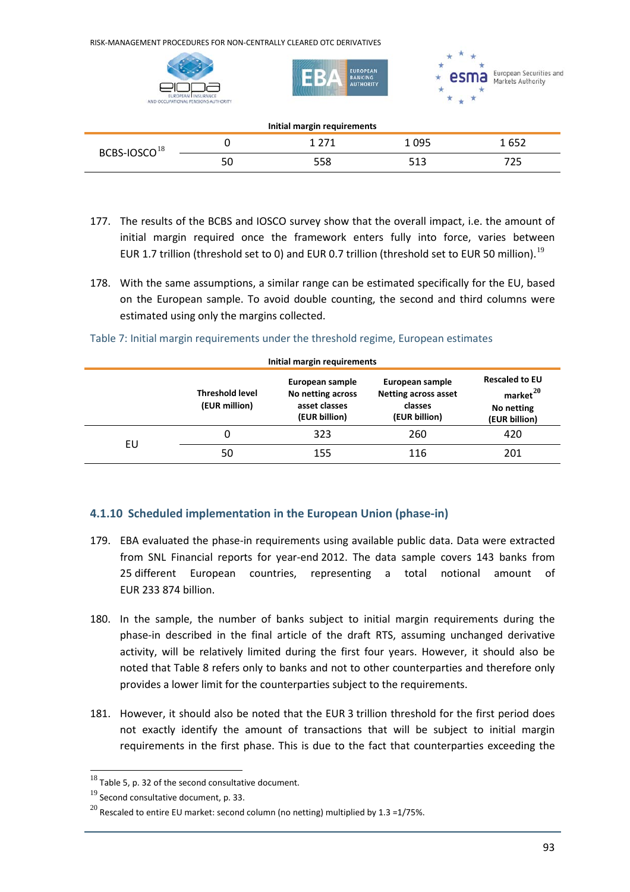| Initial margin requirements | | | | |
|---|---|---|---|---|
| BCBS-IOSCO[18] | 0 | 1 271 | 1 095 | 1 652 |
| | 50 | 558 | 513 | 725 |

177. The results of the BCBS and IOSCO survey show that the overall impact, i.e. the amount of initial margin required once the framework enters fully into force, varies between EUR 1.7 trillion (threshold set to 0) and EUR 0.7 trillion (threshold set to EUR 50 million).[19]

178. With the same assumptions, a similar range can be estimated specifically for the EU, based on the European sample. To avoid double counting, the second and third columns were estimated using only the margins collected.

Table 7: Initial margin requirements under the threshold regime, European estimates

| | Threshold level (EUR million) | European sample No netting across asset classes (EUR billion) | European sample Netting across asset classes (EUR billion) | Rescaled to EU market[20] No netting (EUR billion) |
|---|---|---|---|---|
| EU | 0 | 323 | 260 | 420 |
| | 50 | 155 | 116 | 201 |

### 4.1.10 Scheduled implementation in the European Union (phase-in)

179. EBA evaluated the phase-in requirements using available public data. Data were extracted from SNL Financial reports for year-end 2012. The data sample covers 143 banks from 25 different European countries, representing a total notional amount of EUR 233 874 billion.

180. In the sample, the number of banks subject to initial margin requirements during the phase-in described in the final article of the draft RTS, assuming unchanged derivative activity, will be relatively limited during the first four years. However, it should also be noted that Table 8 refers only to banks and not to other counterparties and therefore only provides a lower limit for the counterparties subject to the requirements.

181. However, it should also be noted that the EUR 3 trillion threshold for the first period does not exactly identify the amount of transactions that will be subject to initial margin requirements in the first phase. This is due to the fact that counterparties exceeding the

[18] Table 5, p. 32 of the second consultative document.

[19] Second consultative document, p. 33.

[20] Rescaled to entire EU market: second column (no netting) multiplied by 1.3 =1/75%.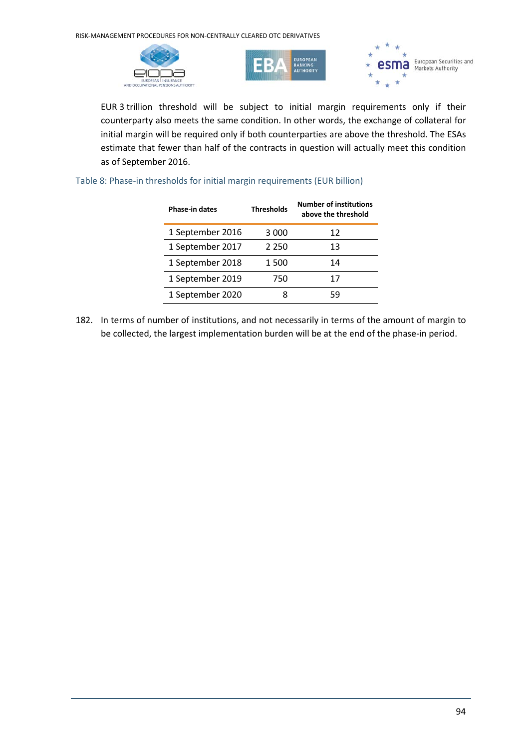EUR 3 trillion threshold will be subject to initial margin requirements only if their counterparty also meets the same condition. In other words, the exchange of collateral for initial margin will be required only if both counterparties are above the threshold. The ESAs estimate that fewer than half of the contracts in question will actually meet this condition as of September 2016.

Table 8: Phase-in thresholds for initial margin requirements (EUR billion)

| Phase-in dates | Thresholds | Number of institutions above the threshold |
|---|---|---|
| 1 September 2016 | 3 000 | 12 |
| 1 September 2017 | 2 250 | 13 |
| 1 September 2018 | 1 500 | 14 |
| 1 September 2019 | 750 | 17 |
| 1 September 2020 | 8 | 59 |

182. In terms of number of institutions, and not necessarily in terms of the amount of margin to be collected, the largest implementation burden will be at the end of the phase-in period.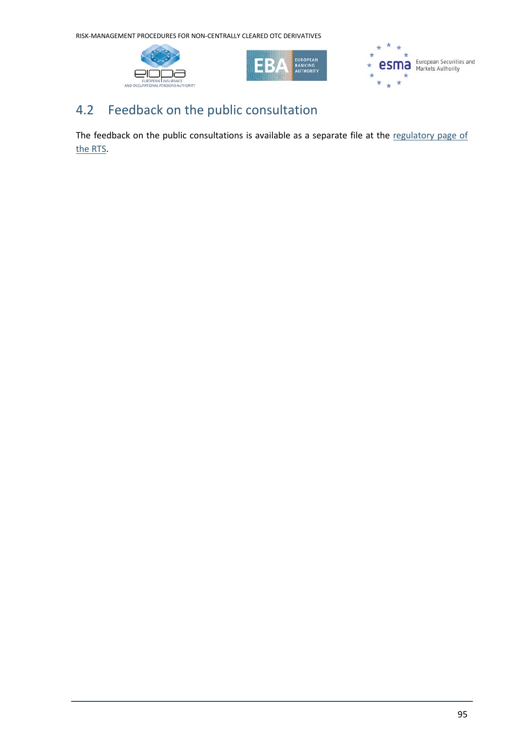## 4.2 Feedback on the public consultation

The feedback on the public consultations is available as a separate file at the regulatory page of the RTS.